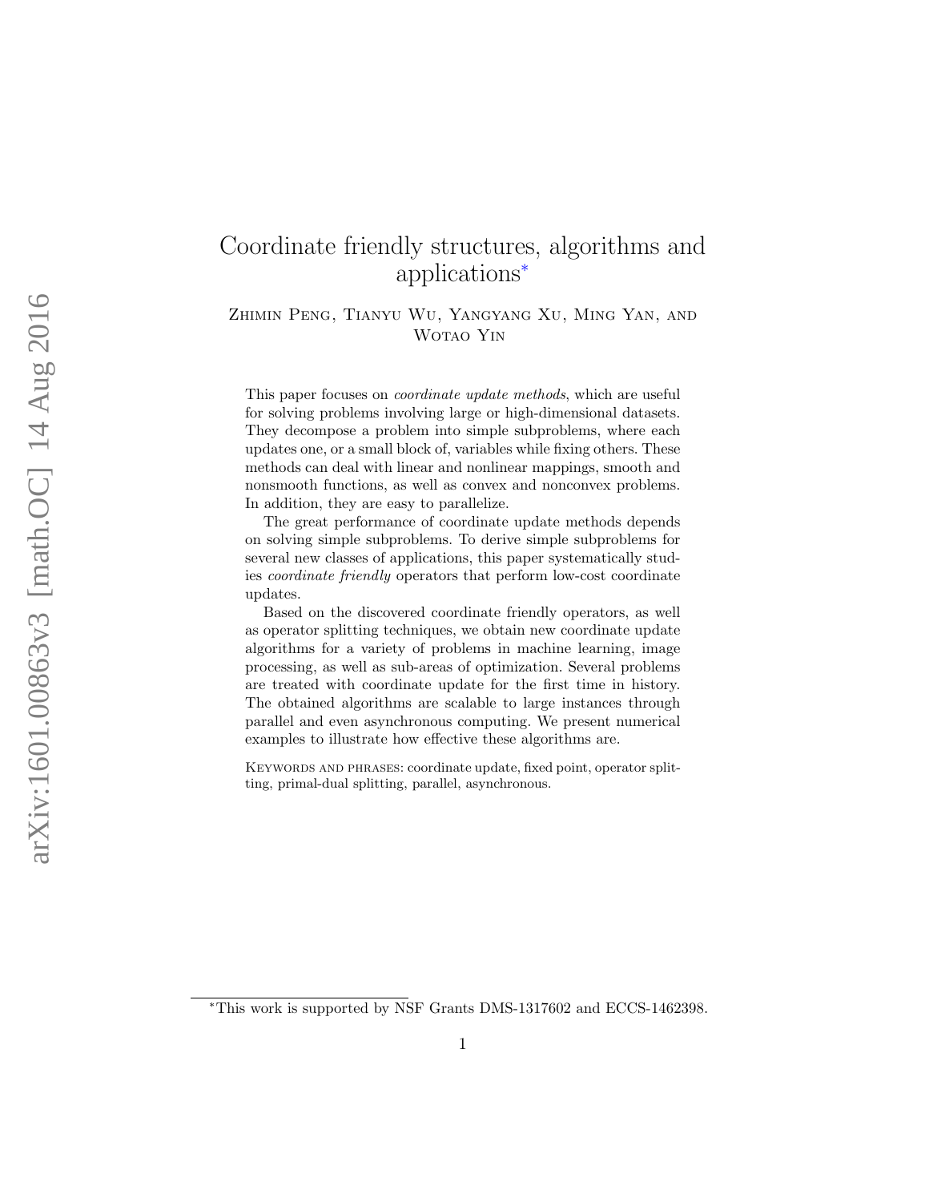# Coordinate friendly structures, algorithms and applications[*]

Zhimin Peng, Tianyu Wu, Yangyang Xu, Ming Yan, and Wotao Yin

This paper focuses on *coordinate update methods*, which are useful for solving problems involving large or high-dimensional datasets. They decompose a problem into simple subproblems, where each updates one, or a small block of, variables while fixing others. These methods can deal with linear and nonlinear mappings, smooth and nonsmooth functions, as well as convex and nonconvex problems. In addition, they are easy to parallelize.

The great performance of coordinate update methods depends on solving simple subproblems. To derive simple subproblems for several new classes of applications, this paper systematically studies *coordinate friendly* operators that perform low-cost coordinate updates.

Based on the discovered coordinate friendly operators, as well as operator splitting techniques, we obtain new coordinate update algorithms for a variety of problems in machine learning, image processing, as well as sub-areas of optimization. Several problems are treated with coordinate update for the first time in history. The obtained algorithms are scalable to large instances through parallel and even asynchronous computing. We present numerical examples to illustrate how effective these algorithms are.

Keywords and phrases: coordinate update, fixed point, operator splitting, primal-dual splitting, parallel, asynchronous.

[*]This work is supported by NSF Grants DMS-1317602 and ECCS-1462398.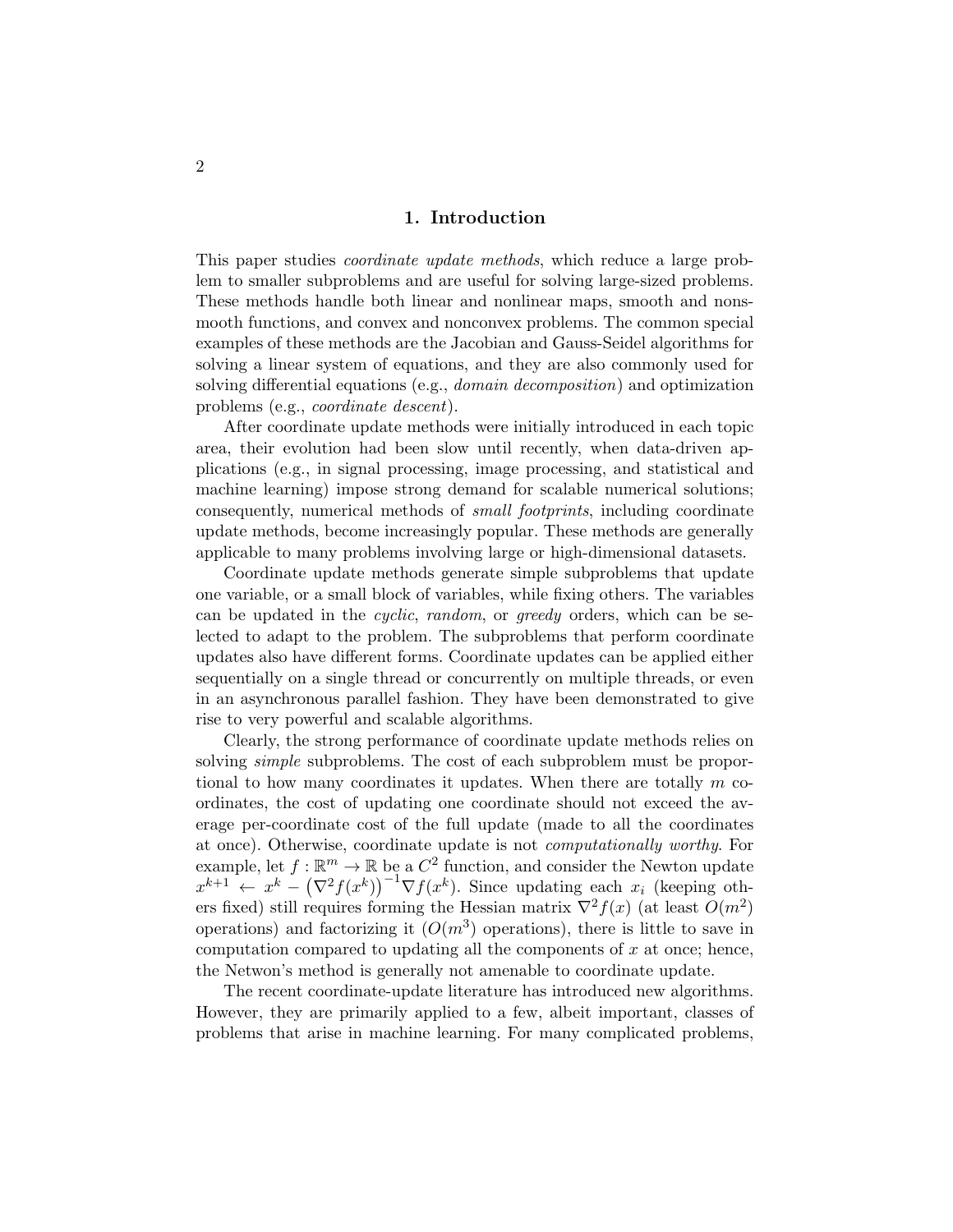# 1. Introduction

This paper studies *coordinate update methods*, which reduce a large problem to smaller subproblems and are useful for solving large-sized problems. These methods handle both linear and nonlinear maps, smooth and nonsmooth functions, and convex and nonconvex problems. The common special examples of these methods are the Jacobian and Gauss-Seidel algorithms for solving a linear system of equations, and they are also commonly used for solving differential equations (e.g., *domain decomposition*) and optimization problems (e.g., *coordinate descent*).

After coordinate update methods were initially introduced in each topic area, their evolution had been slow until recently, when data-driven applications (e.g., in signal processing, image processing, and statistical and machine learning) impose strong demand for scalable numerical solutions; consequently, numerical methods of *small footprints*, including coordinate update methods, become increasingly popular. These methods are generally applicable to many problems involving large or high-dimensional datasets.

Coordinate update methods generate simple subproblems that update one variable, or a small block of variables, while fixing others. The variables can be updated in the *cyclic*, *random*, or *greedy* orders, which can be selected to adapt to the problem. The subproblems that perform coordinate updates also have different forms. Coordinate updates can be applied either sequentially on a single thread or concurrently on multiple threads, or even in an asynchronous parallel fashion. They have been demonstrated to give rise to very powerful and scalable algorithms.

Clearly, the strong performance of coordinate update methods relies on solving *simple* subproblems. The cost of each subproblem must be proportional to how many coordinates it updates. When there are totally $m$ coordinates, the cost of updating one coordinate should not exceed the average per-coordinate cost of the full update (made to all the coordinates at once). Otherwise, coordinate update is not *computationally worthy*. For example, let $f : \mathbb{R}^m \to \mathbb{R}$ be a $C^2$ function, and consider the Newton update $x^{k+1} \leftarrow x^k - \left(\nabla^2 f(x^k)\right)^{-1} \nabla f(x^k)$. Since updating each $x_i$ (keeping others fixed) still requires forming the Hessian matrix $\nabla^2 f(x)$ (at least $O(m^2)$ operations) and factorizing it ($O(m^3)$ operations), there is little to save in computation compared to updating all the components of $x$ at once; hence, the Netwon's method is generally not amenable to coordinate update.

The recent coordinate-update literature has introduced new algorithms. However, they are primarily applied to a few, albeit important, classes of problems that arise in machine learning. For many complicated problems,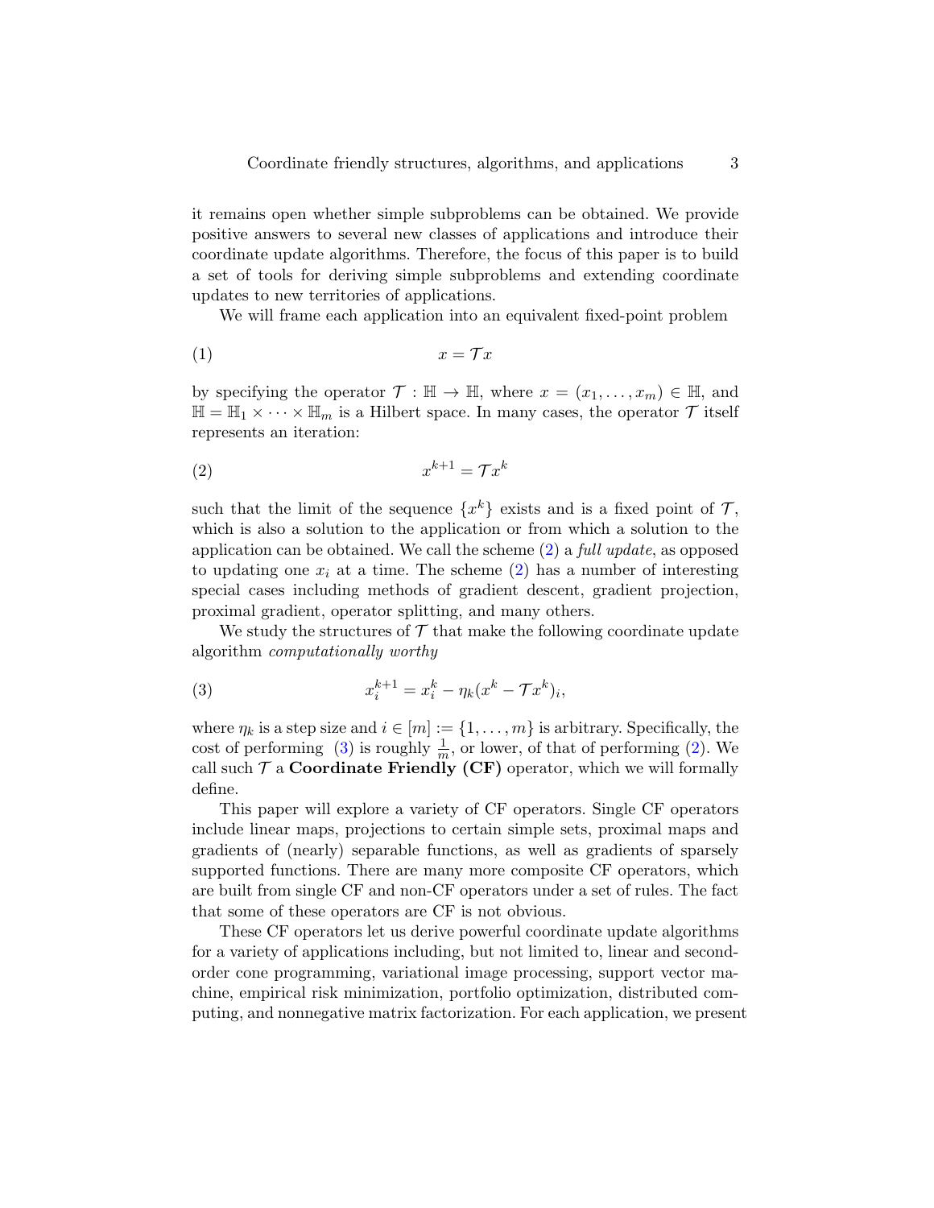it remains open whether simple subproblems can be obtained. We provide positive answers to several new classes of applications and introduce their coordinate update algorithms. Therefore, the focus of this paper is to build a set of tools for deriving simple subproblems and extending coordinate updates to new territories of applications.

We will frame each application into an equivalent fixed-point problem

$$x = \mathcal{T}x \tag{1}$$

by specifying the operator $\mathcal{T} : \mathbb{H} \to \mathbb{H}$, where $x = (x_1, \ldots, x_m) \in \mathbb{H}$, and $\mathbb{H} = \mathbb{H}_1 \times \cdots \times \mathbb{H}_m$ is a Hilbert space. In many cases, the operator $\mathcal{T}$ itself represents an iteration:

$$x^{k+1} = \mathcal{T}x^k \tag{2}$$

such that the limit of the sequence $\{x^k\}$ exists and is a fixed point of $\mathcal{T}$, which is also a solution to the application or from which a solution to the application can be obtained. We call the scheme (2) a *full update*, as opposed to updating one $x_i$ at a time. The scheme (2) has a number of interesting special cases including methods of gradient descent, gradient projection, proximal gradient, operator splitting, and many others.

We study the structures of $\mathcal{T}$ that make the following coordinate update algorithm *computationally worthy*

$$x_i^{k+1} = x_i^k - \eta_k(x^k - \mathcal{T}x^k)_i, \tag{3}$$

where $\eta_k$ is a step size and $i \in [m] := \{1, \ldots, m\}$ is arbitrary. Specifically, the cost of performing (3) is roughly $\frac{1}{m}$, or lower, of that of performing (2). We call such $\mathcal{T}$ a **Coordinate Friendly (CF)** operator, which we will formally define.

This paper will explore a variety of CF operators. Single CF operators include linear maps, projections to certain simple sets, proximal maps and gradients of (nearly) separable functions, as well as gradients of sparsely supported functions. There are many more composite CF operators, which are built from single CF and non-CF operators under a set of rules. The fact that some of these operators are CF is not obvious.

These CF operators let us derive powerful coordinate update algorithms for a variety of applications including, but not limited to, linear and second-order cone programming, variational image processing, support vector machine, empirical risk minimization, portfolio optimization, distributed computing, and nonnegative matrix factorization. For each application, we present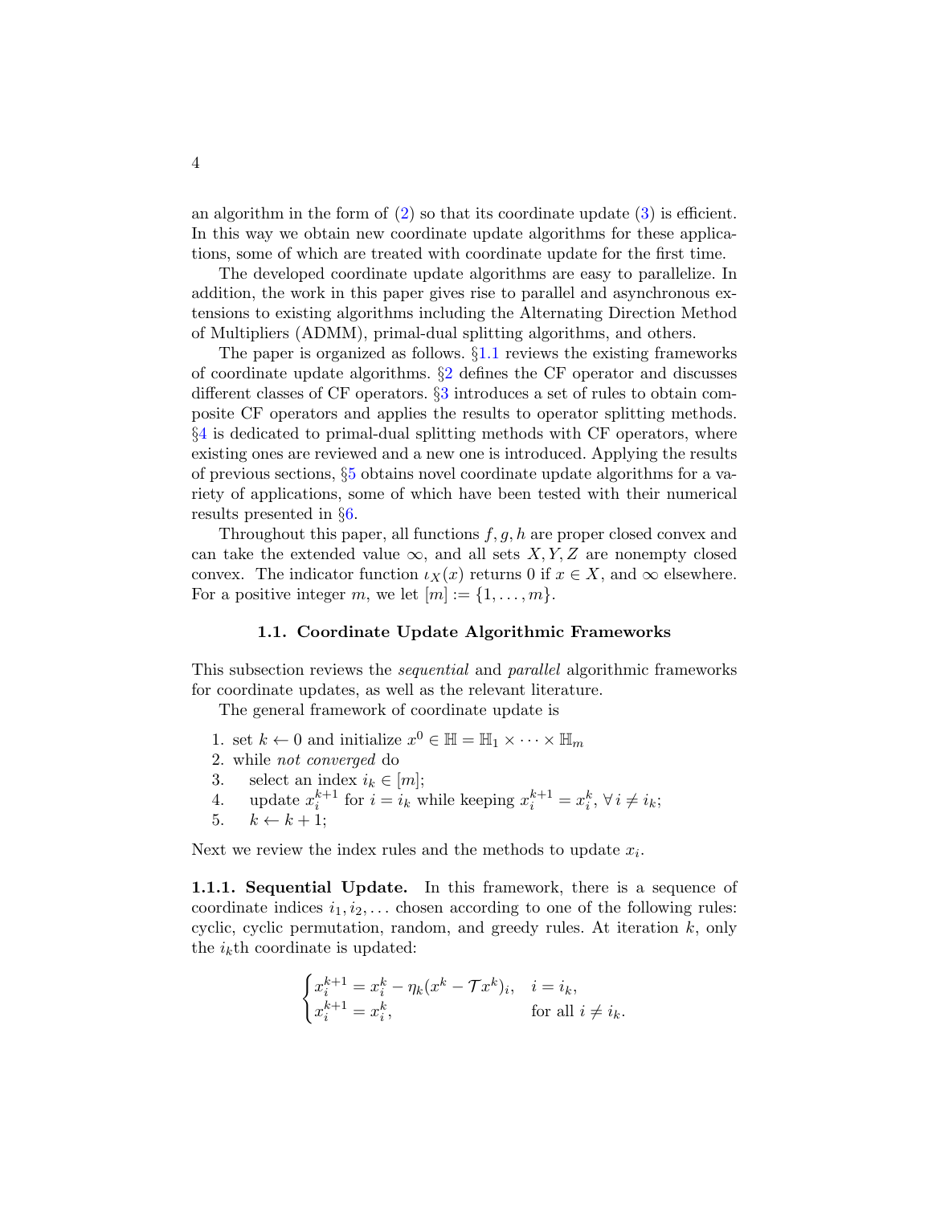an algorithm in the form of (2) so that its coordinate update (3) is efficient. In this way we obtain new coordinate update algorithms for these applications, some of which are treated with coordinate update for the first time.

The developed coordinate update algorithms are easy to parallelize. In addition, the work in this paper gives rise to parallel and asynchronous extensions to existing algorithms including the Alternating Direction Method of Multipliers (ADMM), primal-dual splitting algorithms, and others.

The paper is organized as follows. §1.1 reviews the existing frameworks of coordinate update algorithms. §2 defines the CF operator and discusses different classes of CF operators. §3 introduces a set of rules to obtain composite CF operators and applies the results to operator splitting methods. §4 is dedicated to primal-dual splitting methods with CF operators, where existing ones are reviewed and a new one is introduced. Applying the results of previous sections, §5 obtains novel coordinate update algorithms for a variety of applications, some of which have been tested with their numerical results presented in §6.

Throughout this paper, all functions $f, g, h$ are proper closed convex and can take the extended value $\infty$, and all sets $X, Y, Z$ are nonempty closed convex. The indicator function $\iota_X(x)$ returns 0 if $x \in X$, and $\infty$ elsewhere. For a positive integer $m$, we let $[m] := \{1, \ldots, m\}$.

### 1.1. Coordinate Update Algorithmic Frameworks

This subsection reviews the *sequential* and *parallel* algorithmic frameworks for coordinate updates, as well as the relevant literature.

The general framework of coordinate update is

1. set $k \leftarrow 0$ and initialize $x^0 \in \mathbb{H} = \mathbb{H}_1 \times \cdots \times \mathbb{H}_m$
2. while *not converged* do
3. select an index $i_k \in [m]$;
4. update $x_i^{k+1}$ for $i = i_k$ while keeping $x_i^{k+1} = x_i^k, \forall\, i \neq i_k$;
5. $k \leftarrow k + 1$;

Next we review the index rules and the methods to update $x_i$.

**1.1.1. Sequential Update.** In this framework, there is a sequence of coordinate indices $i_1, i_2, \ldots$ chosen according to one of the following rules: cyclic, cyclic permutation, random, and greedy rules. At iteration $k$, only the $i_k$th coordinate is updated:

$$
\begin{cases}
x_i^{k+1} = x_i^k - \eta_k (x^k - \mathcal{T} x^k)_i, & i = i_k, \\
x_i^{k+1} = x_i^k, & \text{for all } i \neq i_k.
\end{cases}
$$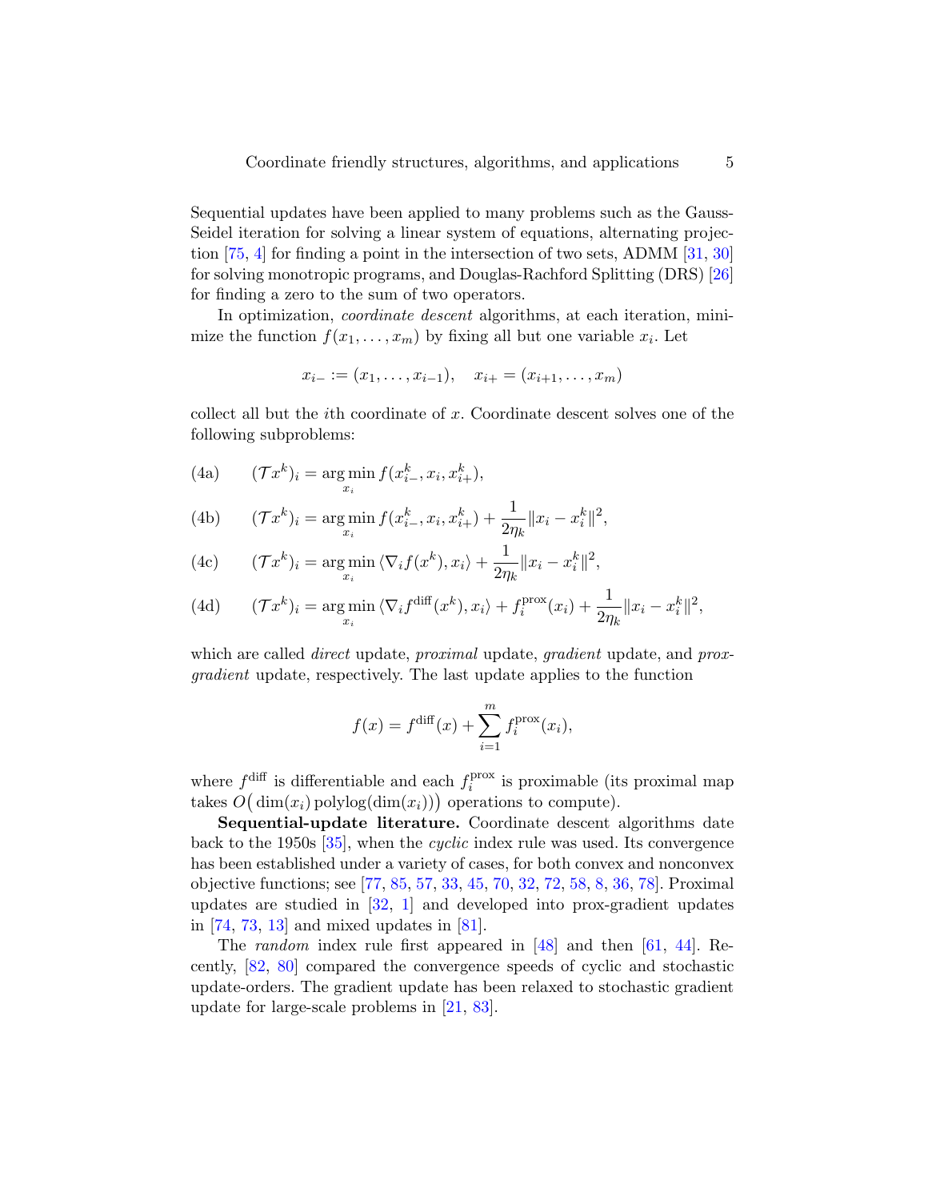Sequential updates have been applied to many problems such as the Gauss-Seidel iteration for solving a linear system of equations, alternating projection [75, 4] for finding a point in the intersection of two sets, ADMM [31, 30] for solving monotropic programs, and Douglas-Rachford Splitting (DRS) [26] for finding a zero to the sum of two operators.

In optimization, *coordinate descent* algorithms, at each iteration, minimize the function $f(x_1, \ldots, x_m)$ by fixing all but one variable $x_i$. Let

$$x_{i-} := (x_1, \ldots, x_{i-1}), \quad x_{i+} = (x_{i+1}, \ldots, x_m)$$

collect all but the $i$th coordinate of $x$. Coordinate descent solves one of the following subproblems:

$$(4a) \qquad (\mathcal{T}x^k)_i = \arg\min_{x_i} f(x_{i-}^k, x_i, x_{i+}^k),$$

$$(4b) \qquad (\mathcal{T}x^k)_i = \arg\min_{x_i} f(x_{i-}^k, x_i, x_{i+}^k) + \frac{1}{2\eta_k}\|x_i - x_i^k\|^2,$$

$$(4c) \qquad (\mathcal{T}x^k)_i = \arg\min_{x_i} \langle \nabla_i f(x^k), x_i \rangle + \frac{1}{2\eta_k}\|x_i - x_i^k\|^2,$$

$$(4d) \qquad (\mathcal{T}x^k)_i = \arg\min_{x_i} \langle \nabla_i f^{\text{diff}}(x^k), x_i \rangle + f_i^{\text{prox}}(x_i) + \frac{1}{2\eta_k}\|x_i - x_i^k\|^2,$$

which are called *direct* update, *proximal* update, *gradient* update, and *prox-gradient* update, respectively. The last update applies to the function

$$f(x) = f^{\text{diff}}(x) + \sum_{i=1}^{m} f_i^{\text{prox}}(x_i),$$

where $f^{\text{diff}}$ is differentiable and each $f_i^{\text{prox}}$ is proximable (its proximal map takes $O\big(\dim(x_i)\,\text{polylog}(\dim(x_i))\big)$ operations to compute).

**Sequential-update literature.** Coordinate descent algorithms date back to the 1950s [35], when the *cyclic* index rule was used. Its convergence has been established under a variety of cases, for both convex and nonconvex objective functions; see [77, 85, 57, 33, 45, 70, 32, 72, 58, 8, 36, 78]. Proximal updates are studied in [32, 1] and developed into prox-gradient updates in [74, 73, 13] and mixed updates in [81].

The *random* index rule first appeared in [48] and then [61, 44]. Recently, [82, 80] compared the convergence speeds of cyclic and stochastic update-orders. The gradient update has been relaxed to stochastic gradient update for large-scale problems in [21, 83].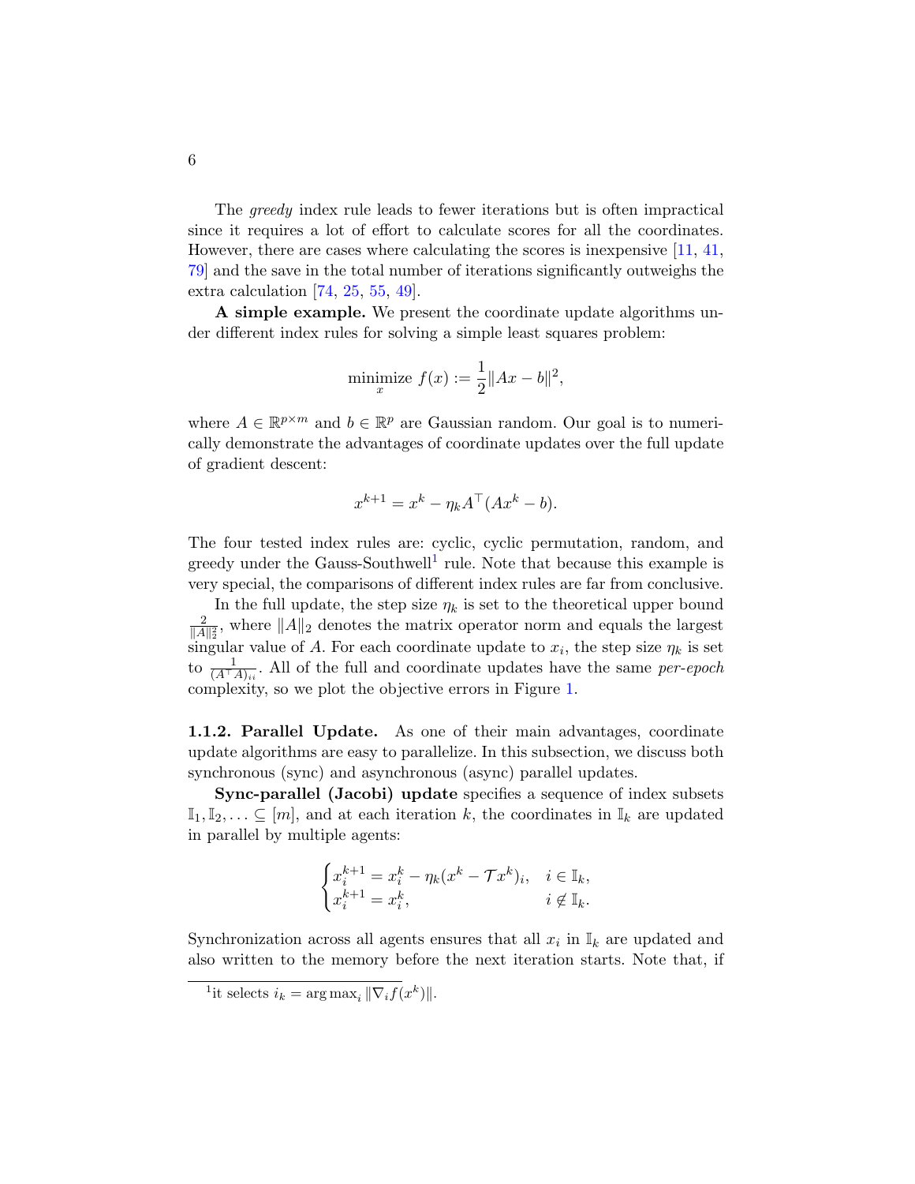The *greedy* index rule leads to fewer iterations but is often impractical since it requires a lot of effort to calculate scores for all the coordinates. However, there are cases where calculating the scores is inexpensive [11, 41, 79] and the save in the total number of iterations significantly outweighs the extra calculation [74, 25, 55, 49].

**A simple example.** We present the coordinate update algorithms under different index rules for solving a simple least squares problem:

$$\underset{x}{\text{minimize}} \ f(x) := \frac{1}{2}\|Ax - b\|^2,$$

where $A \in \mathbb{R}^{p \times m}$ and $b \in \mathbb{R}^p$ are Gaussian random. Our goal is to numerically demonstrate the advantages of coordinate updates over the full update of gradient descent:

$$x^{k+1} = x^k - \eta_k A^\top (Ax^k - b).$$

The four tested index rules are: cyclic, cyclic permutation, random, and greedy under the Gauss-Southwell[1] rule. Note that because this example is very special, the comparisons of different index rules are far from conclusive.

In the full update, the step size $\eta_k$ is set to the theoretical upper bound $\frac{2}{\|A\|_2^2}$, where $\|A\|_2$ denotes the matrix operator norm and equals the largest singular value of $A$. For each coordinate update to $x_i$, the step size $\eta_k$ is set to $\frac{1}{(A^\top A)_{ii}}$. All of the full and coordinate updates have the same *per-epoch* complexity, so we plot the objective errors in Figure 1.

### 1.1.2. Parallel Update.

As one of their main advantages, coordinate update algorithms are easy to parallelize. In this subsection, we discuss both synchronous (sync) and asynchronous (async) parallel updates.

**Sync-parallel (Jacobi) update** specifies a sequence of index subsets $\mathbb{I}_1, \mathbb{I}_2, \ldots \subseteq [m]$, and at each iteration $k$, the coordinates in $\mathbb{I}_k$ are updated in parallel by multiple agents:

$$\begin{cases} x_i^{k+1} = x_i^k - \eta_k (x^k - \mathcal{T}x^k)_i, & i \in \mathbb{I}_k, \\ x_i^{k+1} = x_i^k, & i \notin \mathbb{I}_k. \end{cases}$$

Synchronization across all agents ensures that all $x_i$ in $\mathbb{I}_k$ are updated and also written to the memory before the next iteration starts. Note that, if

[1] it selects $i_k = \arg\max_i \|\nabla_i f(x^k)\|$.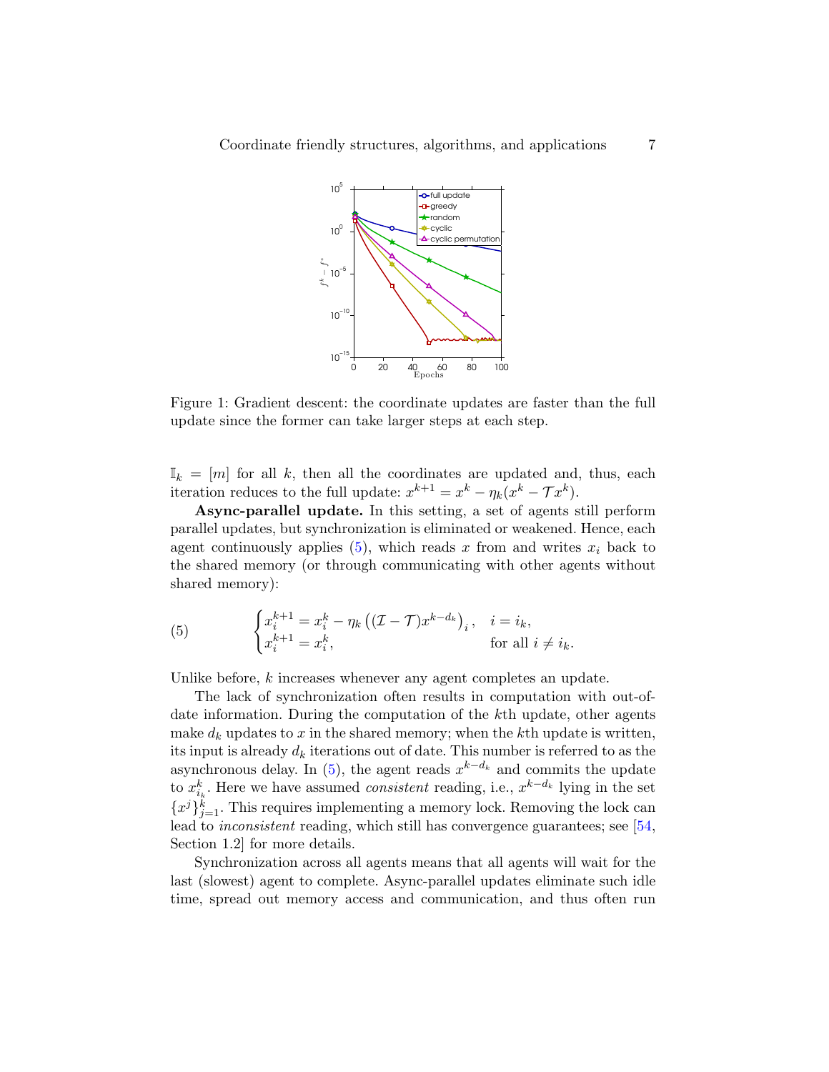Figure 1: Gradient descent: the coordinate updates are faster than the full update since the former can take larger steps at each step.

$\mathbb{I}_k = [m]$ for all $k$, then all the coordinates are updated and, thus, each iteration reduces to the full update: $x^{k+1} = x^k - \eta_k(x^k - \mathcal{T}x^k)$.

**Async-parallel update.** In this setting, a set of agents still perform parallel updates, but synchronization is eliminated or weakened. Hence, each agent continuously applies (5), which reads $x$ from and writes $x_i$ back to the shared memory (or through communicating with other agents without shared memory):

$$
\begin{cases} x_i^{k+1} = x_i^k - \eta_k \left( (\mathcal{I} - \mathcal{T}) x^{k-d_k} \right)_i, & i = i_k, \\ x_i^{k+1} = x_i^k, & \text{for all } i \neq i_k. \end{cases} \tag{5}
$$

Unlike before, $k$ increases whenever any agent completes an update.

The lack of synchronization often results in computation with out-of-date information. During the computation of the $k$th update, other agents make $d_k$ updates to $x$ in the shared memory; when the $k$th update is written, its input is already $d_k$ iterations out of date. This number is referred to as the asynchronous delay. In (5), the agent reads $x^{k-d_k}$ and commits the update to $x_{i_k}^k$. Here we have assumed *consistent* reading, i.e., $x^{k-d_k}$ lying in the set $\{x^j\}_{j=1}^k$. This requires implementing a memory lock. Removing the lock can lead to *inconsistent* reading, which still has convergence guarantees; see [54, Section 1.2] for more details.

Synchronization across all agents means that all agents will wait for the last (slowest) agent to complete. Async-parallel updates eliminate such idle time, spread out memory access and communication, and thus often run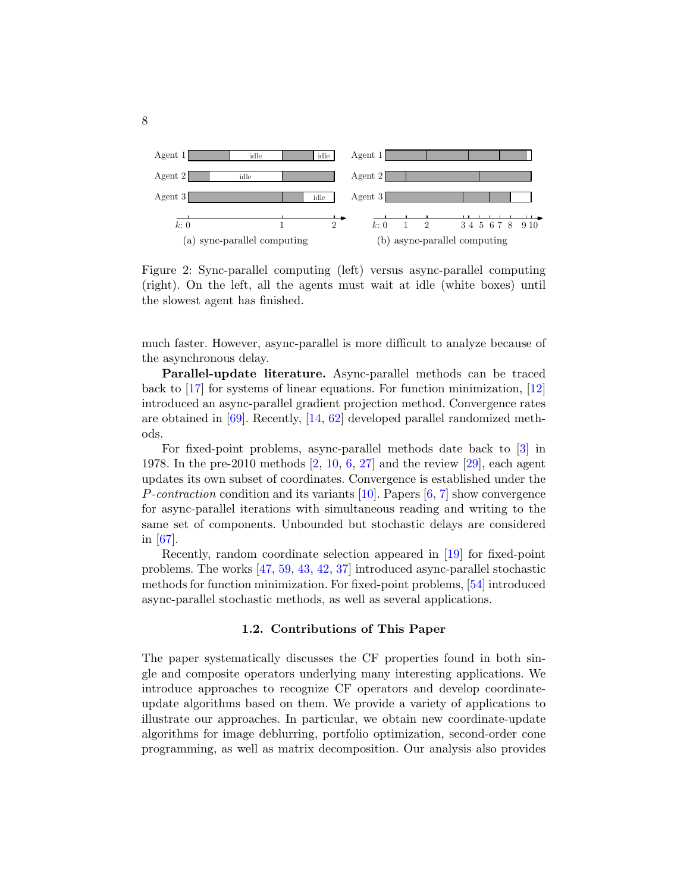Figure 2: Sync-parallel computing (left) versus async-parallel computing (right). On the left, all the agents must wait at idle (white boxes) until the slowest agent has finished.

much faster. However, async-parallel is more difficult to analyze because of the asynchronous delay.

**Parallel-update literature.** Async-parallel methods can be traced back to [17] for systems of linear equations. For function minimization, [12] introduced an async-parallel gradient projection method. Convergence rates are obtained in [69]. Recently, [14, 62] developed parallel randomized methods.

For fixed-point problems, async-parallel methods date back to [3] in 1978. In the pre-2010 methods [2, 10, 6, 27] and the review [29], each agent updates its own subset of coordinates. Convergence is established under the $P$-*contraction* condition and its variants [10]. Papers [6, 7] show convergence for async-parallel iterations with simultaneous reading and writing to the same set of components. Unbounded but stochastic delays are considered in [67].

Recently, random coordinate selection appeared in [19] for fixed-point problems. The works [47, 59, 43, 42, 37] introduced async-parallel stochastic methods for function minimization. For fixed-point problems, [54] introduced async-parallel stochastic methods, as well as several applications.

### 1.2. Contributions of This Paper

The paper systematically discusses the CF properties found in both single and composite operators underlying many interesting applications. We introduce approaches to recognize CF operators and develop coordinate-update algorithms based on them. We provide a variety of applications to illustrate our approaches. In particular, we obtain new coordinate-update algorithms for image deblurring, portfolio optimization, second-order cone programming, as well as matrix decomposition. Our analysis also provides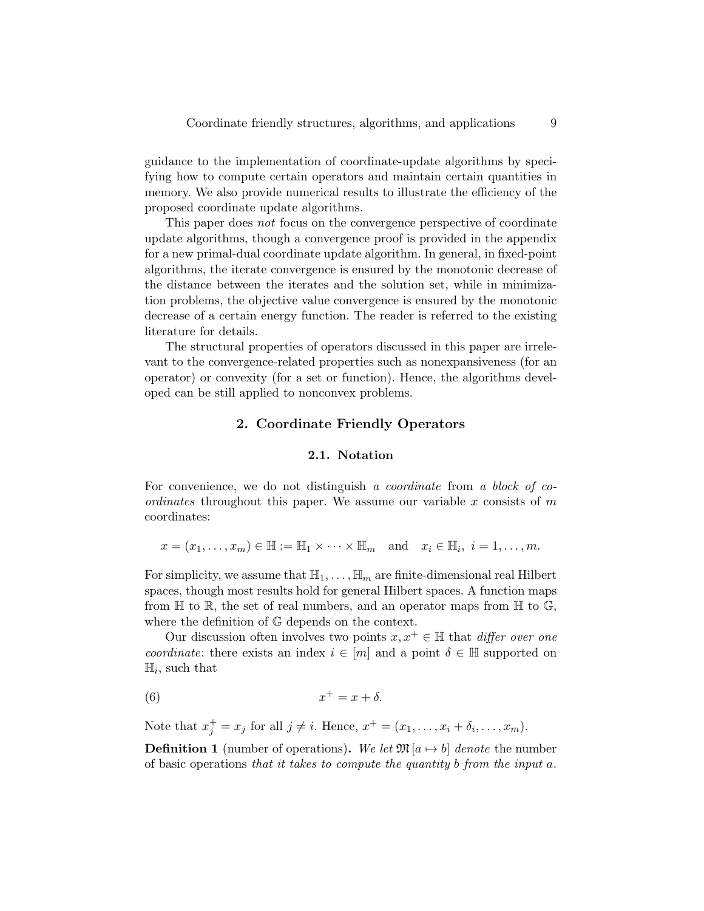guidance to the implementation of coordinate-update algorithms by specifying how to compute certain operators and maintain certain quantities in memory. We also provide numerical results to illustrate the efficiency of the proposed coordinate update algorithms.

This paper does *not* focus on the convergence perspective of coordinate update algorithms, though a convergence proof is provided in the appendix for a new primal-dual coordinate update algorithm. In general, in fixed-point algorithms, the iterate convergence is ensured by the monotonic decrease of the distance between the iterates and the solution set, while in minimization problems, the objective value convergence is ensured by the monotonic decrease of a certain energy function. The reader is referred to the existing literature for details.

The structural properties of operators discussed in this paper are irrelevant to the convergence-related properties such as nonexpansiveness (for an operator) or convexity (for a set or function). Hence, the algorithms developed can be still applied to nonconvex problems.

## 2. Coordinate Friendly Operators

### 2.1. Notation

For convenience, we do not distinguish *a coordinate* from *a block of coordinates* throughout this paper. We assume our variable $x$ consists of $m$ coordinates:

$$x = (x_1, \dots, x_m) \in \mathbb{H} := \mathbb{H}_1 \times \cdots \times \mathbb{H}_m \quad \text{and} \quad x_i \in \mathbb{H}_i,\ i = 1, \dots, m.$$

For simplicity, we assume that $\mathbb{H}_1, \dots, \mathbb{H}_m$ are finite-dimensional real Hilbert spaces, though most results hold for general Hilbert spaces. A function maps from $\mathbb{H}$ to $\mathbb{R}$, the set of real numbers, and an operator maps from $\mathbb{H}$ to $\mathbb{G}$, where the definition of $\mathbb{G}$ depends on the context.

Our discussion often involves two points $x, x^+ \in \mathbb{H}$ that *differ over one coordinate*: there exists an index $i \in [m]$ and a point $\delta \in \mathbb{H}$ supported on $\mathbb{H}_i$, such that

$$x^+ = x + \delta. \tag{6}$$

Note that $x_j^+ = x_j$ for all $j \neq i$. Hence, $x^+ = (x_1, \dots, x_i + \delta_i, \dots, x_m)$.

**Definition 1** (number of operations)**.** *We let* $\mathfrak{M}\,[a \mapsto b]$ *denote* the number of basic operations *that it takes to compute the quantity $b$ from the input $a$.*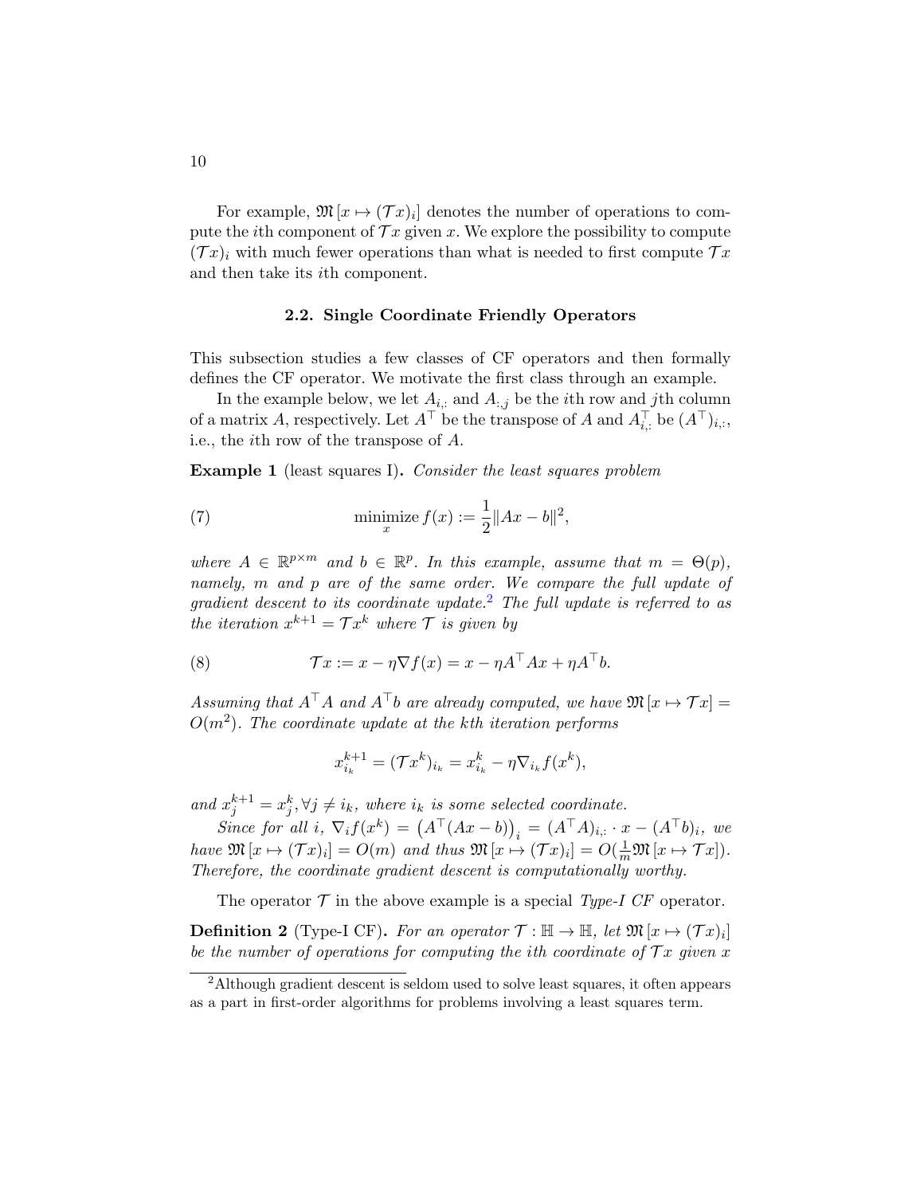For example, $\mathfrak{M}[x \mapsto (\mathcal{T}x)_i]$ denotes the number of operations to compute the $i$th component of $\mathcal{T}x$ given $x$. We explore the possibility to compute $(\mathcal{T}x)_i$ with much fewer operations than what is needed to first compute $\mathcal{T}x$ and then take its $i$th component.

### 2.2. Single Coordinate Friendly Operators

This subsection studies a few classes of CF operators and then formally defines the CF operator. We motivate the first class through an example.

In the example below, we let $A_{i,:}$ and $A_{:,j}$ be the $i$th row and $j$th column of a matrix $A$, respectively. Let $A^\top$ be the transpose of $A$ and $A^\top_{i,:}$ be $(A^\top)_{i,:}$, i.e., the $i$th row of the transpose of $A$.

**Example 1** (least squares I)**.** *Consider the least squares problem*

$$\underset{x}{\text{minimize}}\, f(x) := \frac{1}{2}\|Ax - b\|^2, \tag{7}$$

*where $A \in \mathbb{R}^{p\times m}$ and $b \in \mathbb{R}^p$. In this example, assume that $m = \Theta(p)$, namely, $m$ and $p$ are of the same order. We compare the full update of gradient descent to its coordinate update.*[2] *The full update is referred to as the iteration $x^{k+1} = \mathcal{T}x^k$ where $\mathcal{T}$ is given by*

$$\mathcal{T}x := x - \eta\nabla f(x) = x - \eta A^\top Ax + \eta A^\top b. \tag{8}$$

*Assuming that $A^\top A$ and $A^\top b$ are already computed, we have $\mathfrak{M}[x \mapsto \mathcal{T}x] = O(m^2)$. The coordinate update at the $k$th iteration performs*

$$x^{k+1}_{i_k} = (\mathcal{T}x^k)_{i_k} = x^k_{i_k} - \eta\nabla_{i_k} f(x^k),$$

*and $x^{k+1}_j = x^k_j, \forall j \neq i_k$, where $i_k$ is some selected coordinate.*

*Since for all $i$, $\nabla_i f(x^k) = \big(A^\top(Ax - b)\big)_i = (A^\top A)_{i,:}\cdot x - (A^\top b)_i$, we have $\mathfrak{M}[x \mapsto (\mathcal{T}x)_i] = O(m)$ and thus $\mathfrak{M}[x \mapsto (\mathcal{T}x)_i] = O(\frac{1}{m}\mathfrak{M}[x \mapsto \mathcal{T}x])$. Therefore, the coordinate gradient descent is computationally worthy.*

The operator $\mathcal{T}$ in the above example is a special *Type-I CF* operator.

**Definition 2** (Type-I CF)**.** *For an operator $\mathcal{T}: \mathbb{H} \to \mathbb{H}$, let $\mathfrak{M}[x \mapsto (\mathcal{T}x)_i]$ be the number of operations for computing the $i$th coordinate of $\mathcal{T}x$ given $x$*

[2] Although gradient descent is seldom used to solve least squares, it often appears as a part in first-order algorithms for problems involving a least squares term.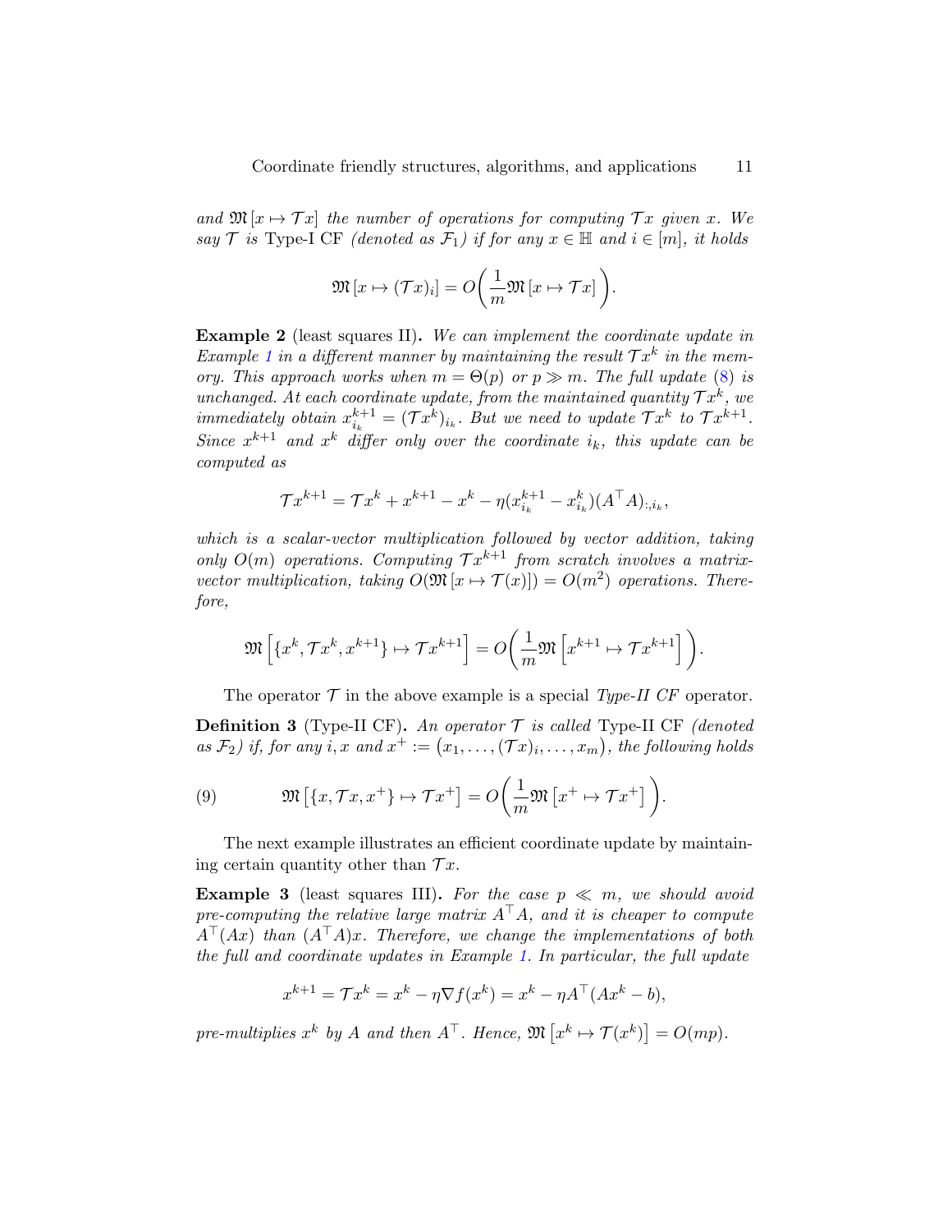*and* $\mathfrak{M}[x \mapsto \mathcal{T}x]$ *the number of operations for computing* $\mathcal{T}x$ *given* $x$*. We say* $\mathcal{T}$ *is* Type-I CF *(denoted as* $\mathcal{F}_1$*) if for any* $x \in \mathbb{H}$ *and* $i \in [m]$*, it holds*

$$\mathfrak{M}[x \mapsto (\mathcal{T}x)_i] = O\bigg(\frac{1}{m}\mathfrak{M}[x \mapsto \mathcal{T}x]\bigg).$$

**Example 2** (least squares II)**.** *We can implement the coordinate update in Example 1 in a different manner by maintaining the result* $\mathcal{T}x^k$ *in the memory. This approach works when* $m = \Theta(p)$ *or* $p \gg m$*. The full update (8) is unchanged. At each coordinate update, from the maintained quantity* $\mathcal{T}x^k$*, we immediately obtain* $x_{i_k}^{k+1} = (\mathcal{T}x^k)_{i_k}$*. But we need to update* $\mathcal{T}x^k$ *to* $\mathcal{T}x^{k+1}$*. Since* $x^{k+1}$ *and* $x^k$ *differ only over the coordinate* $i_k$*, this update can be computed as*

$$\mathcal{T}x^{k+1} = \mathcal{T}x^k + x^{k+1} - x^k - \eta(x_{i_k}^{k+1} - x_{i_k}^k)(A^\top A)_{:,i_k},$$

*which is a scalar-vector multiplication followed by vector addition, taking only* $O(m)$ *operations. Computing* $\mathcal{T}x^{k+1}$ *from scratch involves a matrix-vector multiplication, taking* $O(\mathfrak{M}[x \mapsto \mathcal{T}(x)]) = O(m^2)$ *operations. Therefore,*

$$\mathfrak{M}\Big[\{x^k, \mathcal{T}x^k, x^{k+1}\} \mapsto \mathcal{T}x^{k+1}\Big] = O\bigg(\frac{1}{m}\mathfrak{M}\Big[x^{k+1} \mapsto \mathcal{T}x^{k+1}\Big]\bigg).$$

The operator $\mathcal{T}$ in the above example is a special *Type-II CF* operator.

**Definition 3** (Type-II CF)**.** *An operator* $\mathcal{T}$ *is called* Type-II CF *(denoted as* $\mathcal{F}_2$*) if, for any* $i, x$ *and* $x^+ := \big(x_1, \ldots, (\mathcal{T}x)_i, \ldots, x_m\big)$*, the following holds*

$$\mathfrak{M}\big[\{x, \mathcal{T}x, x^+\} \mapsto \mathcal{T}x^+\big] = O\bigg(\frac{1}{m}\mathfrak{M}\big[x^+ \mapsto \mathcal{T}x^+\big]\bigg). \tag{9}$$

The next example illustrates an efficient coordinate update by maintaining certain quantity other than $\mathcal{T}x$.

**Example 3** (least squares III)**.** *For the case* $p \ll m$*, we should avoid pre-computing the relative large matrix* $A^\top A$*, and it is cheaper to compute* $A^\top(Ax)$ *than* $(A^\top A)x$*. Therefore, we change the implementations of both the full and coordinate updates in Example 1. In particular, the full update*

$$x^{k+1} = \mathcal{T}x^k = x^k - \eta\nabla f(x^k) = x^k - \eta A^\top(Ax^k - b),$$

*pre-multiplies* $x^k$ *by* $A$ *and then* $A^\top$*. Hence,* $\mathfrak{M}\big[x^k \mapsto \mathcal{T}(x^k)\big] = O(mp)$*.*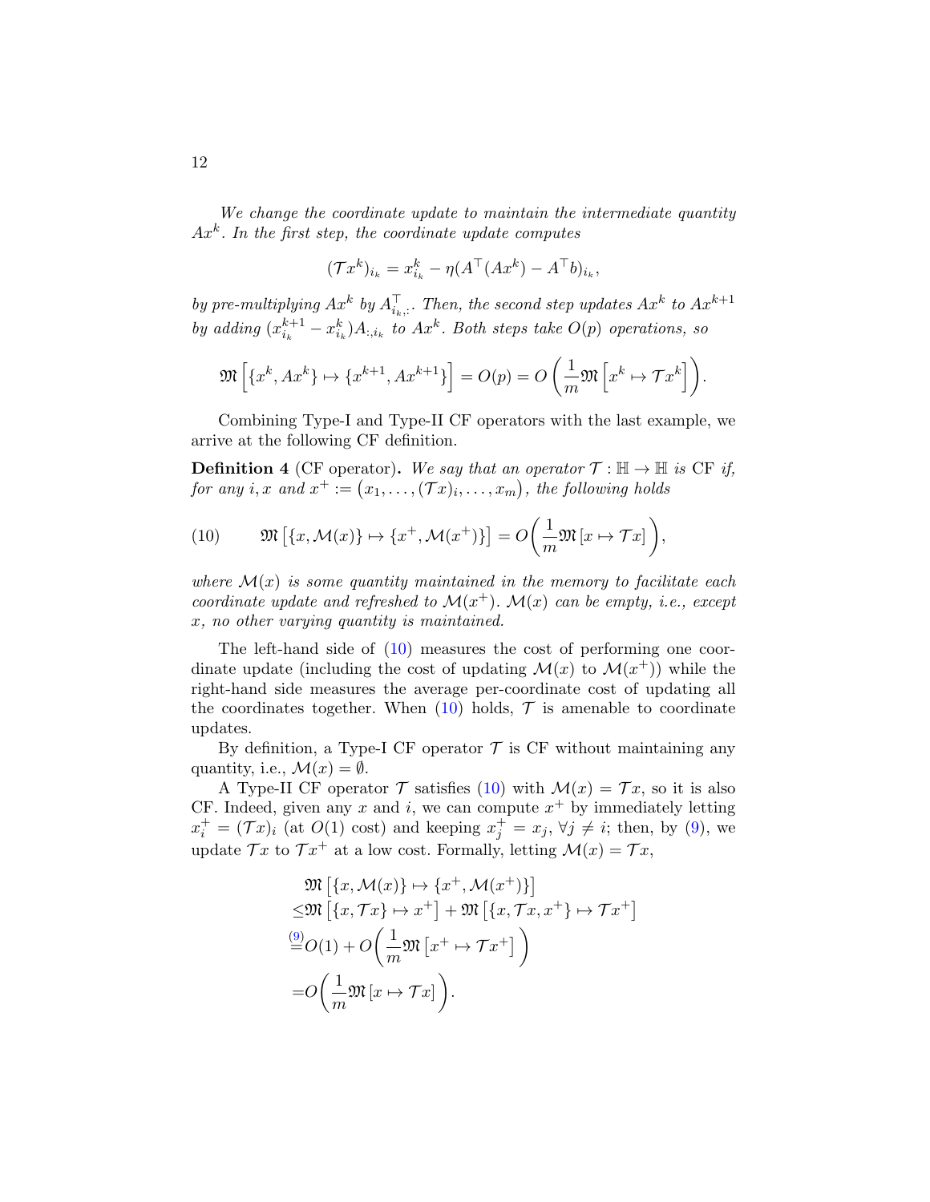*We change the coordinate update to maintain the intermediate quantity $Ax^k$. In the first step, the coordinate update computes*

$$(\mathcal{T}x^k)_{i_k} = x^k_{i_k} - \eta(A^\top(Ax^k) - A^\top b)_{i_k},$$

*by pre-multiplying $Ax^k$ by $A^\top_{i_k,:}$. Then, the second step updates $Ax^k$ to $Ax^{k+1}$ by adding $(x^{k+1}_{i_k} - x^k_{i_k})A_{:,i_k}$ to $Ax^k$. Both steps take $O(p)$ operations, so*

$$\mathfrak{M}\left[\{x^k, Ax^k\} \mapsto \{x^{k+1}, Ax^{k+1}\}\right] = O(p) = O\left(\frac{1}{m}\mathfrak{M}\left[x^k \mapsto \mathcal{T}x^k\right]\right).$$

Combining Type-I and Type-II CF operators with the last example, we arrive at the following CF definition.

**Definition 4** (CF operator)**.** *We say that an operator $\mathcal{T} : \mathbb{H} \to \mathbb{H}$ is* CF *if, for any $i, x$ and $x^+ := \big(x_1, \dots, (\mathcal{T}x)_i, \dots, x_m\big)$, the following holds*

$$\mathfrak{M}\left[\{x, \mathcal{M}(x)\} \mapsto \{x^+, \mathcal{M}(x^+)\}\right] = O\bigg(\frac{1}{m}\mathfrak{M}\left[x \mapsto \mathcal{T}x\right]\bigg), \tag{10}$$

*where $\mathcal{M}(x)$ is some quantity maintained in the memory to facilitate each coordinate update and refreshed to $\mathcal{M}(x^+)$. $\mathcal{M}(x)$ can be empty, i.e., except $x$, no other varying quantity is maintained.*

The left-hand side of (10) measures the cost of performing one coordinate update (including the cost of updating $\mathcal{M}(x)$ to $\mathcal{M}(x^+)$) while the right-hand side measures the average per-coordinate cost of updating all the coordinates together. When (10) holds, $\mathcal{T}$ is amenable to coordinate updates.

By definition, a Type-I CF operator $\mathcal{T}$ is CF without maintaining any quantity, i.e., $\mathcal{M}(x) = \emptyset$.

A Type-II CF operator $\mathcal{T}$ satisfies (10) with $\mathcal{M}(x) = \mathcal{T}x$, so it is also CF. Indeed, given any $x$ and $i$, we can compute $x^+$ by immediately letting $x^+_i = (\mathcal{T}x)_i$ (at $O(1)$ cost) and keeping $x^+_j = x_j$, $\forall j \neq i$; then, by (9), we update $\mathcal{T}x$ to $\mathcal{T}x^+$ at a low cost. Formally, letting $\mathcal{M}(x) = \mathcal{T}x$,

$$\begin{aligned}
&\mathfrak{M}\left[\{x, \mathcal{M}(x)\} \mapsto \{x^+, \mathcal{M}(x^+)\}\right] \\
\leq &\mathfrak{M}\left[\{x, \mathcal{T}x\} \mapsto x^+\right] + \mathfrak{M}\left[\{x, \mathcal{T}x, x^+\} \mapsto \mathcal{T}x^+\right] \\
\overset{(9)}{=} &O(1) + O\bigg(\frac{1}{m}\mathfrak{M}\left[x^+ \mapsto \mathcal{T}x^+\right]\bigg) \\
= &O\bigg(\frac{1}{m}\mathfrak{M}\left[x \mapsto \mathcal{T}x\right]\bigg).
\end{aligned}$$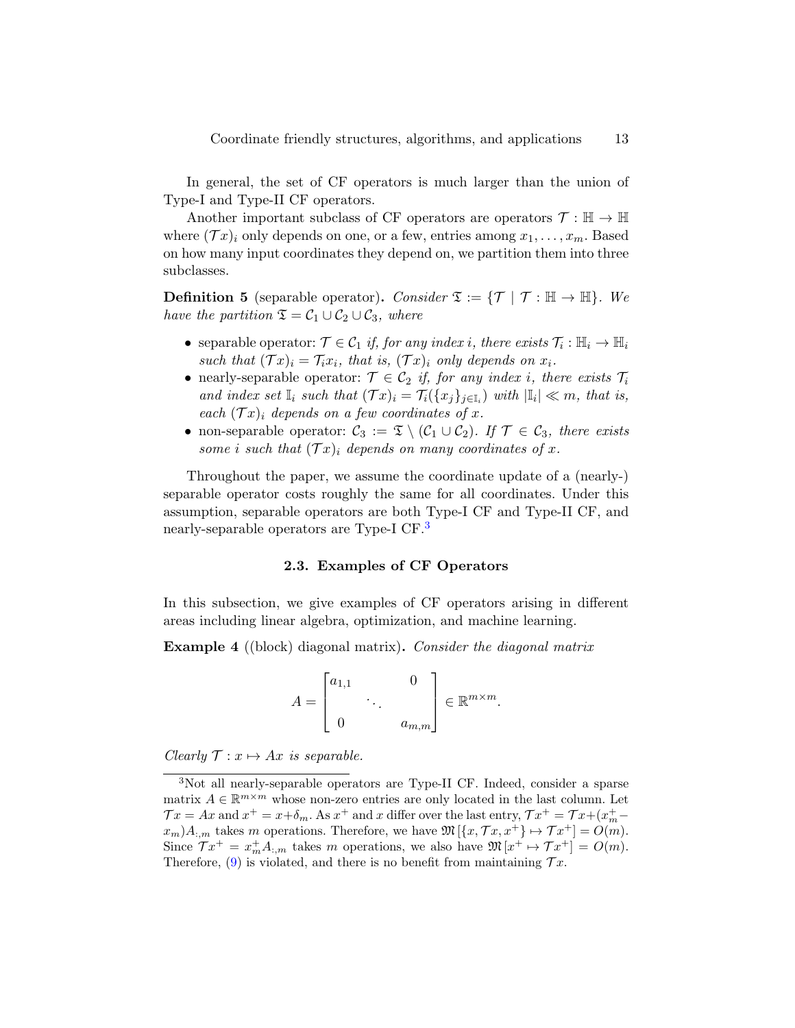In general, the set of CF operators is much larger than the union of Type-I and Type-II CF operators.

Another important subclass of CF operators are operators $\mathcal{T} : \mathbb{H} \to \mathbb{H}$ where $(\mathcal{T}x)_i$ only depends on one, or a few, entries among $x_1, \ldots, x_m$. Based on how many input coordinates they depend on, we partition them into three subclasses.

**Definition 5** (separable operator)**.** *Consider $\mathfrak{T} := \{\mathcal{T} \mid \mathcal{T} : \mathbb{H} \to \mathbb{H}\}$. We have the partition $\mathfrak{T} = \mathcal{C}_1 \cup \mathcal{C}_2 \cup \mathcal{C}_3$, where*

- separable operator: *$\mathcal{T} \in \mathcal{C}_1$ if, for any index $i$, there exists $\mathcal{T}_i : \mathbb{H}_i \to \mathbb{H}_i$ such that $(\mathcal{T}x)_i = \mathcal{T}_i x_i$, that is, $(\mathcal{T}x)_i$ only depends on $x_i$.*
- nearly-separable operator: *$\mathcal{T} \in \mathcal{C}_2$ if, for any index $i$, there exists $\mathcal{T}_i$ and index set $\mathbb{I}_i$ such that $(\mathcal{T}x)_i = \mathcal{T}_i(\{x_j\}_{j \in \mathbb{I}_i})$ with $|\mathbb{I}_i| \ll m$, that is, each $(\mathcal{T}x)_i$ depends on a few coordinates of $x$.*
- non-separable operator: *$\mathcal{C}_3 := \mathfrak{T} \setminus (\mathcal{C}_1 \cup \mathcal{C}_2)$. If $\mathcal{T} \in \mathcal{C}_3$, there exists some $i$ such that $(\mathcal{T}x)_i$ depends on many coordinates of $x$.*

Throughout the paper, we assume the coordinate update of a (nearly-) separable operator costs roughly the same for all coordinates. Under this assumption, separable operators are both Type-I CF and Type-II CF, and nearly-separable operators are Type-I CF.[3]

### 2.3. Examples of CF Operators

In this subsection, we give examples of CF operators arising in different areas including linear algebra, optimization, and machine learning.

**Example 4** ((block) diagonal matrix)**.** *Consider the diagonal matrix*

$$A = \begin{bmatrix} a_{1,1} & & 0 \\ & \ddots & \\ 0 & & a_{m,m} \end{bmatrix} \in \mathbb{R}^{m \times m}.$$

*Clearly $\mathcal{T} : x \mapsto Ax$ is separable.*

---

[3]Not all nearly-separable operators are Type-II CF. Indeed, consider a sparse matrix $A \in \mathbb{R}^{m \times m}$ whose non-zero entries are only located in the last column. Let $\mathcal{T}x = Ax$ and $x^+ = x + \delta_m$. As $x^+$ and $x$ differ over the last entry, $\mathcal{T}x^+ = \mathcal{T}x + (x_m^+ - x_m)A_{:,m}$ takes $m$ operations. Therefore, we have $\mathfrak{M}[\{x, \mathcal{T}x, x^+\} \mapsto \mathcal{T}x^+] = O(m)$. Since $\mathcal{T}x^+ = x_m^+ A_{:,m}$ takes $m$ operations, we also have $\mathfrak{M}[x^+ \mapsto \mathcal{T}x^+] = O(m)$. Therefore, (9) is violated, and there is no benefit from maintaining $\mathcal{T}x$.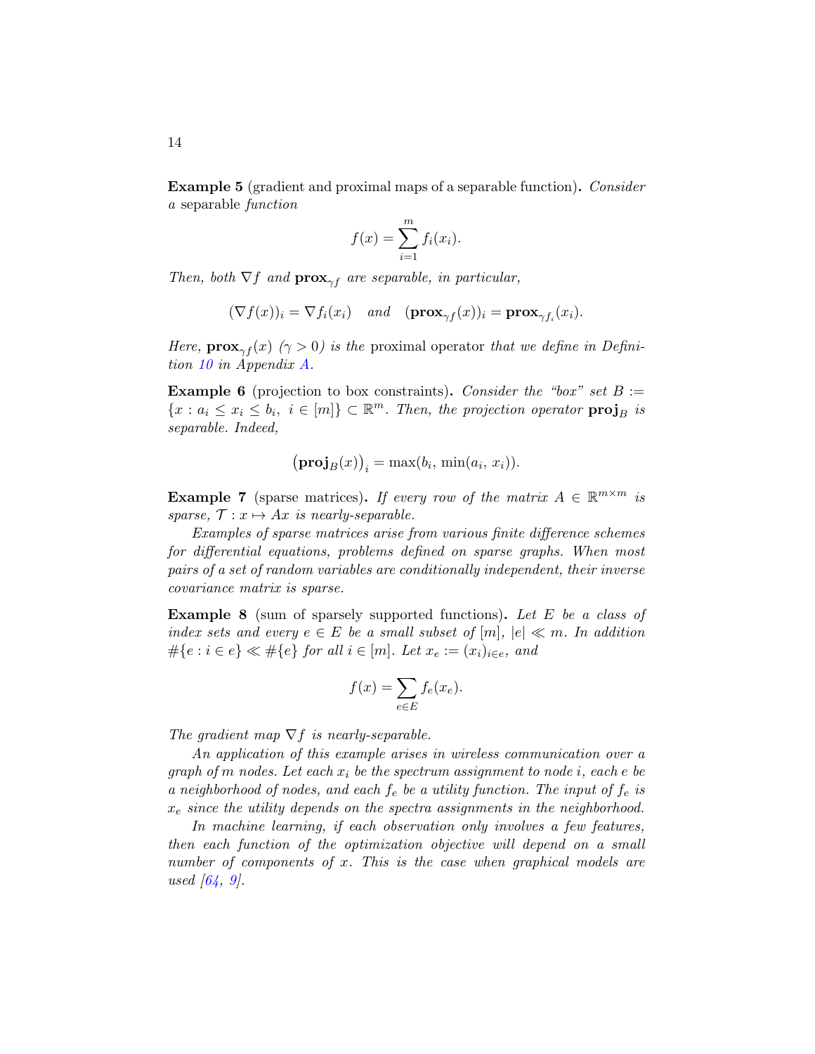**Example 5** (gradient and proximal maps of a separable function)**.** *Consider a* separable *function*

$$f(x) = \sum_{i=1}^{m} f_i(x_i).$$

*Then, both* $\nabla f$ *and* $\mathbf{prox}_{\gamma f}$ *are separable, in particular,*

$$(\nabla f(x))_i = \nabla f_i(x_i) \quad \text{and} \quad (\mathbf{prox}_{\gamma f}(x))_i = \mathbf{prox}_{\gamma f_i}(x_i).$$

*Here,* $\mathbf{prox}_{\gamma f}(x)$ *(*$\gamma > 0$*) is the* proximal operator *that we define in Definition 10 in Appendix A.*

**Example 6** (projection to box constraints)**.** *Consider the "box" set* $B := \{x : a_i \leq x_i \leq b_i,\ i \in [m]\} \subset \mathbb{R}^m$*. Then, the projection operator* $\mathbf{proj}_B$ *is separable. Indeed,*

$$\big(\mathbf{proj}_B(x)\big)_i = \max(b_i, \min(a_i, x_i)).$$

**Example 7** (sparse matrices)**.** *If every row of the matrix* $A \in \mathbb{R}^{m \times m}$ *is sparse,* $\mathcal{T} : x \mapsto Ax$ *is nearly-separable.*

*Examples of sparse matrices arise from various finite difference schemes for differential equations, problems defined on sparse graphs. When most pairs of a set of random variables are conditionally independent, their inverse covariance matrix is sparse.*

**Example 8** (sum of sparsely supported functions)**.** *Let* $E$ *be a class of index sets and every* $e \in E$ *be a small subset of* $[m]$*,* $|e| \ll m$*. In addition* $\#\{e : i \in e\} \ll \#\{e\}$ *for all* $i \in [m]$*. Let* $x_e := (x_i)_{i \in e}$*, and*

$$f(x) = \sum_{e \in E} f_e(x_e).$$

*The gradient map* $\nabla f$ *is nearly-separable.*

*An application of this example arises in wireless communication over a graph of* $m$ *nodes. Let each* $x_i$ *be the spectrum assignment to node* $i$*, each* $e$ *be a neighborhood of nodes, and each* $f_e$ *be a utility function. The input of* $f_e$ *is* $x_e$ *since the utility depends on the spectra assignments in the neighborhood.*

*In machine learning, if each observation only involves a few features, then each function of the optimization objective will depend on a small number of components of* $x$*. This is the case when graphical models are used [64, 9].*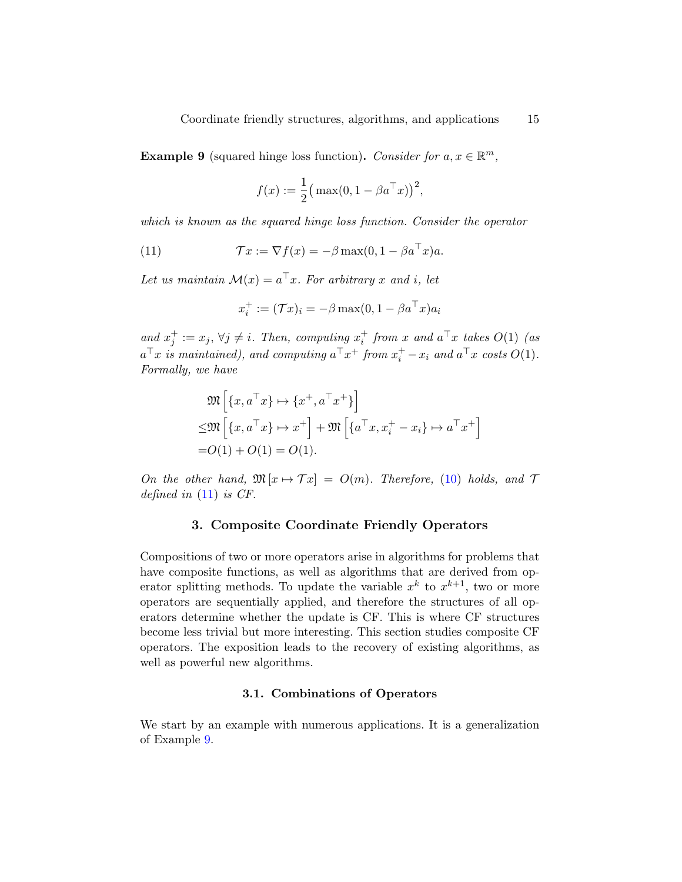**Example 9** (squared hinge loss function)**.** *Consider for $a, x \in \mathbb{R}^m$,*

$$f(x) := \frac{1}{2}\big(\max(0, 1 - \beta a^\top x)\big)^2,$$

*which is known as the squared hinge loss function. Consider the operator*

$$\mathcal{T}x := \nabla f(x) = -\beta \max(0, 1 - \beta a^\top x) a. \tag{11}$$

*Let us maintain $\mathcal{M}(x) = a^\top x$. For arbitrary $x$ and $i$, let*

$$x_i^+ := (\mathcal{T}x)_i = -\beta \max(0, 1 - \beta a^\top x) a_i$$

*and $x_j^+ := x_j$, $\forall j \neq i$. Then, computing $x_i^+$ from $x$ and $a^\top x$ takes $O(1)$ (as $a^\top x$ is maintained), and computing $a^\top x^+$ from $x_i^+ - x_i$ and $a^\top x$ costs $O(1)$. Formally, we have*

$$\begin{aligned}
&\mathfrak{M}\left[\{x, a^\top x\} \mapsto \{x^+, a^\top x^+\}\right] \\
\leq &\mathfrak{M}\left[\{x, a^\top x\} \mapsto x^+\right] + \mathfrak{M}\left[\{a^\top x, x_i^+ - x_i\} \mapsto a^\top x^+\right] \\
= &O(1) + O(1) = O(1).
\end{aligned}$$

*On the other hand, $\mathfrak{M}[x \mapsto \mathcal{T}x] = O(m)$. Therefore, (10) holds, and $\mathcal{T}$ defined in (11) is CF.*

## 3. Composite Coordinate Friendly Operators

Compositions of two or more operators arise in algorithms for problems that have composite functions, as well as algorithms that are derived from operator splitting methods. To update the variable $x^k$ to $x^{k+1}$, two or more operators are sequentially applied, and therefore the structures of all operators determine whether the update is CF. This is where CF structures become less trivial but more interesting. This section studies composite CF operators. The exposition leads to the recovery of existing algorithms, as well as powerful new algorithms.

### 3.1. Combinations of Operators

We start by an example with numerous applications. It is a generalization of Example 9.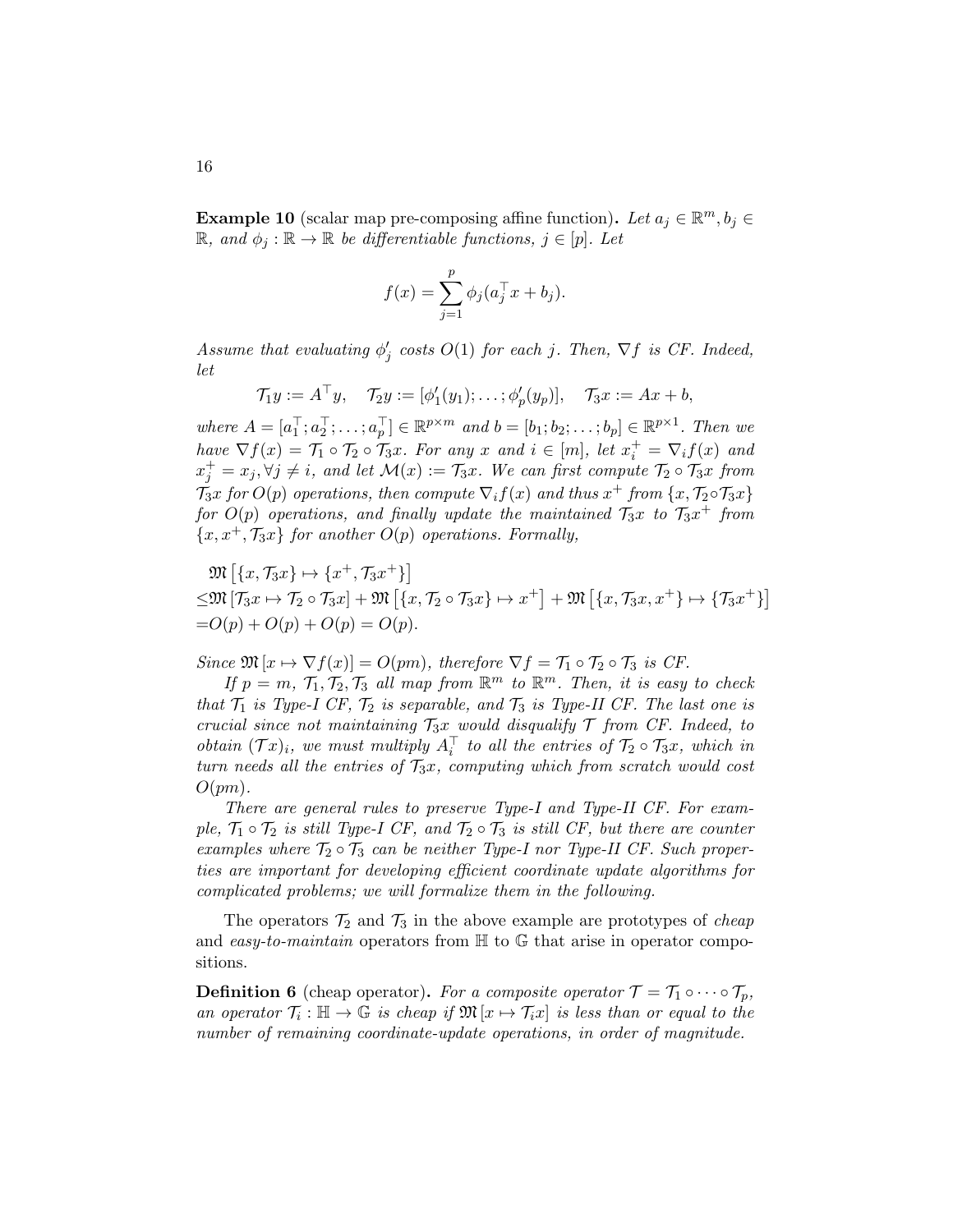**Example 10** (scalar map pre-composing affine function)**.** *Let $a_j \in \mathbb{R}^m, b_j \in \mathbb{R}$, and $\phi_j : \mathbb{R} \to \mathbb{R}$ be differentiable functions, $j \in [p]$. Let*

$$f(x) = \sum_{j=1}^{p} \phi_j(a_j^\top x + b_j).$$

*Assume that evaluating $\phi_j'$ costs $O(1)$ for each $j$. Then, $\nabla f$ is CF. Indeed, let*

$$\mathcal{T}_1 y := A^\top y, \quad \mathcal{T}_2 y := [\phi_1'(y_1); \ldots; \phi_p'(y_p)], \quad \mathcal{T}_3 x := Ax + b,$$

*where $A = [a_1^\top; a_2^\top; \ldots; a_p^\top] \in \mathbb{R}^{p\times m}$ and $b = [b_1; b_2; \ldots; b_p] \in \mathbb{R}^{p\times 1}$. Then we have $\nabla f(x) = \mathcal{T}_1 \circ \mathcal{T}_2 \circ \mathcal{T}_3 x$. For any $x$ and $i \in [m]$, let $x_i^+ = \nabla_i f(x)$ and $x_j^+ = x_j, \forall j \neq i$, and let $\mathcal{M}(x) := \mathcal{T}_3 x$. We can first compute $\mathcal{T}_2 \circ \mathcal{T}_3 x$ from $\mathcal{T}_3 x$ for $O(p)$ operations, then compute $\nabla_i f(x)$ and thus $x^+$ from $\{x, \mathcal{T}_2 \circ \mathcal{T}_3 x\}$ for $O(p)$ operations, and finally update the maintained $\mathcal{T}_3 x$ to $\mathcal{T}_3 x^+$ from $\{x, x^+, \mathcal{T}_3 x\}$ for another $O(p)$ operations. Formally,*

$$\begin{aligned}
&\mathfrak{M}\left[\{x, \mathcal{T}_3 x\} \mapsto \{x^+, \mathcal{T}_3 x^+\}\right] \\
\leq &\mathfrak{M}\left[\mathcal{T}_3 x \mapsto \mathcal{T}_2 \circ \mathcal{T}_3 x\right] + \mathfrak{M}\left[\{x, \mathcal{T}_2 \circ \mathcal{T}_3 x\} \mapsto x^+\right] + \mathfrak{M}\left[\{x, \mathcal{T}_3 x, x^+\} \mapsto \{\mathcal{T}_3 x^+\}\right] \\
= &O(p) + O(p) + O(p) = O(p).
\end{aligned}$$

*Since $\mathfrak{M}[x \mapsto \nabla f(x)] = O(pm)$, therefore $\nabla f = \mathcal{T}_1 \circ \mathcal{T}_2 \circ \mathcal{T}_3$ is CF.*

*If $p = m$, $\mathcal{T}_1, \mathcal{T}_2, \mathcal{T}_3$ all map from $\mathbb{R}^m$ to $\mathbb{R}^m$. Then, it is easy to check that $\mathcal{T}_1$ is Type-I CF, $\mathcal{T}_2$ is separable, and $\mathcal{T}_3$ is Type-II CF. The last one is crucial since not maintaining $\mathcal{T}_3 x$ would disqualify $\mathcal{T}$ from CF. Indeed, to obtain $(\mathcal{T}x)_i$, we must multiply $A_i^\top$ to all the entries of $\mathcal{T}_2 \circ \mathcal{T}_3 x$, which in turn needs all the entries of $\mathcal{T}_3 x$, computing which from scratch would cost $O(pm)$.*

*There are general rules to preserve Type-I and Type-II CF. For example, $\mathcal{T}_1 \circ \mathcal{T}_2$ is still Type-I CF, and $\mathcal{T}_2 \circ \mathcal{T}_3$ is still CF, but there are counter examples where $\mathcal{T}_2 \circ \mathcal{T}_3$ can be neither Type-I nor Type-II CF. Such properties are important for developing efficient coordinate update algorithms for complicated problems; we will formalize them in the following.*

The operators $\mathcal{T}_2$ and $\mathcal{T}_3$ in the above example are prototypes of *cheap* and *easy-to-maintain* operators from $\mathbb{H}$ to $\mathbb{G}$ that arise in operator compositions.

**Definition 6** (cheap operator)**.** *For a composite operator $\mathcal{T} = \mathcal{T}_1 \circ \cdots \circ \mathcal{T}_p$, an operator $\mathcal{T}_i : \mathbb{H} \to \mathbb{G}$ is cheap if $\mathfrak{M}[x \mapsto \mathcal{T}_i x]$ is less than or equal to the number of remaining coordinate-update operations, in order of magnitude.*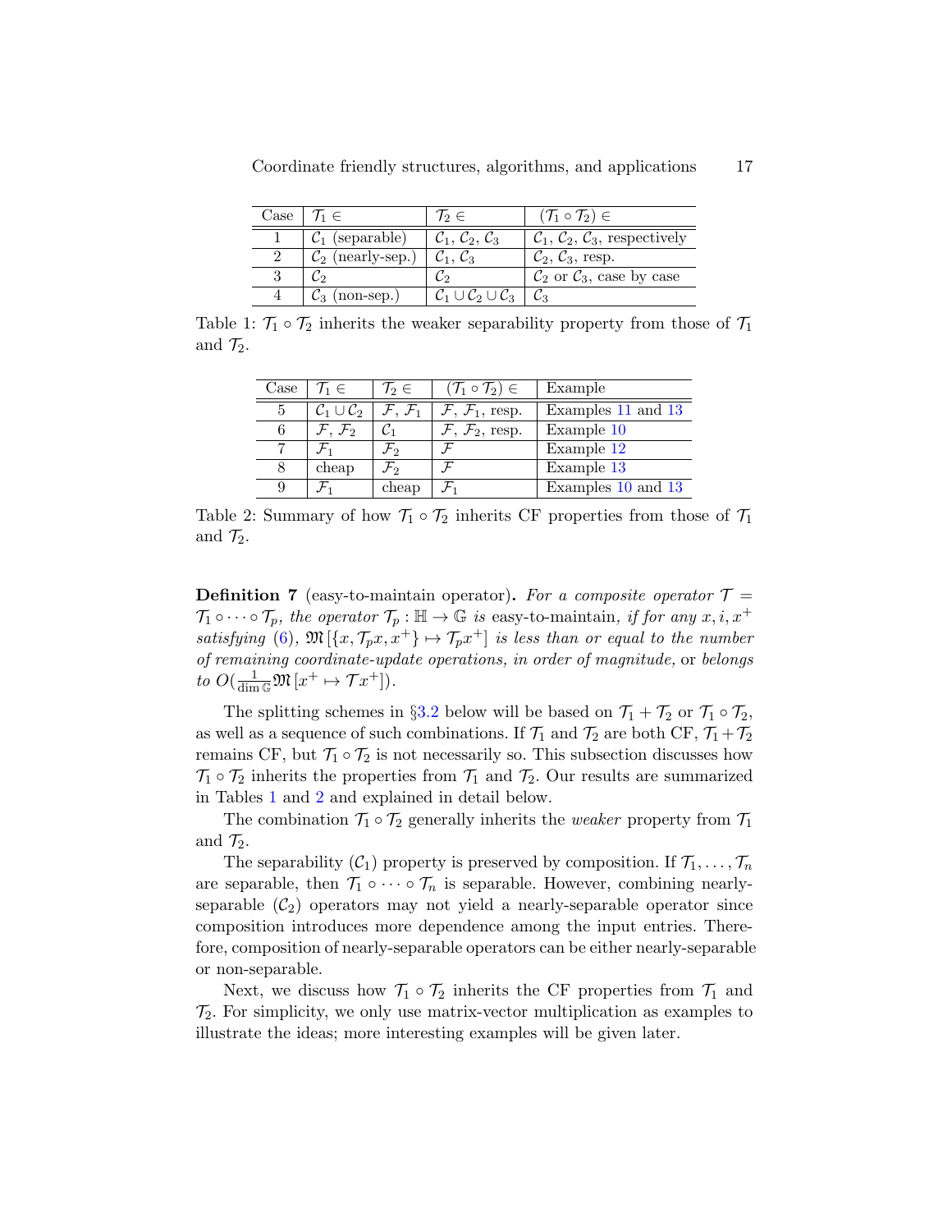| Case | $\mathcal{T}_1 \in$ | $\mathcal{T}_2 \in$ | $(\mathcal{T}_1 \circ \mathcal{T}_2) \in$ |
|---|---|---|---|
| 1 | $\mathcal{C}_1$ (separable) | $\mathcal{C}_1$, $\mathcal{C}_2$, $\mathcal{C}_3$ | $\mathcal{C}_1$, $\mathcal{C}_2$, $\mathcal{C}_3$, respectively |
| 2 | $\mathcal{C}_2$ (nearly-sep.) | $\mathcal{C}_1$, $\mathcal{C}_3$ | $\mathcal{C}_2$, $\mathcal{C}_3$, resp. |
| 3 | $\mathcal{C}_2$ | $\mathcal{C}_2$ | $\mathcal{C}_2$ or $\mathcal{C}_3$, case by case |
| 4 | $\mathcal{C}_3$ (non-sep.) | $\mathcal{C}_1 \cup \mathcal{C}_2 \cup \mathcal{C}_3$ | $\mathcal{C}_3$ |

Table 1: $\mathcal{T}_1 \circ \mathcal{T}_2$ inherits the weaker separability property from those of $\mathcal{T}_1$ and $\mathcal{T}_2$.

| Case | $\mathcal{T}_1 \in$ | $\mathcal{T}_2 \in$ | $(\mathcal{T}_1 \circ \mathcal{T}_2) \in$ | Example |
|---|---|---|---|---|
| 5 | $\mathcal{C}_1 \cup \mathcal{C}_2$ | $\mathcal{F}$, $\mathcal{F}_1$ | $\mathcal{F}$, $\mathcal{F}_1$, resp. | Examples 11 and 13 |
| 6 | $\mathcal{F}$, $\mathcal{F}_2$ | $\mathcal{C}_1$ | $\mathcal{F}$, $\mathcal{F}_2$, resp. | Example 10 |
| 7 | $\mathcal{F}_1$ | $\mathcal{F}_2$ | $\mathcal{F}$ | Example 12 |
| 8 | cheap | $\mathcal{F}_2$ | $\mathcal{F}$ | Example 13 |
| 9 | $\mathcal{F}_1$ | cheap | $\mathcal{F}_1$ | Examples 10 and 13 |

Table 2: Summary of how $\mathcal{T}_1 \circ \mathcal{T}_2$ inherits CF properties from those of $\mathcal{T}_1$ and $\mathcal{T}_2$.

**Definition 7** (easy-to-maintain operator)**.** *For a composite operator $\mathcal{T} = \mathcal{T}_1 \circ \cdots \circ \mathcal{T}_p$, the operator $\mathcal{T}_p : \mathbb{H} \to \mathbb{G}$ is* easy-to-maintain*, if for any $x, i, x^+$ satisfying* (6)*, $\mathfrak{M}\left[\{x, \mathcal{T}_p x, x^+\} \mapsto \mathcal{T}_p x^+\right]$ is less than or equal to the number of remaining coordinate-update operations, in order of magnitude,* or *belongs to $O(\frac{1}{\dim \mathbb{G}} \mathfrak{M}\left[x^+ \mapsto \mathcal{T} x^+\right])$.*

The splitting schemes in §3.2 below will be based on $\mathcal{T}_1 + \mathcal{T}_2$ or $\mathcal{T}_1 \circ \mathcal{T}_2$, as well as a sequence of such combinations. If $\mathcal{T}_1$ and $\mathcal{T}_2$ are both CF, $\mathcal{T}_1 + \mathcal{T}_2$ remains CF, but $\mathcal{T}_1 \circ \mathcal{T}_2$ is not necessarily so. This subsection discusses how $\mathcal{T}_1 \circ \mathcal{T}_2$ inherits the properties from $\mathcal{T}_1$ and $\mathcal{T}_2$. Our results are summarized in Tables 1 and 2 and explained in detail below.

The combination $\mathcal{T}_1 \circ \mathcal{T}_2$ generally inherits the *weaker* property from $\mathcal{T}_1$ and $\mathcal{T}_2$.

The separability ($\mathcal{C}_1$) property is preserved by composition. If $\mathcal{T}_1, \ldots, \mathcal{T}_n$ are separable, then $\mathcal{T}_1 \circ \cdots \circ \mathcal{T}_n$ is separable. However, combining nearly-separable ($\mathcal{C}_2$) operators may not yield a nearly-separable operator since composition introduces more dependence among the input entries. Therefore, composition of nearly-separable operators can be either nearly-separable or non-separable.

Next, we discuss how $\mathcal{T}_1 \circ \mathcal{T}_2$ inherits the CF properties from $\mathcal{T}_1$ and $\mathcal{T}_2$. For simplicity, we only use matrix-vector multiplication as examples to illustrate the ideas; more interesting examples will be given later.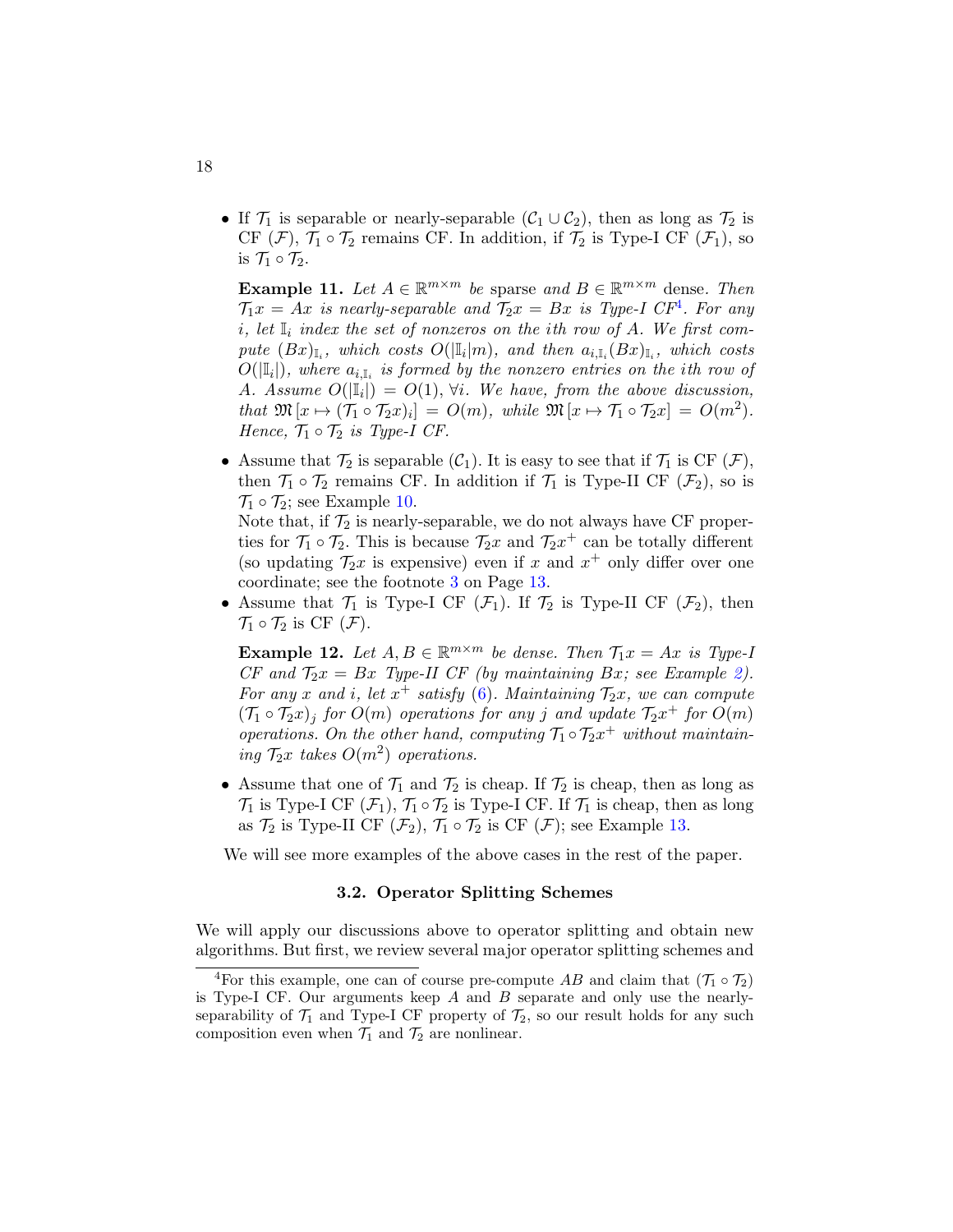- If $\mathcal{T}_1$ is separable or nearly-separable ($\mathcal{C}_1 \cup \mathcal{C}_2$), then as long as $\mathcal{T}_2$ is CF ($\mathcal{F}$), $\mathcal{T}_1 \circ \mathcal{T}_2$ remains CF. In addition, if $\mathcal{T}_2$ is Type-I CF ($\mathcal{F}_1$), so is $\mathcal{T}_1 \circ \mathcal{T}_2$.

  **Example 11.** *Let $A \in \mathbb{R}^{m\times m}$ be* sparse *and $B \in \mathbb{R}^{m\times m}$* dense. *Then $\mathcal{T}_1 x = Ax$ is nearly-separable and $\mathcal{T}_2 x = Bx$ is Type-I CF*[4]*. For any $i$, let $\mathbb{I}_i$ index the set of nonzeros on the $i$th row of $A$. We first compute $(Bx)_{\mathbb{I}_i}$, which costs $O(|\mathbb{I}_i|m)$, and then $a_{i,\mathbb{I}_i}(Bx)_{\mathbb{I}_i}$, which costs $O(|\mathbb{I}_i|)$, where $a_{i,\mathbb{I}_i}$ is formed by the nonzero entries on the $i$th row of $A$. Assume $O(|\mathbb{I}_i|) = O(1)$, $\forall i$. We have, from the above discussion, that $\mathfrak{M}\left[x \mapsto (\mathcal{T}_1 \circ \mathcal{T}_2 x)_i\right] = O(m)$, while $\mathfrak{M}\left[x \mapsto \mathcal{T}_1 \circ \mathcal{T}_2 x\right] = O(m^2)$. Hence, $\mathcal{T}_1 \circ \mathcal{T}_2$ is Type-I CF.*

- Assume that $\mathcal{T}_2$ is separable ($\mathcal{C}_1$). It is easy to see that if $\mathcal{T}_1$ is CF ($\mathcal{F}$), then $\mathcal{T}_1 \circ \mathcal{T}_2$ remains CF. In addition if $\mathcal{T}_1$ is Type-II CF ($\mathcal{F}_2$), so is $\mathcal{T}_1 \circ \mathcal{T}_2$; see Example 10.

  Note that, if $\mathcal{T}_2$ is nearly-separable, we do not always have CF properties for $\mathcal{T}_1 \circ \mathcal{T}_2$. This is because $\mathcal{T}_2 x$ and $\mathcal{T}_2 x^+$ can be totally different (so updating $\mathcal{T}_2 x$ is expensive) even if $x$ and $x^+$ only differ over one coordinate; see the footnote 3 on Page 13.

- Assume that $\mathcal{T}_1$ is Type-I CF ($\mathcal{F}_1$). If $\mathcal{T}_2$ is Type-II CF ($\mathcal{F}_2$), then $\mathcal{T}_1 \circ \mathcal{T}_2$ is CF ($\mathcal{F}$).

  **Example 12.** *Let $A, B \in \mathbb{R}^{m\times m}$ be dense. Then $\mathcal{T}_1 x = Ax$ is Type-I CF and $\mathcal{T}_2 x = Bx$ Type-II CF (by maintaining $Bx$; see Example 2). For any $x$ and $i$, let $x^+$ satisfy (6). Maintaining $\mathcal{T}_2 x$, we can compute $(\mathcal{T}_1 \circ \mathcal{T}_2 x)_j$ for $O(m)$ operations for any $j$ and update $\mathcal{T}_2 x^+$ for $O(m)$ operations. On the other hand, computing $\mathcal{T}_1 \circ \mathcal{T}_2 x^+$ without maintaining $\mathcal{T}_2 x$ takes $O(m^2)$ operations.*

- Assume that one of $\mathcal{T}_1$ and $\mathcal{T}_2$ is cheap. If $\mathcal{T}_2$ is cheap, then as long as $\mathcal{T}_1$ is Type-I CF ($\mathcal{F}_1$), $\mathcal{T}_1 \circ \mathcal{T}_2$ is Type-I CF. If $\mathcal{T}_1$ is cheap, then as long as $\mathcal{T}_2$ is Type-II CF ($\mathcal{F}_2$), $\mathcal{T}_1 \circ \mathcal{T}_2$ is CF ($\mathcal{F}$); see Example 13.

We will see more examples of the above cases in the rest of the paper.

### 3.2. Operator Splitting Schemes

We will apply our discussions above to operator splitting and obtain new algorithms. But first, we review several major operator splitting schemes and

[4] For this example, one can of course pre-compute $AB$ and claim that $(\mathcal{T}_1 \circ \mathcal{T}_2)$ is Type-I CF. Our arguments keep $A$ and $B$ separate and only use the nearly-separability of $\mathcal{T}_1$ and Type-I CF property of $\mathcal{T}_2$, so our result holds for any such composition even when $\mathcal{T}_1$ and $\mathcal{T}_2$ are nonlinear.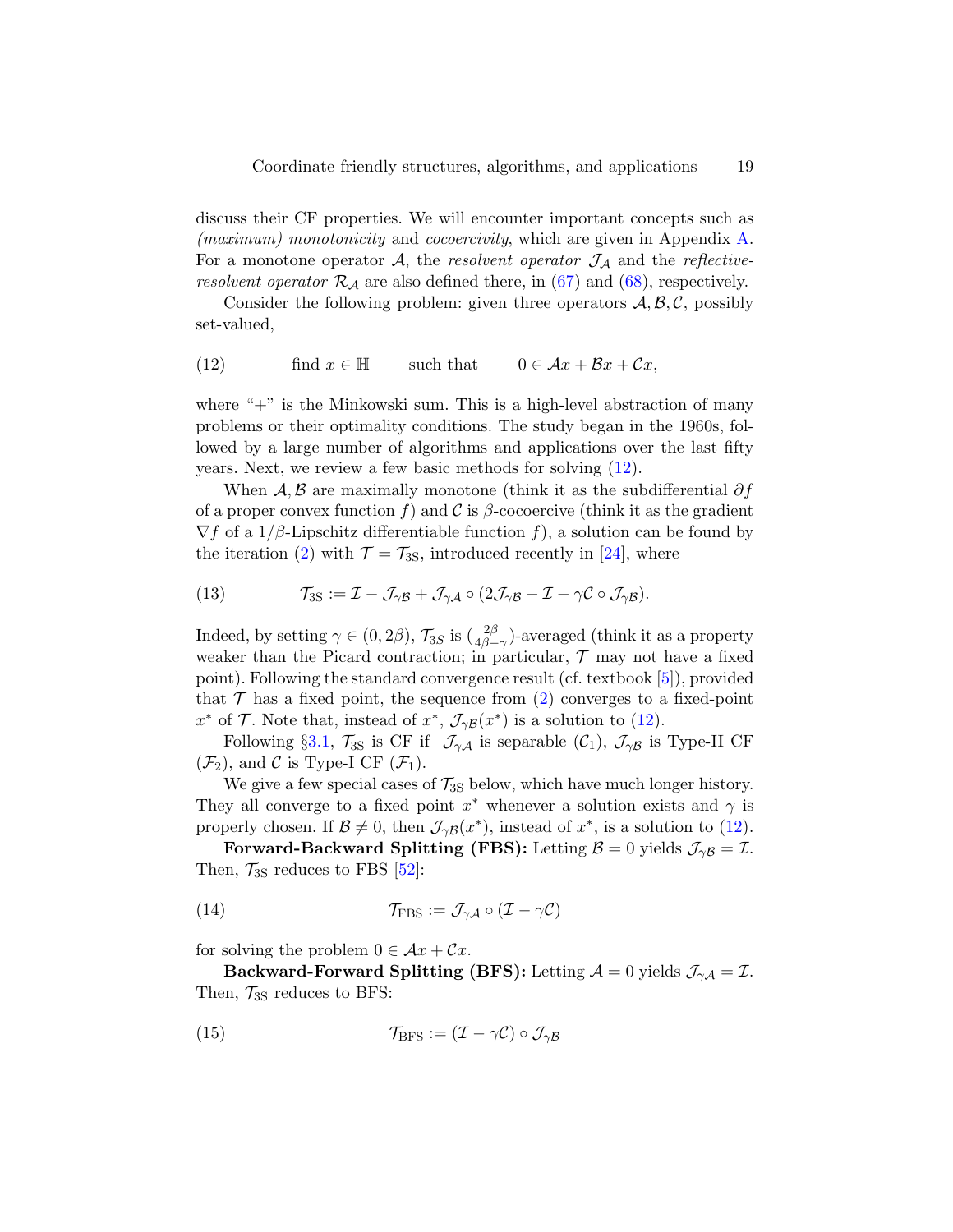discuss their CF properties. We will encounter important concepts such as *(maximum) monotonicity* and *cocoercivity*, which are given in Appendix A. For a monotone operator $\mathcal{A}$, the *resolvent operator* $\mathcal{J}_{\mathcal{A}}$ and the *reflective-resolvent operator* $\mathcal{R}_{\mathcal{A}}$ are also defined there, in (67) and (68), respectively.

Consider the following problem: given three operators $\mathcal{A}, \mathcal{B}, \mathcal{C}$, possibly set-valued,

$$\text{find } x \in \mathbb{H} \qquad \text{such that} \qquad 0 \in \mathcal{A}x + \mathcal{B}x + \mathcal{C}x, \tag{12}$$

where "+" is the Minkowski sum. This is a high-level abstraction of many problems or their optimality conditions. The study began in the 1960s, followed by a large number of algorithms and applications over the last fifty years. Next, we review a few basic methods for solving (12).

When $\mathcal{A}, \mathcal{B}$ are maximally monotone (think it as the subdifferential $\partial f$ of a proper convex function $f$) and $\mathcal{C}$ is $\beta$-cocoercive (think it as the gradient $\nabla f$ of a $1/\beta$-Lipschitz differentiable function $f$), a solution can be found by the iteration (2) with $\mathcal{T} = \mathcal{T}_{\text{3S}}$, introduced recently in [24], where

$$\mathcal{T}_{\text{3S}} := \mathcal{I} - \mathcal{J}_{\gamma\mathcal{B}} + \mathcal{J}_{\gamma\mathcal{A}} \circ (2\mathcal{J}_{\gamma\mathcal{B}} - \mathcal{I} - \gamma\mathcal{C} \circ \mathcal{J}_{\gamma\mathcal{B}}). \tag{13}$$

Indeed, by setting $\gamma \in (0, 2\beta)$, $\mathcal{T}_{3S}$ is $(\frac{2\beta}{4\beta-\gamma})$-averaged (think it as a property weaker than the Picard contraction; in particular, $\mathcal{T}$ may not have a fixed point). Following the standard convergence result (cf. textbook [5]), provided that $\mathcal{T}$ has a fixed point, the sequence from (2) converges to a fixed-point $x^*$ of $\mathcal{T}$. Note that, instead of $x^*$, $\mathcal{J}_{\gamma\mathcal{B}}(x^*)$ is a solution to (12).

Following §3.1, $\mathcal{T}_{\text{3S}}$ is CF if $\mathcal{J}_{\gamma\mathcal{A}}$ is separable ($\mathcal{C}_1$), $\mathcal{J}_{\gamma\mathcal{B}}$ is Type-II CF ($\mathcal{F}_2$), and $\mathcal{C}$ is Type-I CF ($\mathcal{F}_1$).

We give a few special cases of $\mathcal{T}_{\text{3S}}$ below, which have much longer history. They all converge to a fixed point $x^*$ whenever a solution exists and $\gamma$ is properly chosen. If $\mathcal{B} \neq 0$, then $\mathcal{J}_{\gamma\mathcal{B}}(x^*)$, instead of $x^*$, is a solution to (12).

**Forward-Backward Splitting (FBS):** Letting $\mathcal{B} = 0$ yields $\mathcal{J}_{\gamma\mathcal{B}} = \mathcal{I}$. Then, $\mathcal{T}_{\text{3S}}$ reduces to FBS [52]:

$$\mathcal{T}_{\text{FBS}} := \mathcal{J}_{\gamma\mathcal{A}} \circ (\mathcal{I} - \gamma\mathcal{C}) \tag{14}$$

for solving the problem $0 \in \mathcal{A}x + \mathcal{C}x$.

**Backward-Forward Splitting (BFS):** Letting $\mathcal{A} = 0$ yields $\mathcal{J}_{\gamma\mathcal{A}} = \mathcal{I}$. Then, $\mathcal{T}_{\text{3S}}$ reduces to BFS:

$$\mathcal{T}_{\text{BFS}} := (\mathcal{I} - \gamma\mathcal{C}) \circ \mathcal{J}_{\gamma\mathcal{B}} \tag{15}$$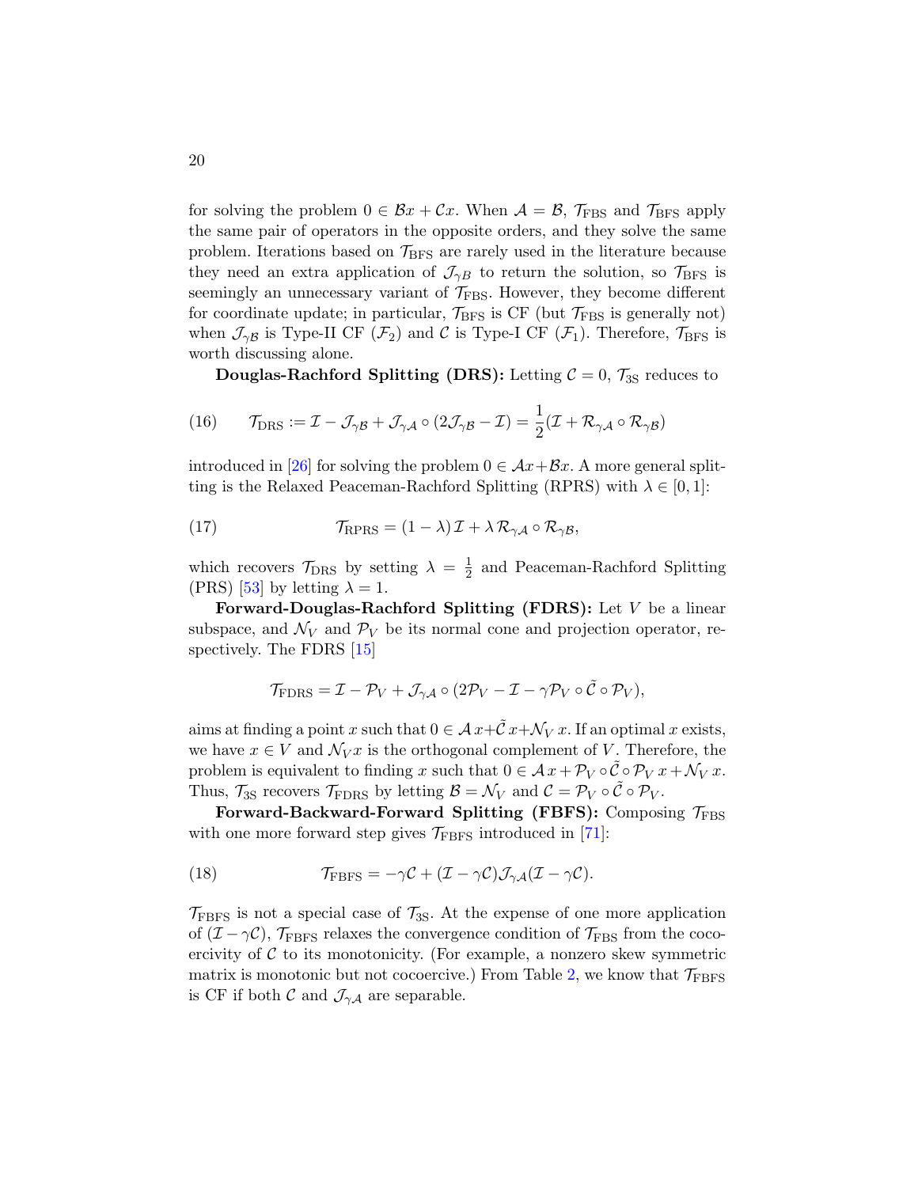for solving the problem $0 \in \mathcal{B}x + \mathcal{C}x$. When $\mathcal{A} = \mathcal{B}$, $\mathcal{T}_{\text{FBS}}$ and $\mathcal{T}_{\text{BFS}}$ apply the same pair of operators in the opposite orders, and they solve the same problem. Iterations based on $\mathcal{T}_{\text{BFS}}$ are rarely used in the literature because they need an extra application of $\mathcal{J}_{\gamma B}$ to return the solution, so $\mathcal{T}_{\text{BFS}}$ is seemingly an unnecessary variant of $\mathcal{T}_{\text{FBS}}$. However, they become different for coordinate update; in particular, $\mathcal{T}_{\text{BFS}}$ is CF (but $\mathcal{T}_{\text{FBS}}$ is generally not) when $\mathcal{J}_{\gamma\mathcal{B}}$ is Type-II CF ($\mathcal{F}_2$) and $\mathcal{C}$ is Type-I CF ($\mathcal{F}_1$). Therefore, $\mathcal{T}_{\text{BFS}}$ is worth discussing alone.

**Douglas-Rachford Splitting (DRS):** Letting $\mathcal{C} = 0$, $\mathcal{T}_{3\text{S}}$ reduces to

$$\mathcal{T}_{\text{DRS}} := \mathcal{I} - \mathcal{J}_{\gamma\mathcal{B}} + \mathcal{J}_{\gamma\mathcal{A}} \circ (2\mathcal{J}_{\gamma\mathcal{B}} - \mathcal{I}) = \frac{1}{2}(\mathcal{I} + \mathcal{R}_{\gamma\mathcal{A}} \circ \mathcal{R}_{\gamma\mathcal{B}}) \tag{16}$$

introduced in [26] for solving the problem $0 \in \mathcal{A}x + \mathcal{B}x$. A more general splitting is the Relaxed Peaceman-Rachford Splitting (RPRS) with $\lambda \in [0, 1]$:

$$\mathcal{T}_{\text{RPRS}} = (1 - \lambda)\,\mathcal{I} + \lambda\,\mathcal{R}_{\gamma\mathcal{A}} \circ \mathcal{R}_{\gamma\mathcal{B}}, \tag{17}$$

which recovers $\mathcal{T}_{\text{DRS}}$ by setting $\lambda = \frac{1}{2}$ and Peaceman-Rachford Splitting (PRS) [53] by letting $\lambda = 1$.

**Forward-Douglas-Rachford Splitting (FDRS):** Let $V$ be a linear subspace, and $\mathcal{N}_V$ and $\mathcal{P}_V$ be its normal cone and projection operator, respectively. The FDRS [15]

$$\mathcal{T}_{\text{FDRS}} = \mathcal{I} - \mathcal{P}_V + \mathcal{J}_{\gamma\mathcal{A}} \circ (2\mathcal{P}_V - \mathcal{I} - \gamma\mathcal{P}_V \circ \tilde{\mathcal{C}} \circ \mathcal{P}_V),$$

aims at finding a point $x$ such that $0 \in \mathcal{A}\,x + \tilde{\mathcal{C}}\,x + \mathcal{N}_V\,x$. If an optimal $x$ exists, we have $x \in V$ and $\mathcal{N}_V x$ is the orthogonal complement of $V$. Therefore, the problem is equivalent to finding $x$ such that $0 \in \mathcal{A}\,x + \mathcal{P}_V \circ \tilde{\mathcal{C}} \circ \mathcal{P}_V\,x + \mathcal{N}_V\,x$. Thus, $\mathcal{T}_{3\text{S}}$ recovers $\mathcal{T}_{\text{FDRS}}$ by letting $\mathcal{B} = \mathcal{N}_V$ and $\mathcal{C} = \mathcal{P}_V \circ \tilde{\mathcal{C}} \circ \mathcal{P}_V$.

**Forward-Backward-Forward Splitting (FBFS):** Composing $\mathcal{T}_{\text{FBS}}$ with one more forward step gives $\mathcal{T}_{\text{FBFS}}$ introduced in [71]:

$$\mathcal{T}_{\text{FBFS}} = -\gamma\mathcal{C} + (\mathcal{I} - \gamma\mathcal{C})\mathcal{J}_{\gamma\mathcal{A}}(\mathcal{I} - \gamma\mathcal{C}). \tag{18}$$

$\mathcal{T}_{\text{FBFS}}$ is not a special case of $\mathcal{T}_{3\text{S}}$. At the expense of one more application of $(\mathcal{I} - \gamma\mathcal{C})$, $\mathcal{T}_{\text{FBFS}}$ relaxes the convergence condition of $\mathcal{T}_{\text{FBS}}$ from the cocoercivity of $\mathcal{C}$ to its monotonicity. (For example, a nonzero skew symmetric matrix is monotonic but not cocoercive.) From Table 2, we know that $\mathcal{T}_{\text{FBFS}}$ is CF if both $\mathcal{C}$ and $\mathcal{J}_{\gamma\mathcal{A}}$ are separable.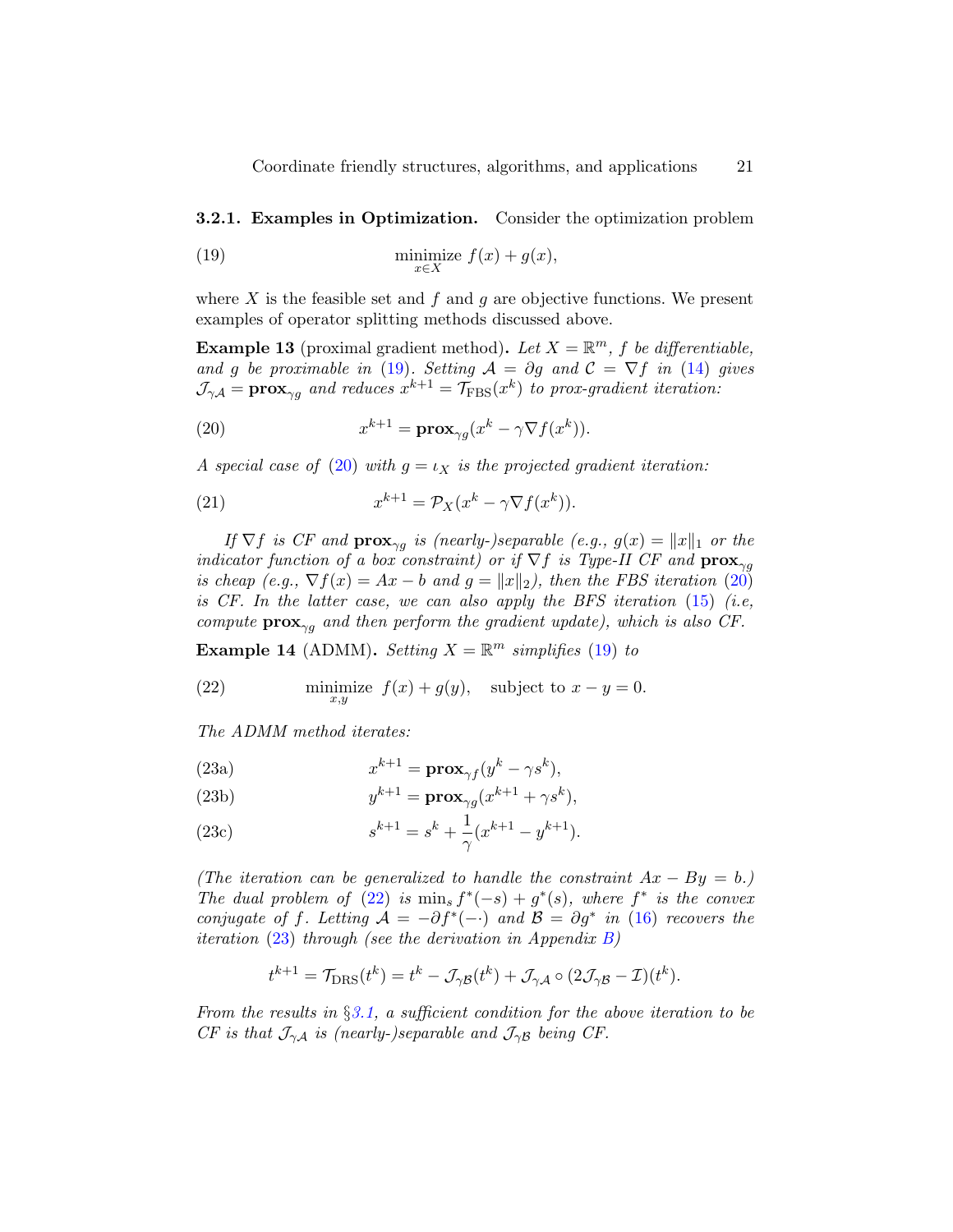### 3.2.1. Examples in Optimization.

Consider the optimization problem

$$\operatorname*{minimize}_{x\in X}\; f(x)+g(x), \tag{19}$$

where $X$ is the feasible set and $f$ and $g$ are objective functions. We present examples of operator splitting methods discussed above.

**Example 13** (proximal gradient method). *Let $X=\mathbb{R}^m$, $f$ be differentiable, and $g$ be proximable in (19). Setting $\mathcal{A}=\partial g$ and $\mathcal{C}=\nabla f$ in (14) gives $\mathcal{J}_{\gamma\mathcal{A}}=\mathbf{prox}_{\gamma g}$ and reduces $x^{k+1}=\mathcal{T}_{\mathrm{FBS}}(x^k)$ to prox-gradient iteration:*

$$x^{k+1}=\mathbf{prox}_{\gamma g}(x^k-\gamma\nabla f(x^k)). \tag{20}$$

*A special case of (20) with $g=\iota_X$ is the projected gradient iteration:*

$$x^{k+1}=\mathcal{P}_X(x^k-\gamma\nabla f(x^k)). \tag{21}$$

*If $\nabla f$ is CF and $\mathbf{prox}_{\gamma g}$ is (nearly-)separable (e.g., $g(x)=\|x\|_1$ or the indicator function of a box constraint) or if $\nabla f$ is Type-II CF and $\mathbf{prox}_{\gamma g}$ is cheap (e.g., $\nabla f(x)=Ax-b$ and $g=\|x\|_2$), then the FBS iteration (20) is CF. In the latter case, we can also apply the BFS iteration (15) (i.e, compute $\mathbf{prox}_{\gamma g}$ and then perform the gradient update), which is also CF.*

**Example 14** (ADMM). *Setting $X=\mathbb{R}^m$ simplifies (19) to*

$$\operatorname*{minimize}_{x,y}\; f(x)+g(y),\quad \text{subject to } x-y=0. \tag{22}$$

*The ADMM method iterates:*

$$x^{k+1}=\mathbf{prox}_{\gamma f}(y^k-\gamma s^k), \tag{23a}$$

$$y^{k+1}=\mathbf{prox}_{\gamma g}(x^{k+1}+\gamma s^k), \tag{23b}$$

$$s^{k+1}=s^k+\frac{1}{\gamma}(x^{k+1}-y^{k+1}). \tag{23c}$$

*(The iteration can be generalized to handle the constraint $Ax-By=b$.) The dual problem of (22) is $\min_s f^*(-s)+g^*(s)$, where $f^*$ is the convex conjugate of $f$. Letting $\mathcal{A}=-\partial f^*(-\cdot)$ and $\mathcal{B}=\partial g^*$ in (16) recovers the iteration (23) through (see the derivation in Appendix B)*

$$t^{k+1}=\mathcal{T}_{\mathrm{DRS}}(t^k)=t^k-\mathcal{J}_{\gamma\mathcal{B}}(t^k)+\mathcal{J}_{\gamma\mathcal{A}}\circ(2\mathcal{J}_{\gamma\mathcal{B}}-\mathcal{I})(t^k).$$

*From the results in §3.1, a sufficient condition for the above iteration to be CF is that $\mathcal{J}_{\gamma\mathcal{A}}$ is (nearly-)separable and $\mathcal{J}_{\gamma\mathcal{B}}$ being CF.*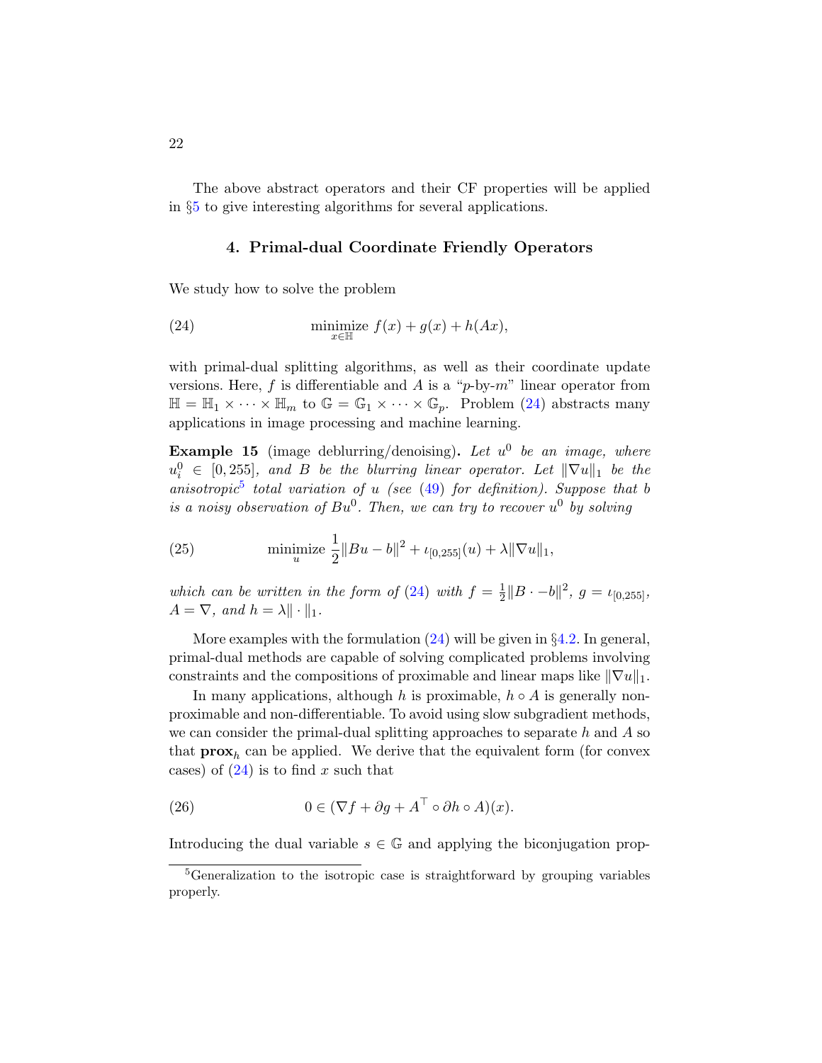The above abstract operators and their CF properties will be applied in §5 to give interesting algorithms for several applications.

## 4. Primal-dual Coordinate Friendly Operators

We study how to solve the problem

$$\underset{x \in \mathbb{H}}{\text{minimize}} \; f(x) + g(x) + h(Ax), \tag{24}$$

with primal-dual splitting algorithms, as well as their coordinate update versions. Here, $f$ is differentiable and $A$ is a "$p$-by-$m$" linear operator from $\mathbb{H} = \mathbb{H}_1 \times \cdots \times \mathbb{H}_m$ to $\mathbb{G} = \mathbb{G}_1 \times \cdots \times \mathbb{G}_p$. Problem (24) abstracts many applications in image processing and machine learning.

**Example 15** (image deblurring/denoising)**.** *Let $u^0$ be an image, where $u_i^0 \in [0, 255]$, and $B$ be the blurring linear operator. Let $\|\nabla u\|_1$ be the anisotropic*[5] *total variation of $u$ (see (49) for definition). Suppose that $b$ is a noisy observation of $Bu^0$. Then, we can try to recover $u^0$ by solving*

$$\underset{u}{\text{minimize}} \; \frac{1}{2}\|Bu - b\|^2 + \iota_{[0,255]}(u) + \lambda\|\nabla u\|_1, \tag{25}$$

*which can be written in the form of (24) with $f = \frac{1}{2}\|B \cdot - b\|^2$, $g = \iota_{[0,255]}$, $A = \nabla$, and $h = \lambda\|\cdot\|_1$.*

More examples with the formulation (24) will be given in §4.2. In general, primal-dual methods are capable of solving complicated problems involving constraints and the compositions of proximable and linear maps like $\|\nabla u\|_1$.

In many applications, although $h$ is proximable, $h \circ A$ is generally non-proximable and non-differentiable. To avoid using slow subgradient methods, we can consider the primal-dual splitting approaches to separate $h$ and $A$ so that $\mathbf{prox}_h$ can be applied. We derive that the equivalent form (for convex cases) of (24) is to find $x$ such that

$$0 \in (\nabla f + \partial g + A^\top \circ \partial h \circ A)(x). \tag{26}$$

Introducing the dual variable $s \in \mathbb{G}$ and applying the biconjugation prop-

---

[5] Generalization to the isotropic case is straightforward by grouping variables properly.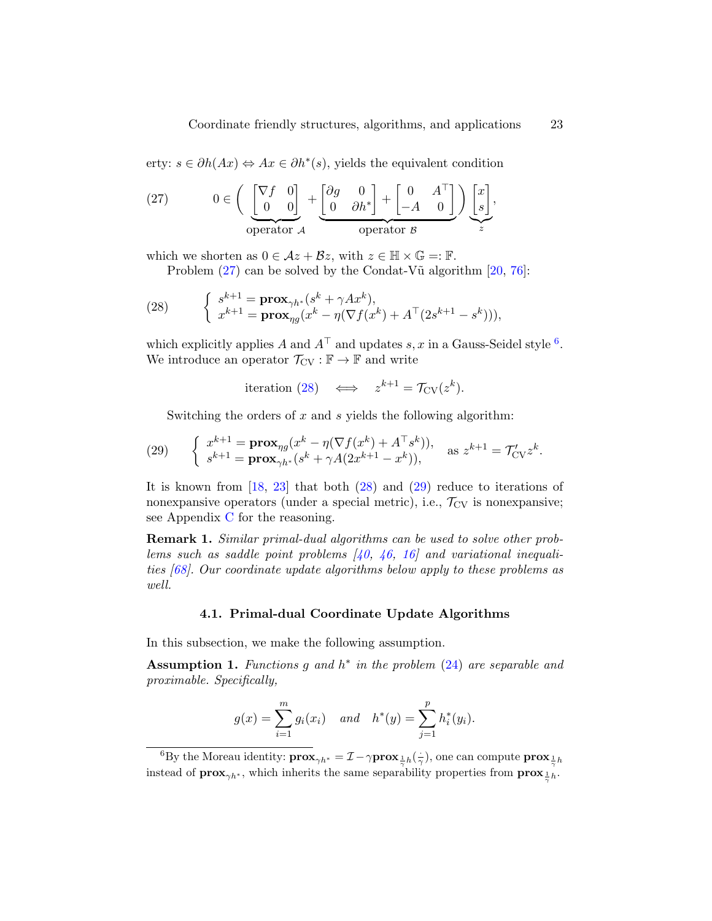erty: $s \in \partial h(Ax) \Leftrightarrow Ax \in \partial h^*(s)$, yields the equivalent condition

$$0 \in \Big( \underbrace{\begin{bmatrix} \nabla f & 0 \\ 0 & 0 \end{bmatrix}}_{\text{operator } \mathcal{A}} + \underbrace{\begin{bmatrix} \partial g & 0 \\ 0 & \partial h^* \end{bmatrix} + \begin{bmatrix} 0 & A^\top \\ -A & 0 \end{bmatrix}}_{\text{operator } \mathcal{B}} \Big) \underbrace{\begin{bmatrix} x \\ s \end{bmatrix}}_{z}, \tag{27}$$

which we shorten as $0 \in \mathcal{A}z + \mathcal{B}z$, with $z \in \mathbb{H} \times \mathbb{G} =: \mathbb{F}$.

Problem (27) can be solved by the Condat-Vũ algorithm [20, 76]:

$$\begin{cases} s^{k+1} = \mathbf{prox}_{\gamma h^*}(s^k + \gamma A x^k), \\ x^{k+1} = \mathbf{prox}_{\eta g}(x^k - \eta(\nabla f(x^k) + A^\top(2s^{k+1} - s^k))), \end{cases} \tag{28}$$

which explicitly applies $A$ and $A^\top$ and updates $s, x$ in a Gauss-Seidel style [6]. We introduce an operator $\mathcal{T}_{\mathrm{CV}} : \mathbb{F} \to \mathbb{F}$ and write

$$\text{iteration (28)} \quad \Longleftrightarrow \quad z^{k+1} = \mathcal{T}_{\mathrm{CV}}(z^k).$$

Switching the orders of $x$ and $s$ yields the following algorithm:

$$\begin{cases} x^{k+1} = \mathbf{prox}_{\eta g}(x^k - \eta(\nabla f(x^k) + A^\top s^k)), \\ s^{k+1} = \mathbf{prox}_{\gamma h^*}(s^k + \gamma A(2x^{k+1} - x^k)), \end{cases} \quad \text{as } z^{k+1} = \mathcal{T}'_{\mathrm{CV}} z^k. \tag{29}$$

It is known from [18, 23] that both (28) and (29) reduce to iterations of nonexpansive operators (under a special metric), i.e., $\mathcal{T}_{\mathrm{CV}}$ is nonexpansive; see Appendix C for the reasoning.

**Remark 1.** *Similar primal-dual algorithms can be used to solve other problems such as saddle point problems [40, 46, 16] and variational inequalities [68]. Our coordinate update algorithms below apply to these problems as well.*

### 4.1. Primal-dual Coordinate Update Algorithms

In this subsection, we make the following assumption.

**Assumption 1.** *Functions $g$ and $h^*$ in the problem (24) are separable and proximable. Specifically,*

$$g(x) = \sum_{i=1}^{m} g_i(x_i) \quad \text{and} \quad h^*(y) = \sum_{j=1}^{p} h_i^*(y_i).$$

[6] By the Moreau identity: $\mathbf{prox}_{\gamma h^*} = \mathcal{I} - \gamma \mathbf{prox}_{\frac{1}{\gamma}h}(\frac{\cdot}{\gamma})$, one can compute $\mathbf{prox}_{\frac{1}{\gamma}h}$ instead of $\mathbf{prox}_{\gamma h^*}$, which inherits the same separability properties from $\mathbf{prox}_{\frac{1}{\gamma}h}$.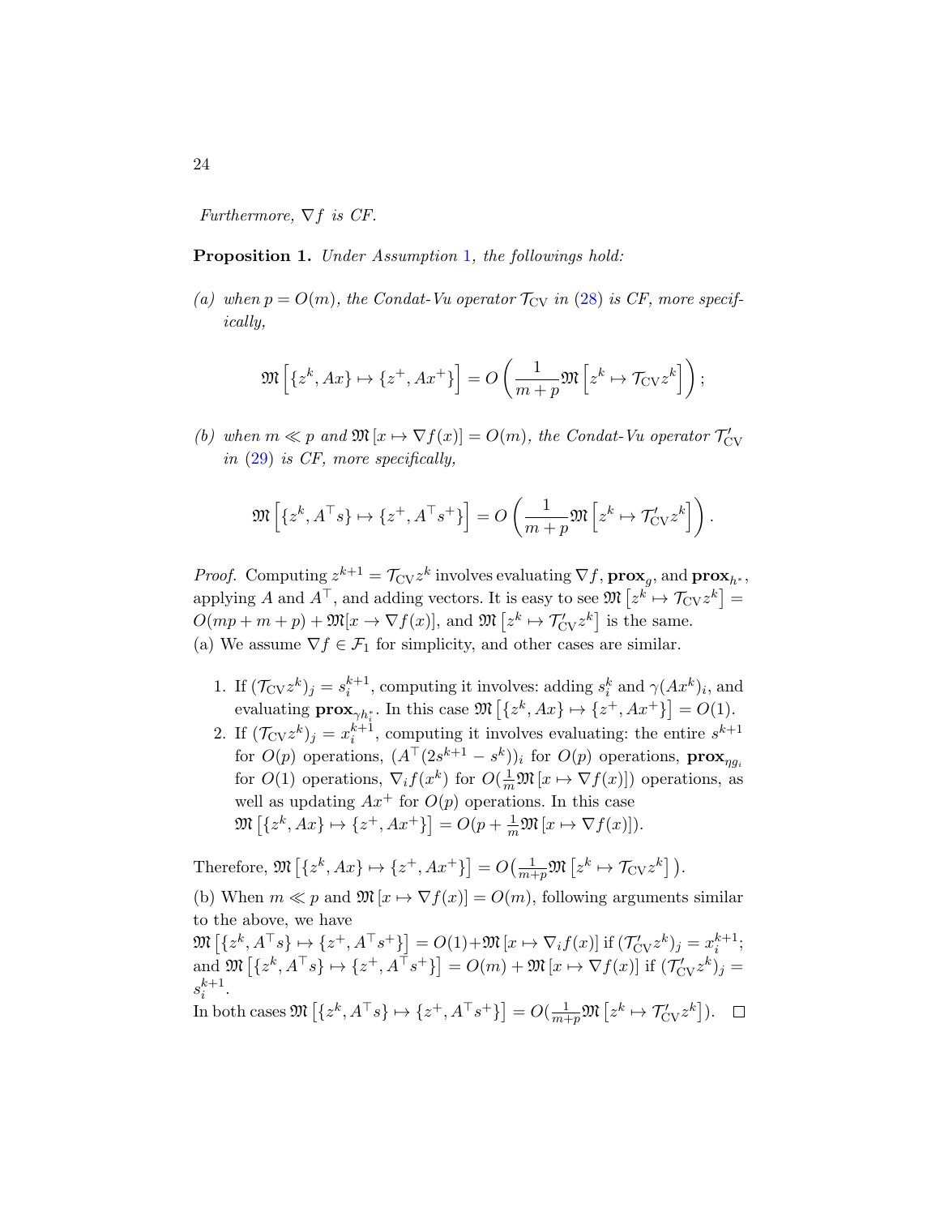*Furthermore, $\nabla f$ is CF.*

**Proposition 1.** *Under Assumption 1, the followings hold:*

*(a) when $p = O(m)$, the Condat-Vu operator $\mathcal{T}_{\rm CV}$ in (28) is CF, more specifically,*

$$\mathfrak{M}\left[\{z^k, Ax\} \mapsto \{z^+, Ax^+\}\right] = O\left(\frac{1}{m+p}\mathfrak{M}\left[z^k \mapsto \mathcal{T}_{\rm CV} z^k\right]\right);$$

*(b) when $m \ll p$ and $\mathfrak{M}\left[x \mapsto \nabla f(x)\right] = O(m)$, the Condat-Vu operator $\mathcal{T}'_{\rm CV}$ in (29) is CF, more specifically,*

$$\mathfrak{M}\left[\{z^k, A^\top s\} \mapsto \{z^+, A^\top s^+\}\right] = O\left(\frac{1}{m+p}\mathfrak{M}\left[z^k \mapsto \mathcal{T}'_{\rm CV} z^k\right]\right).$$

*Proof.* Computing $z^{k+1} = \mathcal{T}_{\rm CV} z^k$ involves evaluating $\nabla f$, $\mathbf{prox}_g$, and $\mathbf{prox}_{h^*}$, applying $A$ and $A^\top$, and adding vectors. It is easy to see $\mathfrak{M}\left[z^k \mapsto \mathcal{T}_{\rm CV} z^k\right] = O(mp + m + p) + \mathfrak{M}[x \to \nabla f(x)]$, and $\mathfrak{M}\left[z^k \mapsto \mathcal{T}'_{\rm CV} z^k\right]$ is the same.
(a) We assume $\nabla f \in \mathcal{F}_1$ for simplicity, and other cases are similar.

1. If $(\mathcal{T}_{\rm CV} z^k)_j = s_i^{k+1}$, computing it involves: adding $s_i^k$ and $\gamma(Ax^k)_i$, and evaluating $\mathbf{prox}_{\gamma h_i^*}$. In this case $\mathfrak{M}\left[\{z^k, Ax\} \mapsto \{z^+, Ax^+\}\right] = O(1)$.
2. If $(\mathcal{T}_{\rm CV} z^k)_j = x_i^{k+1}$, computing it involves evaluating: the entire $s^{k+1}$ for $O(p)$ operations, $(A^\top(2s^{k+1} - s^k))_i$ for $O(p)$ operations, $\mathbf{prox}_{\eta g_i}$ for $O(1)$ operations, $\nabla_i f(x^k)$ for $O(\frac{1}{m}\mathfrak{M}\left[x \mapsto \nabla f(x)\right])$ operations, as well as updating $Ax^+$ for $O(p)$ operations. In this case $\mathfrak{M}\left[\{z^k, Ax\} \mapsto \{z^+, Ax^+\}\right] = O(p + \frac{1}{m}\mathfrak{M}\left[x \mapsto \nabla f(x)\right])$.

Therefore, $\mathfrak{M}\left[\{z^k, Ax\} \mapsto \{z^+, Ax^+\}\right] = O\big(\frac{1}{m+p}\mathfrak{M}\left[z^k \mapsto \mathcal{T}_{\rm CV} z^k\right]\big)$.

(b) When $m \ll p$ and $\mathfrak{M}\left[x \mapsto \nabla f(x)\right] = O(m)$, following arguments similar to the above, we have
$\mathfrak{M}\left[\{z^k, A^\top s\} \mapsto \{z^+, A^\top s^+\}\right] = O(1) + \mathfrak{M}\left[x \mapsto \nabla_i f(x)\right]$ if $(\mathcal{T}'_{\rm CV} z^k)_j = x_i^{k+1}$; and $\mathfrak{M}\left[\{z^k, A^\top s\} \mapsto \{z^+, A^\top s^+\}\right] = O(m) + \mathfrak{M}\left[x \mapsto \nabla f(x)\right]$ if $(\mathcal{T}'_{\rm CV} z^k)_j = s_i^{k+1}$.
In both cases $\mathfrak{M}\left[\{z^k, A^\top s\} \mapsto \{z^+, A^\top s^+\}\right] = O(\frac{1}{m+p}\mathfrak{M}\left[z^k \mapsto \mathcal{T}'_{\rm CV} z^k\right])$. $\square$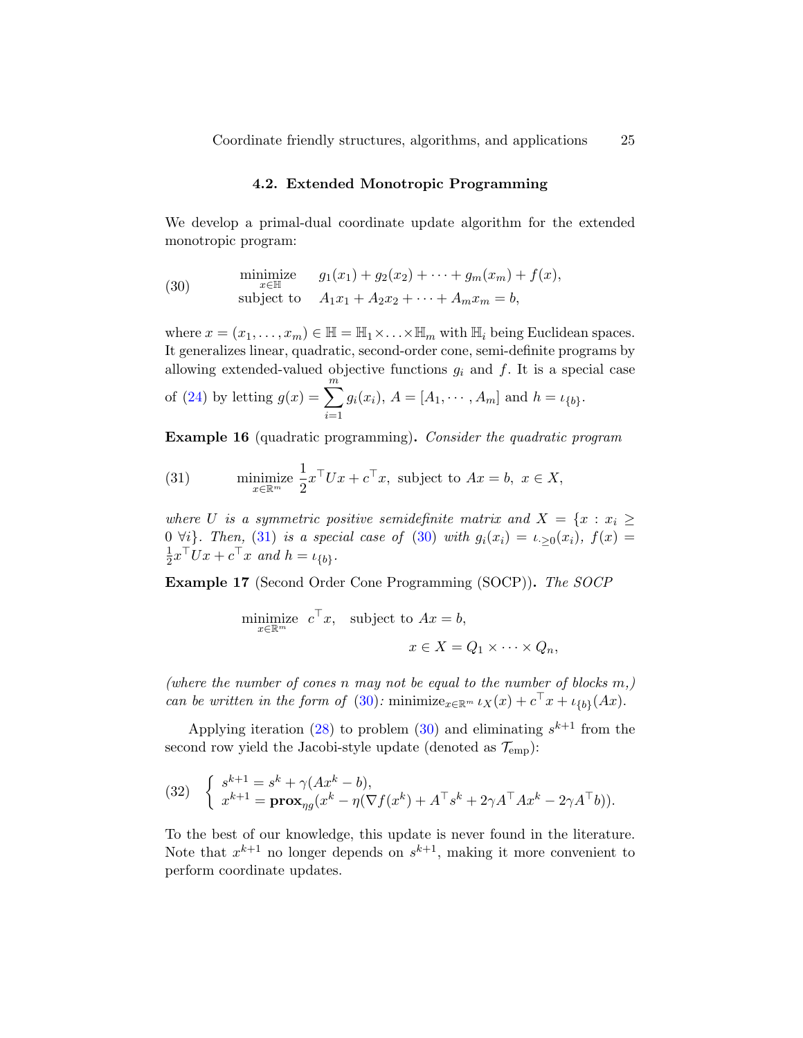### 4.2. Extended Monotropic Programming

We develop a primal-dual coordinate update algorithm for the extended monotropic program:

$$
\begin{array}{ll}
\underset{x \in \mathbb{H}}{\text{minimize}} & g_1(x_1) + g_2(x_2) + \cdots + g_m(x_m) + f(x), \\
\text{subject to} & A_1 x_1 + A_2 x_2 + \cdots + A_m x_m = b,
\end{array} \tag{30}
$$

where $x = (x_1, \ldots, x_m) \in \mathbb{H} = \mathbb{H}_1 \times \ldots \times \mathbb{H}_m$ with $\mathbb{H}_i$ being Euclidean spaces. It generalizes linear, quadratic, second-order cone, semi-definite programs by allowing extended-valued objective functions $g_i$ and $f$. It is a special case of (24) by letting $g(x) = \sum_{i=1}^{m} g_i(x_i)$, $A = [A_1, \cdots, A_m]$ and $h = \iota_{\{b\}}$.

**Example 16** (quadratic programming). *Consider the quadratic program*

$$
\underset{x \in \mathbb{R}^m}{\text{minimize}} \ \frac{1}{2} x^\top U x + c^\top x, \ \text{subject to} \ Ax = b, \ x \in X, \tag{31}
$$

*where $U$ is a symmetric positive semidefinite matrix and $X = \{x : x_i \geq 0 \ \forall i\}$. Then, (31) is a special case of (30) with $g_i(x_i) = \iota_{\cdot \geq 0}(x_i)$, $f(x) = \frac{1}{2} x^\top U x + c^\top x$ and $h = \iota_{\{b\}}$.*

**Example 17** (Second Order Cone Programming (SOCP)). *The SOCP*

$$
\underset{x \in \mathbb{R}^m}{\text{minimize}} \ c^\top x, \quad \text{subject to} \ Ax = b,
$$
$$
x \in X = Q_1 \times \cdots \times Q_n,
$$

*(where the number of cones $n$ may not be equal to the number of blocks $m$,) can be written in the form of (30):* $\text{minimize}_{x \in \mathbb{R}^m} \ \iota_X(x) + c^\top x + \iota_{\{b\}}(Ax)$.

Applying iteration (28) to problem (30) and eliminating $s^{k+1}$ from the second row yield the Jacobi-style update (denoted as $\mathcal{T}_{\text{emp}}$):

$$
\left\{
\begin{array}{l}
s^{k+1} = s^k + \gamma(Ax^k - b), \\
x^{k+1} = \mathbf{prox}_{\eta g}(x^k - \eta(\nabla f(x^k) + A^\top s^k + 2\gamma A^\top A x^k - 2\gamma A^\top b)).
\end{array}
\right. \tag{32}
$$

To the best of our knowledge, this update is never found in the literature. Note that $x^{k+1}$ no longer depends on $s^{k+1}$, making it more convenient to perform coordinate updates.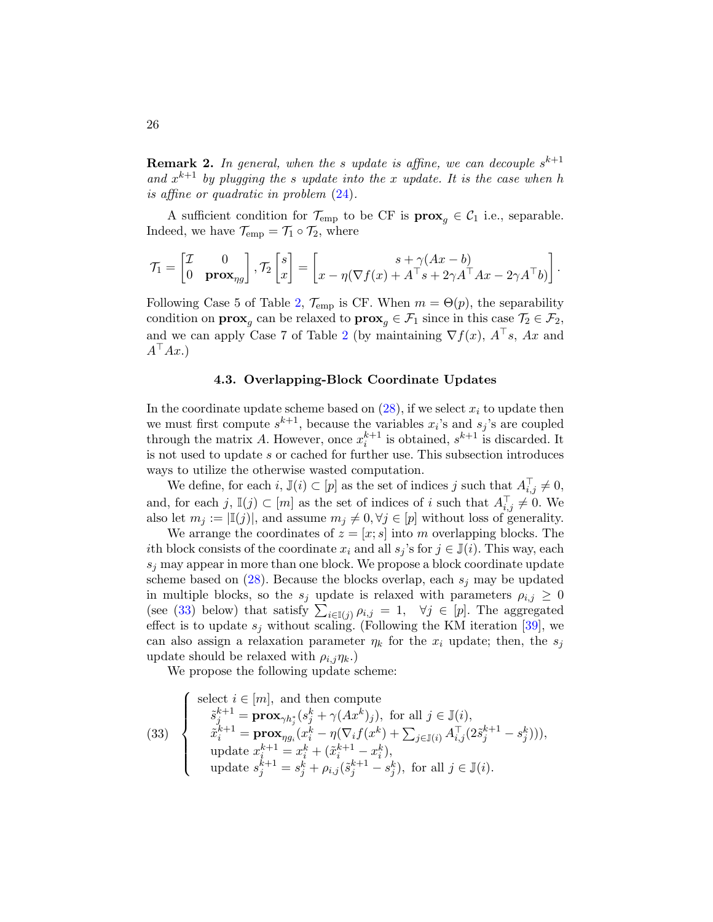**Remark 2.** *In general, when the $s$ update is affine, we can decouple $s^{k+1}$ and $x^{k+1}$ by plugging the $s$ update into the $x$ update. It is the case when $h$ is affine or quadratic in problem (24).*

A sufficient condition for $\mathcal{T}_{\text{emp}}$ to be CF is $\mathbf{prox}_g \in \mathcal{C}_1$ i.e., separable. Indeed, we have $\mathcal{T}_{\text{emp}} = \mathcal{T}_1 \circ \mathcal{T}_2$, where

$$\mathcal{T}_1 = \begin{bmatrix} \mathcal{I} & 0 \\ 0 & \mathbf{prox}_{\eta g} \end{bmatrix}, \mathcal{T}_2 \begin{bmatrix} s \\ x \end{bmatrix} = \begin{bmatrix} s + \gamma(Ax - b) \\ x - \eta(\nabla f(x) + A^\top s + 2\gamma A^\top Ax - 2\gamma A^\top b) \end{bmatrix}.$$

Following Case 5 of Table 2, $\mathcal{T}_{\text{emp}}$ is CF. When $m = \Theta(p)$, the separability condition on $\mathbf{prox}_g$ can be relaxed to $\mathbf{prox}_g \in \mathcal{F}_1$ since in this case $\mathcal{T}_2 \in \mathcal{F}_2$, and we can apply Case 7 of Table 2 (by maintaining $\nabla f(x)$, $A^\top s$, $Ax$ and $A^\top Ax$.)

### 4.3. Overlapping-Block Coordinate Updates

In the coordinate update scheme based on (28), if we select $x_i$ to update then we must first compute $s^{k+1}$, because the variables $x_i$'s and $s_j$'s are coupled through the matrix $A$. However, once $x_i^{k+1}$ is obtained, $s^{k+1}$ is discarded. It is not used to update $s$ or cached for further use. This subsection introduces ways to utilize the otherwise wasted computation.

We define, for each $i$, $\mathbb{J}(i) \subset [p]$ as the set of indices $j$ such that $A_{i,j}^\top \neq 0$, and, for each $j$, $\mathbb{I}(j) \subset [m]$ as the set of indices of $i$ such that $A_{i,j}^\top \neq 0$. We also let $m_j := |\mathbb{I}(j)|$, and assume $m_j \neq 0, \forall j \in [p]$ without loss of generality.

We arrange the coordinates of $z = [x; s]$ into $m$ overlapping blocks. The $i$th block consists of the coordinate $x_i$ and all $s_j$'s for $j \in \mathbb{J}(i)$. This way, each $s_j$ may appear in more than one block. We propose a block coordinate update scheme based on (28). Because the blocks overlap, each $s_j$ may be updated in multiple blocks, so the $s_j$ update is relaxed with parameters $\rho_{i,j} \geq 0$ (see (33) below) that satisfy $\sum_{i \in \mathbb{I}(j)} \rho_{i,j} = 1, \quad \forall j \in [p]$. The aggregated effect is to update $s_j$ without scaling. (Following the KM iteration [39], we can also assign a relaxation parameter $\eta_k$ for the $x_i$ update; then, the $s_j$ update should be relaxed with $\rho_{i,j}\eta_k$.)

We propose the following update scheme:

$$(33) \quad \begin{cases} \text{select } i \in [m], \text{ and then compute} \\ \quad \tilde{s}_j^{k+1} = \mathbf{prox}_{\gamma h_j^*}(s_j^k + \gamma(Ax^k)_j), \text{ for all } j \in \mathbb{J}(i), \\ \quad \tilde{x}_i^{k+1} = \mathbf{prox}_{\eta g_i}(x_i^k - \eta(\nabla_i f(x^k) + \sum_{j \in \mathbb{J}(i)} A_{i,j}^\top (2\tilde{s}_j^{k+1} - s_j^k))), \\ \quad \text{update } x_i^{k+1} = x_i^k + (\tilde{x}_i^{k+1} - x_i^k), \\ \quad \text{update } s_j^{k+1} = s_j^k + \rho_{i,j}(\tilde{s}_j^{k+1} - s_j^k), \text{ for all } j \in \mathbb{J}(i). \end{cases}$$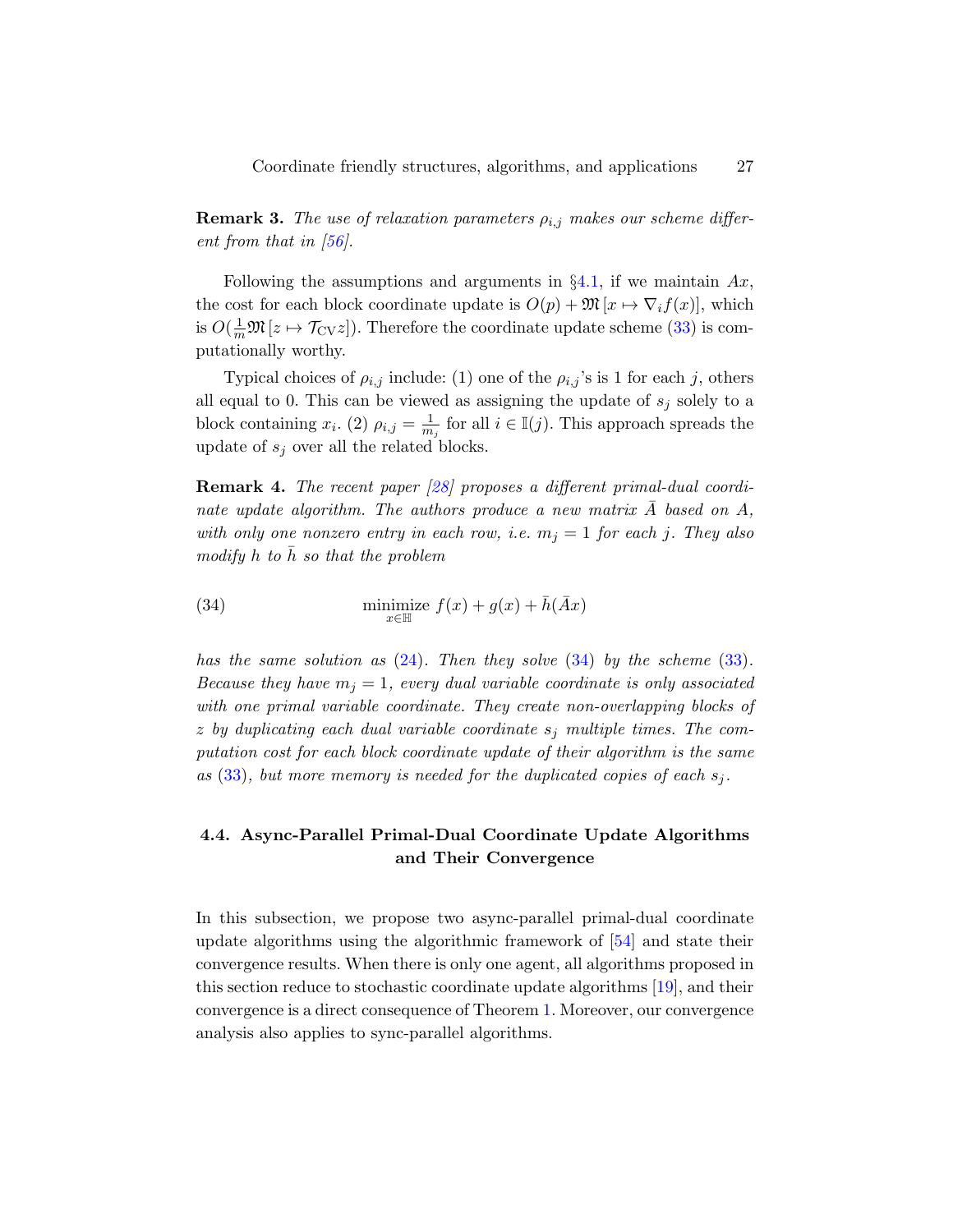**Remark 3.** *The use of relaxation parameters $\rho_{i,j}$ makes our scheme different from that in [56].*

Following the assumptions and arguments in §4.1, if we maintain $Ax$, the cost for each block coordinate update is $O(p) + \mathfrak{M}[x \mapsto \nabla_i f(x)]$, which is $O(\frac{1}{m}\mathfrak{M}[z \mapsto \mathcal{T}_{\mathrm{CV}} z])$. Therefore the coordinate update scheme (33) is computationally worthy.

Typical choices of $\rho_{i,j}$ include: (1) one of the $\rho_{i,j}$'s is 1 for each $j$, others all equal to 0. This can be viewed as assigning the update of $s_j$ solely to a block containing $x_i$. (2) $\rho_{i,j} = \frac{1}{m_j}$ for all $i \in \mathbb{I}(j)$. This approach spreads the update of $s_j$ over all the related blocks.

**Remark 4.** *The recent paper [28] proposes a different primal-dual coordinate update algorithm. The authors produce a new matrix $\bar{A}$ based on $A$, with only one nonzero entry in each row, i.e. $m_j = 1$ for each $j$. They also modify $h$ to $\bar{h}$ so that the problem*

$$\underset{x \in \mathbb{H}}{\text{minimize}}\; f(x) + g(x) + \bar{h}(\bar{A}x) \tag{34}$$

*has the same solution as (24). Then they solve (34) by the scheme (33). Because they have $m_j = 1$, every dual variable coordinate is only associated with one primal variable coordinate. They create non-overlapping blocks of $z$ by duplicating each dual variable coordinate $s_j$ multiple times. The computation cost for each block coordinate update of their algorithm is the same as (33), but more memory is needed for the duplicated copies of each $s_j$.*

### 4.4. Async-Parallel Primal-Dual Coordinate Update Algorithms and Their Convergence

In this subsection, we propose two async-parallel primal-dual coordinate update algorithms using the algorithmic framework of [54] and state their convergence results. When there is only one agent, all algorithms proposed in this section reduce to stochastic coordinate update algorithms [19], and their convergence is a direct consequence of Theorem 1. Moreover, our convergence analysis also applies to sync-parallel algorithms.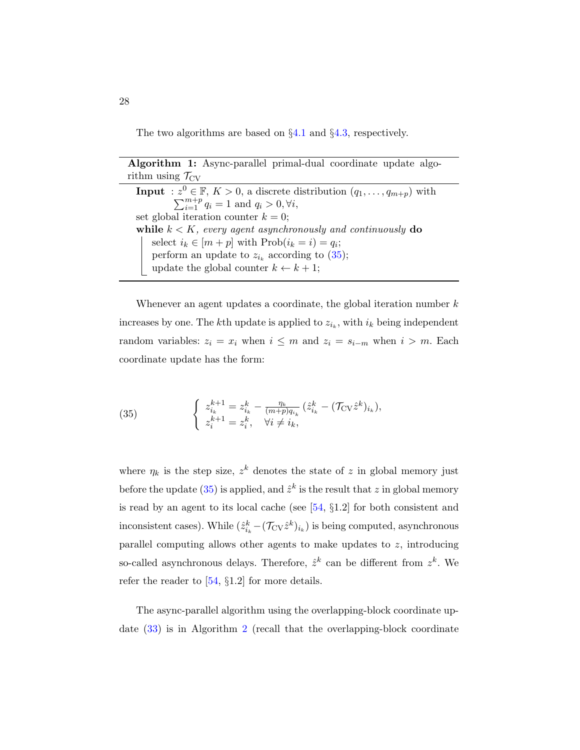The two algorithms are based on §4.1 and §4.3, respectively.

---

**Algorithm 1:** Async-parallel primal-dual coordinate update algorithm using $\mathcal{T}_{\text{CV}}$

---

**Input** : $z^0 \in \mathbb{F}$, $K > 0$, a discrete distribution $(q_1, \ldots, q_{m+p})$ with $\sum_{i=1}^{m+p} q_i = 1$ and $q_i > 0, \forall i$,

set global iteration counter $k = 0$;

**while** $k < K$, *every agent asynchronously and continuously* **do**

  select $i_k \in [m+p]$ with $\text{Prob}(i_k = i) = q_i$;

  perform an update to $z_{i_k}$ according to (35);

  update the global counter $k \leftarrow k+1$;

---

Whenever an agent updates a coordinate, the global iteration number $k$ increases by one. The $k$th update is applied to $z_{i_k}$, with $i_k$ being independent random variables: $z_i = x_i$ when $i \leq m$ and $z_i = s_{i-m}$ when $i > m$. Each coordinate update has the form:

$$
\left\{
\begin{array}{l}
z_{i_k}^{k+1} = z_{i_k}^k - \frac{\eta_k}{(m+p)q_{i_k}} \left(\hat{z}_{i_k}^k - (\mathcal{T}_{\text{CV}} \hat{z}^k)_{i_k}\right), \\
z_i^{k+1} = z_i^k, \quad \forall i \neq i_k,
\end{array}
\right.
\tag{35}
$$

where $\eta_k$ is the step size, $z^k$ denotes the state of $z$ in global memory just before the update (35) is applied, and $\hat{z}^k$ is the result that $z$ in global memory is read by an agent to its local cache (see [54, §1.2] for both consistent and inconsistent cases). While $(\hat{z}_{i_k}^k - (\mathcal{T}_{\text{CV}} \hat{z}^k)_{i_k})$ is being computed, asynchronous parallel computing allows other agents to make updates to $z$, introducing so-called asynchronous delays. Therefore, $\hat{z}^k$ can be different from $z^k$. We refer the reader to [54, §1.2] for more details.

The async-parallel algorithm using the overlapping-block coordinate update (33) is in Algorithm 2 (recall that the overlapping-block coordinate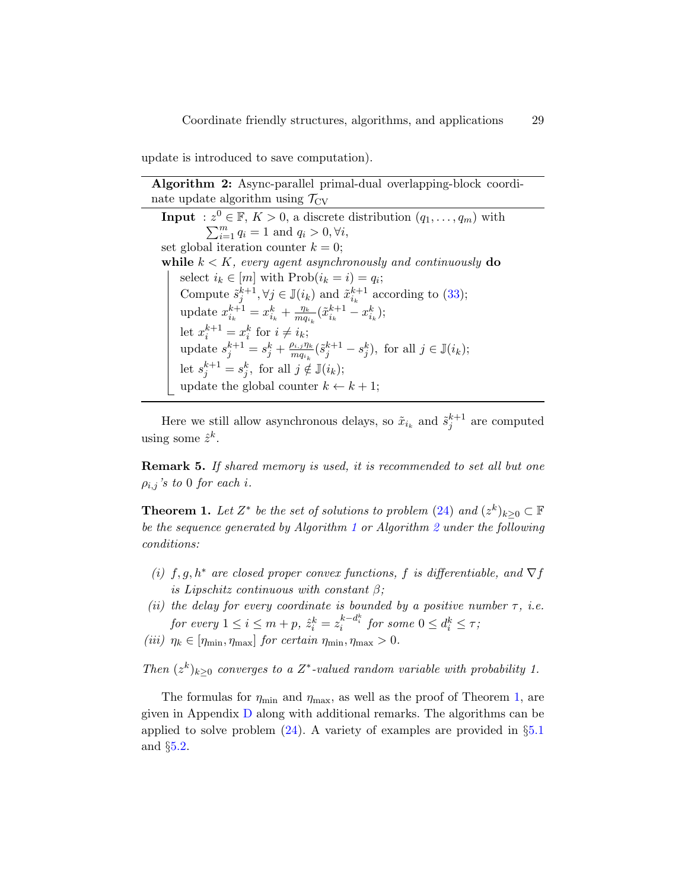update is introduced to save computation).

---

**Algorithm 2:** Async-parallel primal-dual overlapping-block coordinate update algorithm using $\mathcal{T}_{\text{CV}}$

---

**Input** : $z^0 \in \mathbb{F}$, $K > 0$, a discrete distribution $(q_1, \ldots, q_m)$ with $\sum_{i=1}^m q_i = 1$ and $q_i > 0, \forall i$,

set global iteration counter $k = 0$;

**while** *$k < K$, every agent asynchronously and continuously* **do**

- select $i_k \in [m]$ with $\text{Prob}(i_k = i) = q_i$;
- Compute $\tilde{s}_j^{k+1}, \forall j \in \mathbb{J}(i_k)$ and $\tilde{x}_{i_k}^{k+1}$ according to (33);
- update $x_{i_k}^{k+1} = x_{i_k}^k + \frac{\eta_k}{m q_{i_k}} (\tilde{x}_{i_k}^{k+1} - x_{i_k}^k)$;
- let $x_i^{k+1} = x_i^k$ for $i \neq i_k$;
- update $s_j^{k+1} = s_j^k + \frac{\rho_{i,j} \eta_k}{m q_{i_k}} (\tilde{s}_j^{k+1} - s_j^k)$, for all $j \in \mathbb{J}(i_k)$;
- let $s_j^{k+1} = s_j^k$, for all $j \notin \mathbb{J}(i_k)$;
- update the global counter $k \leftarrow k + 1$;

---

Here we still allow asynchronous delays, so $\tilde{x}_{i_k}$ and $\tilde{s}_j^{k+1}$ are computed using some $\hat{z}^k$.

**Remark 5.** *If shared memory is used, it is recommended to set all but one $\rho_{i,j}$'s to 0 for each $i$.*

**Theorem 1.** *Let $Z^*$ be the set of solutions to problem (24) and $(z^k)_{k \geq 0} \subset \mathbb{F}$ be the sequence generated by Algorithm 1 or Algorithm 2 under the following conditions:*

*(i) $f, g, h^*$ are closed proper convex functions, $f$ is differentiable, and $\nabla f$ is Lipschitz continuous with constant $\beta$;*

*(ii) the delay for every coordinate is bounded by a positive number $\tau$, i.e. for every $1 \leq i \leq m + p$, $\hat{z}_i^k = z_i^{k - d_i^k}$ for some $0 \leq d_i^k \leq \tau$;*

*(iii) $\eta_k \in [\eta_{\min}, \eta_{\max}]$ for certain $\eta_{\min}, \eta_{\max} > 0$.*

*Then $(z^k)_{k \geq 0}$ converges to a $Z^*$-valued random variable with probability 1.*

The formulas for $\eta_{\min}$ and $\eta_{\max}$, as well as the proof of Theorem 1, are given in Appendix D along with additional remarks. The algorithms can be applied to solve problem (24). A variety of examples are provided in §5.1 and §5.2.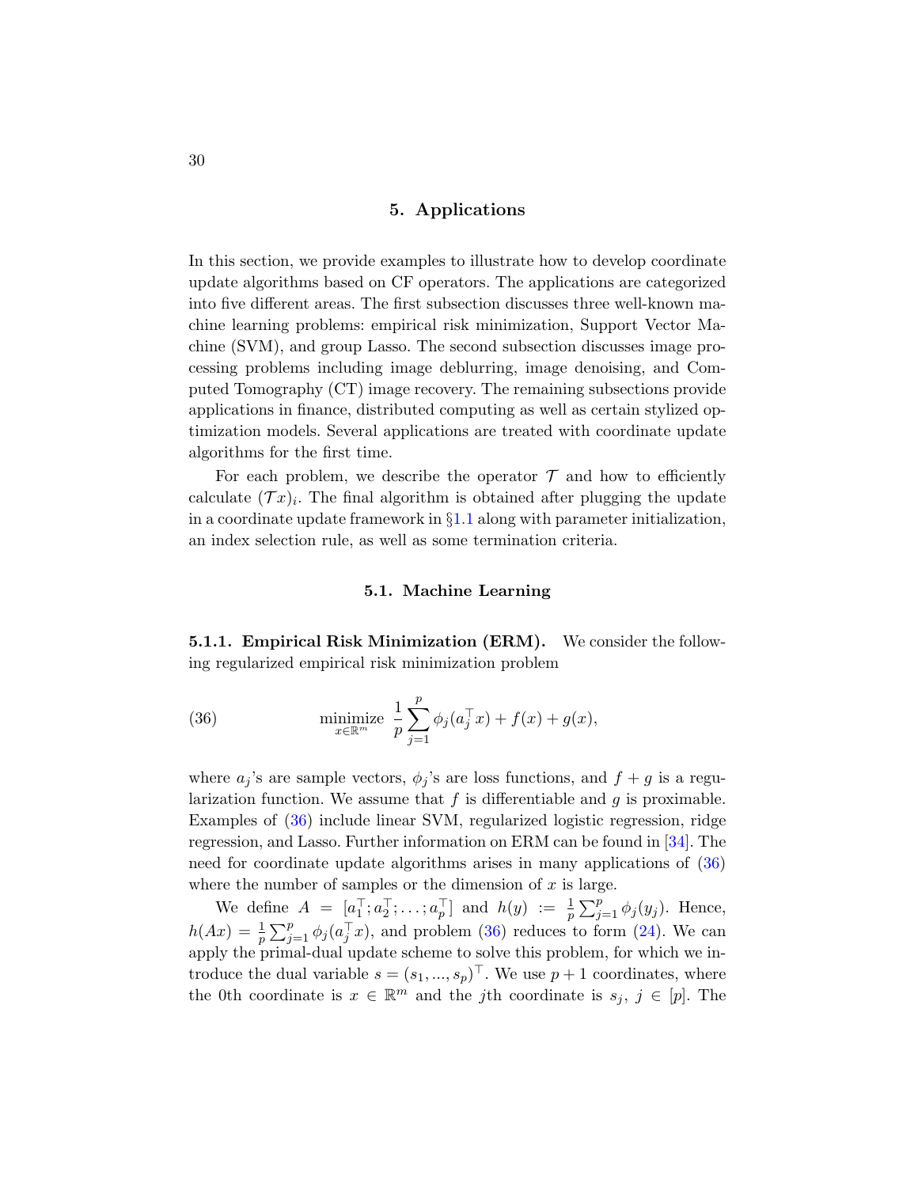## 5. Applications

In this section, we provide examples to illustrate how to develop coordinate update algorithms based on CF operators. The applications are categorized into five different areas. The first subsection discusses three well-known machine learning problems: empirical risk minimization, Support Vector Machine (SVM), and group Lasso. The second subsection discusses image processing problems including image deblurring, image denoising, and Computed Tomography (CT) image recovery. The remaining subsections provide applications in finance, distributed computing as well as certain stylized optimization models. Several applications are treated with coordinate update algorithms for the first time.

For each problem, we describe the operator $\mathcal{T}$ and how to efficiently calculate $(\mathcal{T}x)_i$. The final algorithm is obtained after plugging the update in a coordinate update framework in §1.1 along with parameter initialization, an index selection rule, as well as some termination criteria.

### 5.1. Machine Learning

**5.1.1. Empirical Risk Minimization (ERM).** We consider the following regularized empirical risk minimization problem

$$\underset{x \in \mathbb{R}^m}{\text{minimize}} \ \frac{1}{p}\sum_{j=1}^{p} \phi_j(a_j^\top x) + f(x) + g(x), \tag{36}$$

where $a_j$'s are sample vectors, $\phi_j$'s are loss functions, and $f + g$ is a regularization function. We assume that $f$ is differentiable and $g$ is proximable. Examples of (36) include linear SVM, regularized logistic regression, ridge regression, and Lasso. Further information on ERM can be found in [34]. The need for coordinate update algorithms arises in many applications of (36) where the number of samples or the dimension of $x$ is large.

We define $A = [a_1^\top; a_2^\top; \ldots; a_p^\top]$ and $h(y) := \frac{1}{p}\sum_{j=1}^{p} \phi_j(y_j)$. Hence, $h(Ax) = \frac{1}{p}\sum_{j=1}^{p} \phi_j(a_j^\top x)$, and problem (36) reduces to form (24). We can apply the primal-dual update scheme to solve this problem, for which we introduce the dual variable $s = (s_1, ..., s_p)^\top$. We use $p+1$ coordinates, where the 0th coordinate is $x \in \mathbb{R}^m$ and the $j$th coordinate is $s_j$, $j \in [p]$. The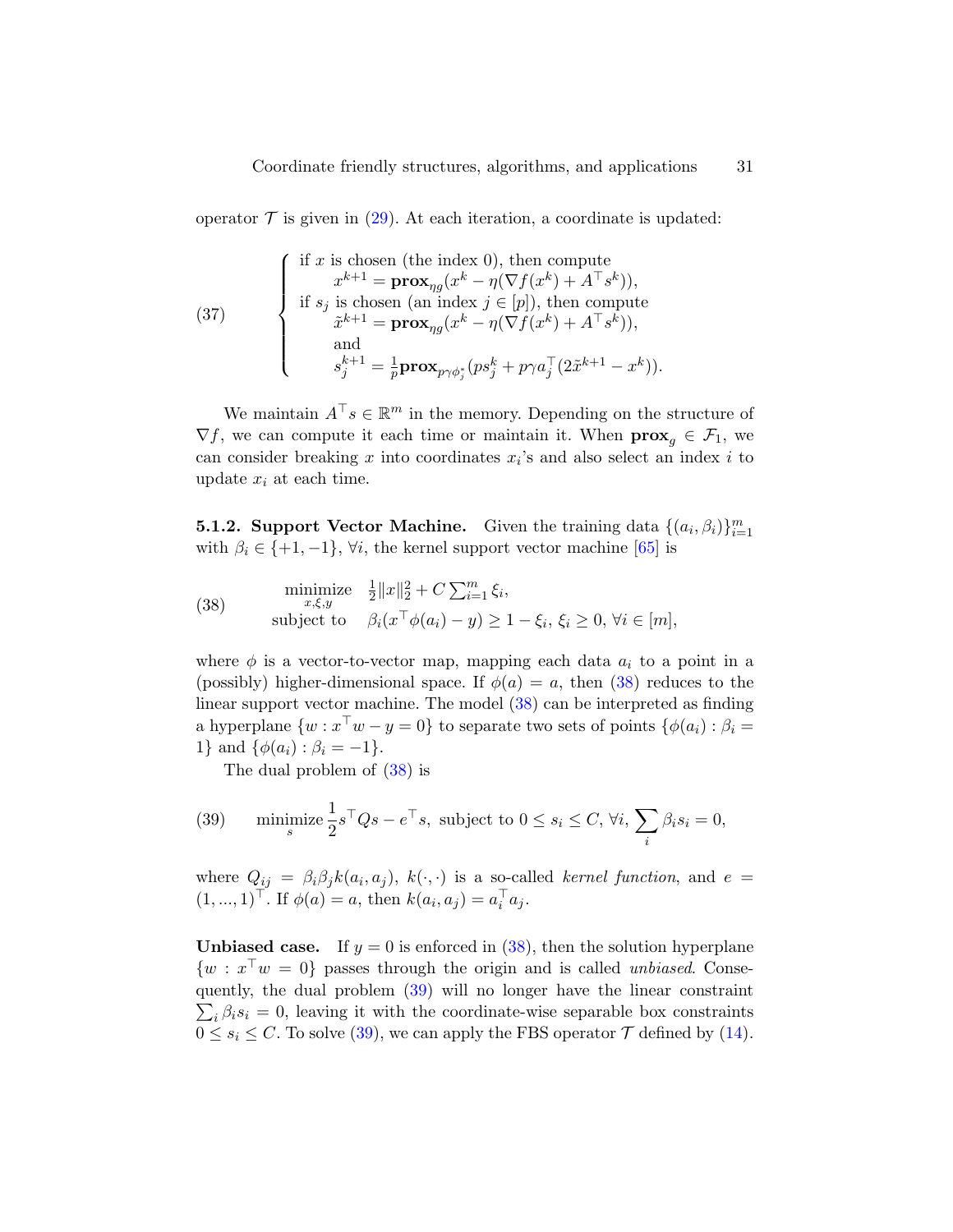operator $\mathcal{T}$ is given in (29). At each iteration, a coordinate is updated:

$$
(37) \qquad \begin{cases} \text{if } x \text{ is chosen (the index 0), then compute} \\ \qquad x^{k+1} = \mathbf{prox}_{\eta g}(x^k - \eta(\nabla f(x^k) + A^\top s^k)), \\ \text{if } s_j \text{ is chosen (an index } j \in [p]\text{), then compute} \\ \qquad \tilde{x}^{k+1} = \mathbf{prox}_{\eta g}(x^k - \eta(\nabla f(x^k) + A^\top s^k)), \\ \qquad \text{and} \\ \qquad s_j^{k+1} = \frac{1}{p}\mathbf{prox}_{p\gamma\phi_j^*}(ps_j^k + p\gamma a_j^\top(2\tilde{x}^{k+1} - x^k)). \end{cases}
$$

We maintain $A^\top s \in \mathbb{R}^m$ in the memory. Depending on the structure of $\nabla f$, we can compute it each time or maintain it. When $\mathbf{prox}_g \in \mathcal{F}_1$, we can consider breaking $x$ into coordinates $x_i$'s and also select an index $i$ to update $x_i$ at each time.

**5.1.2. Support Vector Machine.** Given the training data $\{(a_i, \beta_i)\}_{i=1}^m$ with $\beta_i \in \{+1, -1\}$, $\forall i$, the kernel support vector machine [65] is

$$
(38) \qquad \begin{aligned} \underset{x,\xi,y}{\text{minimize}} \quad & \tfrac{1}{2}\|x\|_2^2 + C\textstyle\sum_{i=1}^m \xi_i, \\ \text{subject to} \quad & \beta_i(x^\top \phi(a_i) - y) \geq 1 - \xi_i,\ \xi_i \geq 0,\ \forall i \in [m], \end{aligned}
$$

where $\phi$ is a vector-to-vector map, mapping each data $a_i$ to a point in a (possibly) higher-dimensional space. If $\phi(a) = a$, then (38) reduces to the linear support vector machine. The model (38) can be interpreted as finding a hyperplane $\{w : x^\top w - y = 0\}$ to separate two sets of points $\{\phi(a_i) : \beta_i = 1\}$ and $\{\phi(a_i) : \beta_i = -1\}$.

The dual problem of (38) is

$$
(39) \qquad \underset{s}{\text{minimize}} \frac{1}{2}s^\top Q s - e^\top s, \text{ subject to } 0 \leq s_i \leq C, \forall i, \sum_i \beta_i s_i = 0,
$$

where $Q_{ij} = \beta_i \beta_j k(a_i, a_j)$, $k(\cdot,\cdot)$ is a so-called *kernel function*, and $e = (1, ..., 1)^\top$. If $\phi(a) = a$, then $k(a_i, a_j) = a_i^\top a_j$.

**Unbiased case.** If $y = 0$ is enforced in (38), then the solution hyperplane $\{w : x^\top w = 0\}$ passes through the origin and is called *unbiased*. Consequently, the dual problem (39) will no longer have the linear constraint $\sum_i \beta_i s_i = 0$, leaving it with the coordinate-wise separable box constraints $0 \leq s_i \leq C$. To solve (39), we can apply the FBS operator $\mathcal{T}$ defined by (14).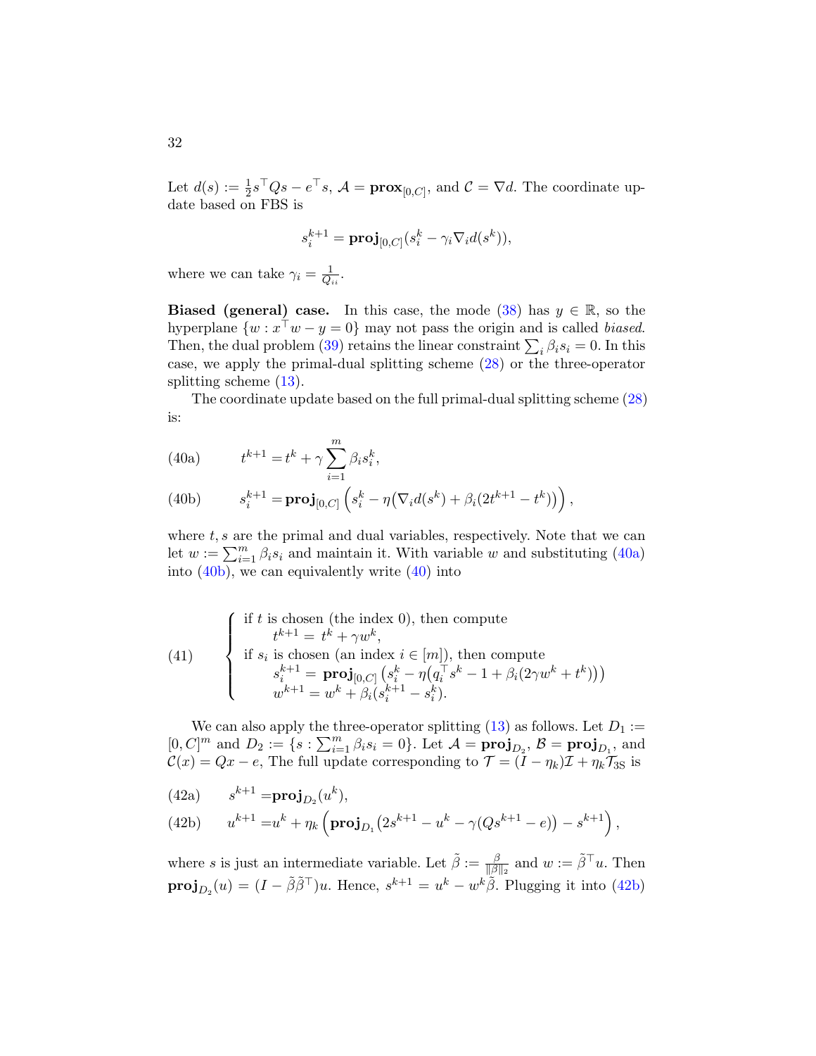Let $d(s) := \frac{1}{2}s^\top Qs - e^\top s$, $\mathcal{A} = \mathbf{prox}_{[0,C]}$, and $\mathcal{C} = \nabla d$. The coordinate update based on FBS is

$$s_i^{k+1} = \mathbf{proj}_{[0,C]}(s_i^k - \gamma_i \nabla_i d(s^k)),$$

where we can take $\gamma_i = \frac{1}{Q_{ii}}$.

**Biased (general) case.** In this case, the mode (38) has $y \in \mathbb{R}$, so the hyperplane $\{w : x^\top w - y = 0\}$ may not pass the origin and is called *biased*. Then, the dual problem (39) retains the linear constraint $\sum_i \beta_i s_i = 0$. In this case, we apply the primal-dual splitting scheme (28) or the three-operator splitting scheme (13).

The coordinate update based on the full primal-dual splitting scheme (28) is:

$$t^{k+1} = t^k + \gamma \sum_{i=1}^m \beta_i s_i^k, \tag{40a}$$

$$s_i^{k+1} = \mathbf{proj}_{[0,C]}\left(s_i^k - \eta\big(\nabla_i d(s^k) + \beta_i(2t^{k+1} - t^k)\big)\right), \tag{40b}$$

where $t, s$ are the primal and dual variables, respectively. Note that we can let $w := \sum_{i=1}^m \beta_i s_i$ and maintain it. With variable $w$ and substituting (40a) into (40b), we can equivalently write (40) into

$$\begin{cases} \text{if } t \text{ is chosen (the index 0), then compute} \\ \qquad t^{k+1} = t^k + \gamma w^k, \\ \text{if } s_i \text{ is chosen (an index } i \in [m]\text{), then compute} \\ \qquad s_i^{k+1} = \mathbf{proj}_{[0,C]}\left(s_i^k - \eta\big(q_i^\top s^k - 1 + \beta_i(2\gamma w^k + t^k)\big)\right) \\ \qquad w^{k+1} = w^k + \beta_i(s_i^{k+1} - s_i^k). \end{cases} \tag{41}$$

We can also apply the three-operator splitting (13) as follows. Let $D_1 := [0, C]^m$ and $D_2 := \{s : \sum_{i=1}^m \beta_i s_i = 0\}$. Let $\mathcal{A} = \mathbf{proj}_{D_2}$, $\mathcal{B} = \mathbf{proj}_{D_1}$, and $\mathcal{C}(x) = Qx - e$, The full update corresponding to $\mathcal{T} = (I - \eta_k)\mathcal{I} + \eta_k \mathcal{T}_{3S}$ is

$$s^{k+1} = \mathbf{proj}_{D_2}(u^k), \tag{42a}$$

$$u^{k+1} = u^k + \eta_k\left(\mathbf{proj}_{D_1}\big(2s^{k+1} - u^k - \gamma(Qs^{k+1} - e)\big) - s^{k+1}\right), \tag{42b}$$

where $s$ is just an intermediate variable. Let $\tilde{\beta} := \frac{\beta}{\|\beta\|_2}$ and $w := \tilde{\beta}^\top u$. Then $\mathbf{proj}_{D_2}(u) = (I - \tilde{\beta}\tilde{\beta}^\top)u$. Hence, $s^{k+1} = u^k - w^k\tilde{\beta}$. Plugging it into (42b)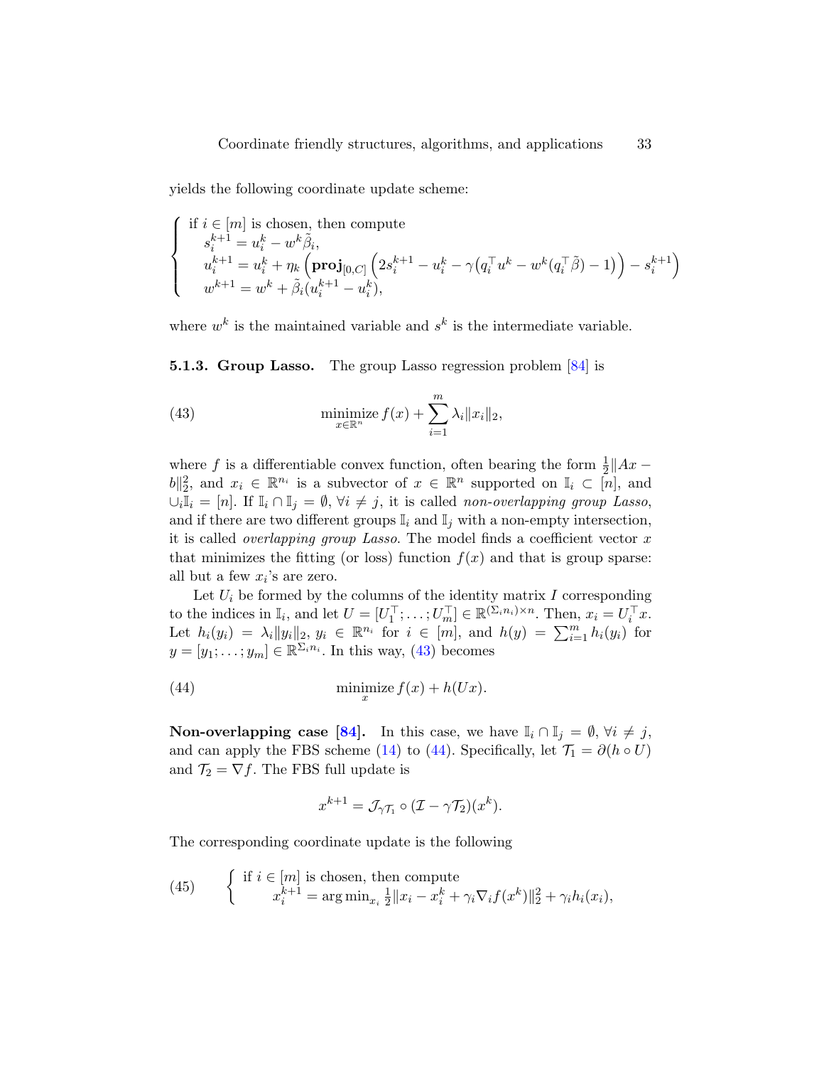yields the following coordinate update scheme:

$$\begin{cases} \text{if } i \in [m] \text{ is chosen, then compute} \\ \quad s_i^{k+1} = u_i^k - w^k \tilde{\beta}_i, \\ \quad u_i^{k+1} = u_i^k + \eta_k \left( \mathbf{proj}_{[0,C]} \left( 2s_i^{k+1} - u_i^k - \gamma \big( q_i^\top u^k - w^k (q_i^\top \tilde{\beta}) - 1 \big) \right) - s_i^{k+1} \right) \\ \quad w^{k+1} = w^k + \tilde{\beta}_i (u_i^{k+1} - u_i^k), \end{cases}$$

where $w^k$ is the maintained variable and $s^k$ is the intermediate variable.

**5.1.3. Group Lasso.** The group Lasso regression problem [84] is

$$\underset{x \in \mathbb{R}^n}{\text{minimize}}\, f(x) + \sum_{i=1}^m \lambda_i \|x_i\|_2, \tag{43}$$

where $f$ is a differentiable convex function, often bearing the form $\frac{1}{2}\|Ax - b\|_2^2$, and $x_i \in \mathbb{R}^{n_i}$ is a subvector of $x \in \mathbb{R}^n$ supported on $\mathbb{I}_i \subset [n]$, and $\cup_i \mathbb{I}_i = [n]$. If $\mathbb{I}_i \cap \mathbb{I}_j = \emptyset$, $\forall i \neq j$, it is called *non-overlapping group Lasso*, and if there are two different groups $\mathbb{I}_i$ and $\mathbb{I}_j$ with a non-empty intersection, it is called *overlapping group Lasso*. The model finds a coefficient vector $x$ that minimizes the fitting (or loss) function $f(x)$ and that is group sparse: all but a few $x_i$'s are zero.

Let $U_i$ be formed by the columns of the identity matrix $I$ corresponding to the indices in $\mathbb{I}_i$, and let $U = [U_1^\top; \ldots; U_m^\top] \in \mathbb{R}^{(\Sigma_i n_i) \times n}$. Then, $x_i = U_i^\top x$. Let $h_i(y_i) = \lambda_i \|y_i\|_2$, $y_i \in \mathbb{R}^{n_i}$ for $i \in [m]$, and $h(y) = \sum_{i=1}^m h_i(y_i)$ for $y = [y_1; \ldots; y_m] \in \mathbb{R}^{\Sigma_i n_i}$. In this way, (43) becomes

$$\underset{x}{\text{minimize}}\, f(x) + h(Ux). \tag{44}$$

**Non-overlapping case [84].** In this case, we have $\mathbb{I}_i \cap \mathbb{I}_j = \emptyset$, $\forall i \neq j$, and can apply the FBS scheme (14) to (44). Specifically, let $\mathcal{T}_1 = \partial(h \circ U)$ and $\mathcal{T}_2 = \nabla f$. The FBS full update is

$$x^{k+1} = \mathcal{J}_{\gamma \mathcal{T}_1} \circ (\mathcal{I} - \gamma \mathcal{T}_2)(x^k).$$

The corresponding coordinate update is the following

$$\begin{cases} \text{if } i \in [m] \text{ is chosen, then compute} \\ \quad x_i^{k+1} = \arg\min_{x_i} \frac{1}{2}\|x_i - x_i^k + \gamma_i \nabla_i f(x^k)\|_2^2 + \gamma_i h_i(x_i), \end{cases} \tag{45}$$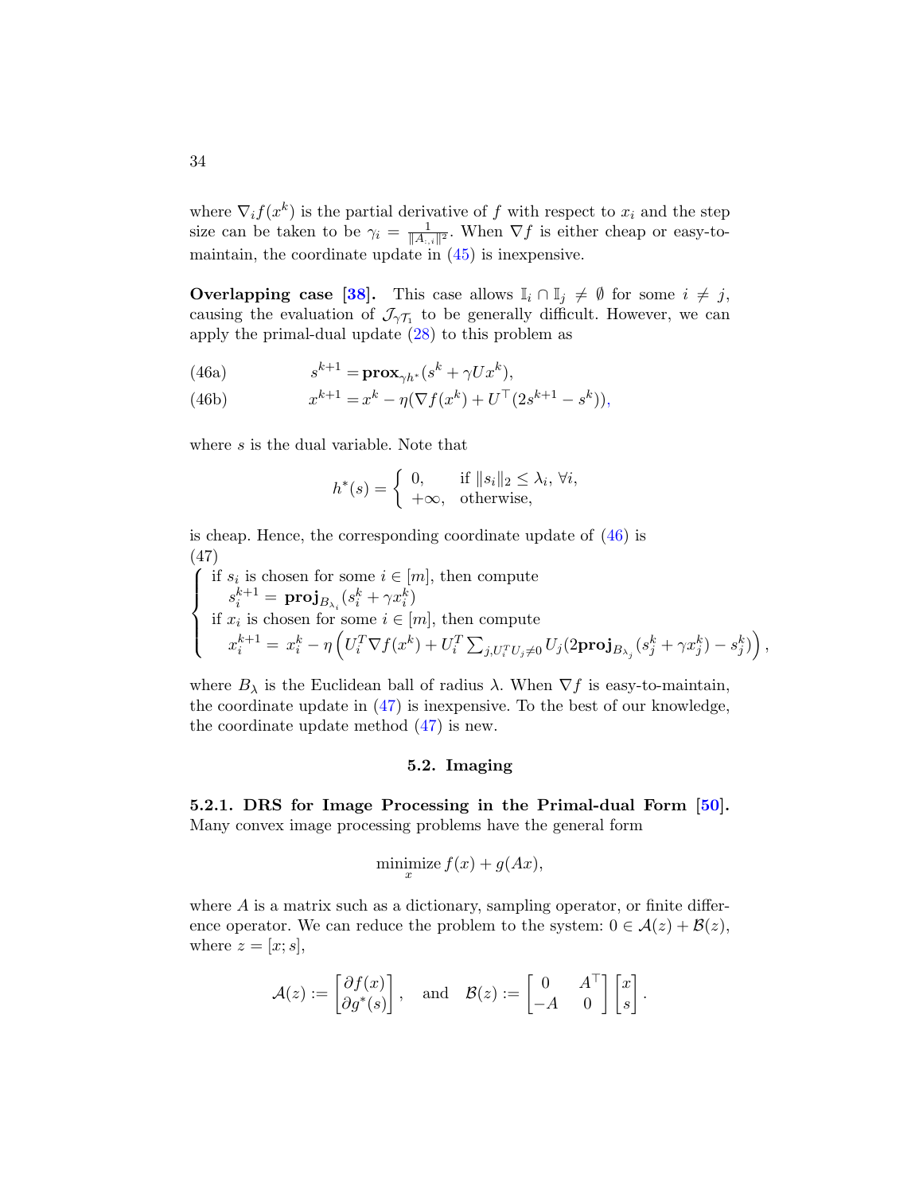where $\nabla_i f(x^k)$ is the partial derivative of $f$ with respect to $x_i$ and the step size can be taken to be $\gamma_i = \frac{1}{\|A_{:,i}\|^2}$. When $\nabla f$ is either cheap or easy-to-maintain, the coordinate update in (45) is inexpensive.

**Overlapping case [38].** This case allows $\mathbb{I}_i \cap \mathbb{I}_j \neq \emptyset$ for some $i \neq j$, causing the evaluation of $\mathcal{J}_{\gamma\mathcal{T}_1}$ to be generally difficult. However, we can apply the primal-dual update (28) to this problem as

$$s^{k+1} = \mathbf{prox}_{\gamma h^*}(s^k + \gamma U x^k), \tag{46a}$$

$$x^{k+1} = x^k - \eta(\nabla f(x^k) + U^\top(2s^{k+1} - s^k)), \tag{46b}$$

where $s$ is the dual variable. Note that

$$h^*(s) = \begin{cases} 0, & \text{if } \|s_i\|_2 \leq \lambda_i, \ \forall i, \\ +\infty, & \text{otherwise,} \end{cases}$$

is cheap. Hence, the corresponding coordinate update of (46) is

$$\begin{cases} \text{if } s_i \text{ is chosen for some } i \in [m], \text{ then compute} \\ \quad s_i^{k+1} = \mathbf{proj}_{B_{\lambda_i}}(s_i^k + \gamma x_i^k) \\ \text{if } x_i \text{ is chosen for some } i \in [m], \text{ then compute} \\ \quad x_i^{k+1} = x_i^k - \eta\left(U_i^T \nabla f(x^k) + U_i^T \sum_{j, U_i^T U_j \neq 0} U_j(2\mathbf{proj}_{B_{\lambda_j}}(s_j^k + \gamma x_j^k) - s_j^k)\right), \end{cases} \tag{47}$$

where $B_\lambda$ is the Euclidean ball of radius $\lambda$. When $\nabla f$ is easy-to-maintain, the coordinate update in (47) is inexpensive. To the best of our knowledge, the coordinate update method (47) is new.

## 5.2. Imaging

### 5.2.1. DRS for Image Processing in the Primal-dual Form [50].

Many convex image processing problems have the general form

$$\underset{x}{\text{minimize}}\, f(x) + g(Ax),$$

where $A$ is a matrix such as a dictionary, sampling operator, or finite difference operator. We can reduce the problem to the system: $0 \in \mathcal{A}(z) + \mathcal{B}(z)$, where $z = [x; s]$,

$$\mathcal{A}(z) := \begin{bmatrix} \partial f(x) \\ \partial g^*(s) \end{bmatrix}, \quad \text{and} \quad \mathcal{B}(z) := \begin{bmatrix} 0 & A^\top \\ -A & 0 \end{bmatrix} \begin{bmatrix} x \\ s \end{bmatrix}.$$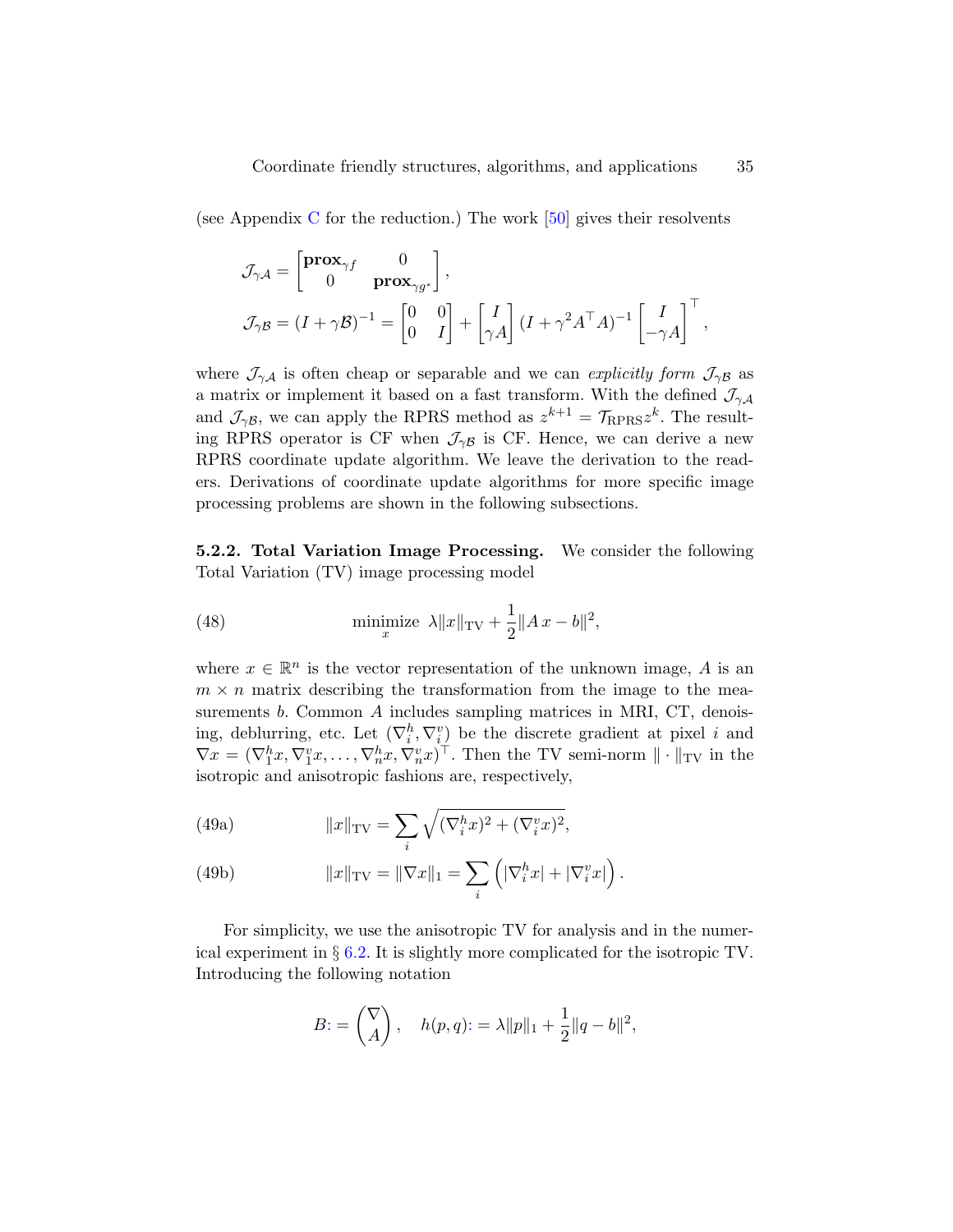(see Appendix C for the reduction.) The work [50] gives their resolvents

$$
\begin{aligned}
&\mathcal{J}_{\gamma\mathcal{A}} = \begin{bmatrix} \mathbf{prox}_{\gamma f} & 0 \\ 0 & \mathbf{prox}_{\gamma g^*} \end{bmatrix}, \\
&\mathcal{J}_{\gamma\mathcal{B}} = (I + \gamma\mathcal{B})^{-1} = \begin{bmatrix} 0 & 0 \\ 0 & I \end{bmatrix} + \begin{bmatrix} I \\ \gamma A \end{bmatrix} (I + \gamma^2 A^\top A)^{-1} \begin{bmatrix} I \\ -\gamma A \end{bmatrix}^\top,
\end{aligned}
$$

where $\mathcal{J}_{\gamma\mathcal{A}}$ is often cheap or separable and we can *explicitly form* $\mathcal{J}_{\gamma\mathcal{B}}$ as a matrix or implement it based on a fast transform. With the defined $\mathcal{J}_{\gamma\mathcal{A}}$ and $\mathcal{J}_{\gamma\mathcal{B}}$, we can apply the RPRS method as $z^{k+1} = \mathcal{T}_{\mathrm{RPRS}} z^k$. The resulting RPRS operator is CF when $\mathcal{J}_{\gamma\mathcal{B}}$ is CF. Hence, we can derive a new RPRS coordinate update algorithm. We leave the derivation to the readers. Derivations of coordinate update algorithms for more specific image processing problems are shown in the following subsections.

**5.2.2. Total Variation Image Processing.** We consider the following Total Variation (TV) image processing model

$$
\underset{x}{\text{minimize}} \ \lambda \|x\|_{\mathrm{TV}} + \frac{1}{2}\|A\,x - b\|^2, \tag{48}
$$

where $x \in \mathbb{R}^n$ is the vector representation of the unknown image, $A$ is an $m \times n$ matrix describing the transformation from the image to the measurements $b$. Common $A$ includes sampling matrices in MRI, CT, denoising, deblurring, etc. Let $(\nabla_i^h, \nabla_i^v)$ be the discrete gradient at pixel $i$ and $\nabla x = (\nabla_1^h x, \nabla_1^v x, \ldots, \nabla_n^h x, \nabla_n^v x)^\top$. Then the TV semi-norm $\|\cdot\|_{\mathrm{TV}}$ in the isotropic and anisotropic fashions are, respectively,

$$
\|x\|_{\mathrm{TV}} = \sum_i \sqrt{(\nabla_i^h x)^2 + (\nabla_i^v x)^2}, \tag{49a}
$$

$$
\|x\|_{\mathrm{TV}} = \|\nabla x\|_1 = \sum_i \left( |\nabla_i^h x| + |\nabla_i^v x| \right). \tag{49b}
$$

For simplicity, we use the anisotropic TV for analysis and in the numerical experiment in § 6.2. It is slightly more complicated for the isotropic TV. Introducing the following notation

$$
B := \begin{pmatrix} \nabla \\ A \end{pmatrix}, \quad h(p, q) := \lambda\|p\|_1 + \frac{1}{2}\|q - b\|^2,
$$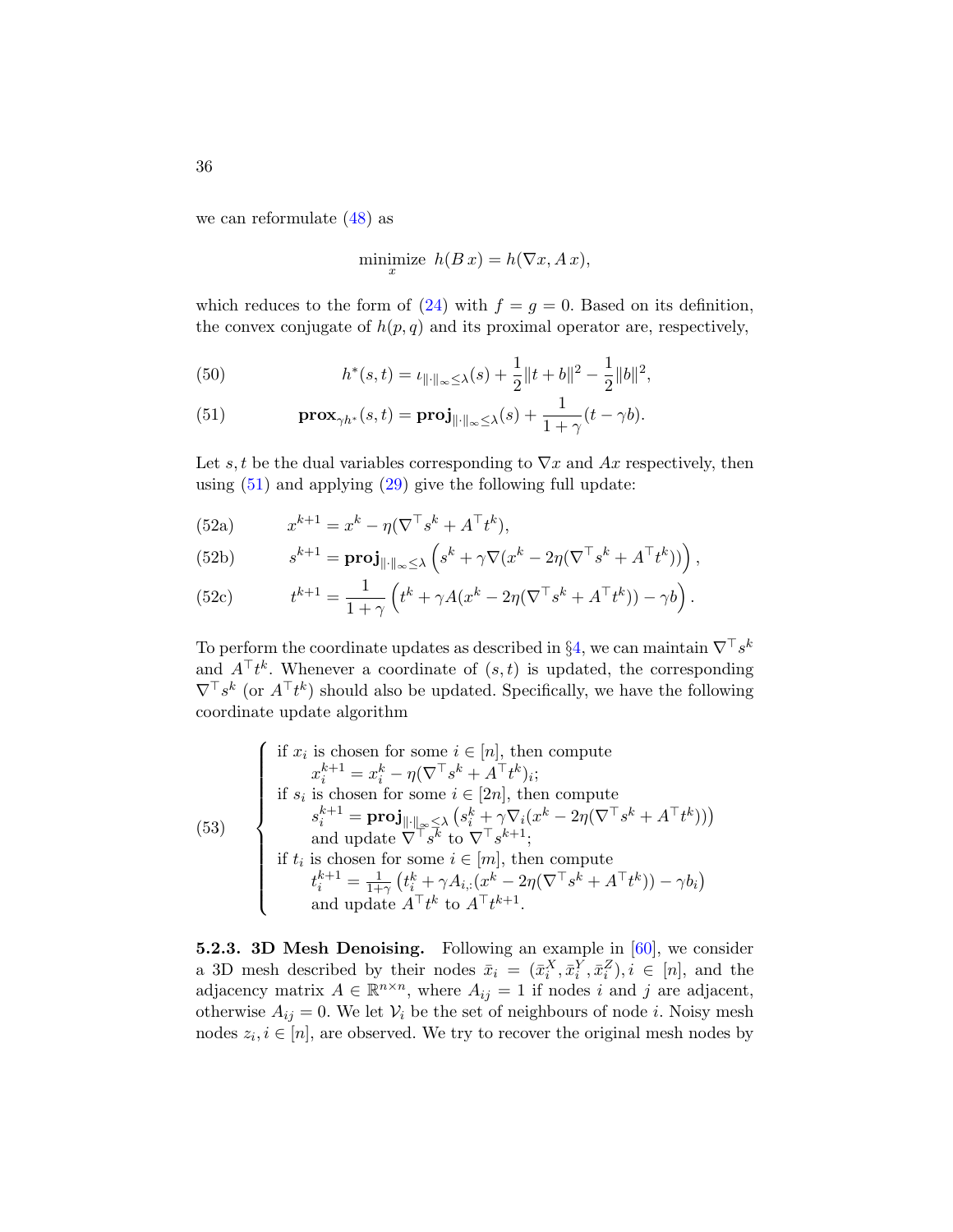we can reformulate (48) as

$$\underset{x}{\text{minimize}}\ \ h(B\,x) = h(\nabla x, A\,x),$$

which reduces to the form of (24) with $f = g = 0$. Based on its definition, the convex conjugate of $h(p, q)$ and its proximal operator are, respectively,

$$h^*(s,t) = \iota_{\|\cdot\|_\infty \le \lambda}(s) + \frac{1}{2}\|t + b\|^2 - \frac{1}{2}\|b\|^2, \tag{50}$$

$$\mathbf{prox}_{\gamma h^*}(s,t) = \mathbf{proj}_{\|\cdot\|_\infty \le \lambda}(s) + \frac{1}{1+\gamma}(t - \gamma b). \tag{51}$$

Let $s, t$ be the dual variables corresponding to $\nabla x$ and $Ax$ respectively, then using (51) and applying (29) give the following full update:

$$x^{k+1} = x^k - \eta(\nabla^\top s^k + A^\top t^k), \tag{52a}$$

$$s^{k+1} = \mathbf{proj}_{\|\cdot\|_\infty \le \lambda}\left(s^k + \gamma \nabla(x^k - 2\eta(\nabla^\top s^k + A^\top t^k))\right), \tag{52b}$$

$$t^{k+1} = \frac{1}{1+\gamma}\left(t^k + \gamma A(x^k - 2\eta(\nabla^\top s^k + A^\top t^k)) - \gamma b\right). \tag{52c}$$

To perform the coordinate updates as described in §4, we can maintain $\nabla^\top s^k$ and $A^\top t^k$. Whenever a coordinate of $(s,t)$ is updated, the corresponding $\nabla^\top s^k$ (or $A^\top t^k$) should also be updated. Specifically, we have the following coordinate update algorithm

$$\begin{cases} \text{if } x_i \text{ is chosen for some } i \in [n], \text{ then compute} \\ \qquad x_i^{k+1} = x_i^k - \eta(\nabla^\top s^k + A^\top t^k)_i; \\ \text{if } s_i \text{ is chosen for some } i \in [2n], \text{ then compute} \\ \qquad s_i^{k+1} = \mathbf{proj}_{\|\cdot\|_\infty \le \lambda}\left(s_i^k + \gamma \nabla_i(x^k - 2\eta(\nabla^\top s^k + A^\top t^k))\right) \\ \qquad \text{and update } \nabla^\top s^k \text{ to } \nabla^\top s^{k+1}; \\ \text{if } t_i \text{ is chosen for some } i \in [m], \text{ then compute} \\ \qquad t_i^{k+1} = \frac{1}{1+\gamma}\left(t_i^k + \gamma A_{i,:}(x^k - 2\eta(\nabla^\top s^k + A^\top t^k)) - \gamma b_i\right) \\ \qquad \text{and update } A^\top t^k \text{ to } A^\top t^{k+1}. \end{cases} \tag{53}$$

**5.2.3. 3D Mesh Denoising.** Following an example in [60], we consider a 3D mesh described by their nodes $\bar{x}_i = (\bar{x}_i^X, \bar{x}_i^Y, \bar{x}_i^Z), i \in [n]$, and the adjacency matrix $A \in \mathbb{R}^{n \times n}$, where $A_{ij} = 1$ if nodes $i$ and $j$ are adjacent, otherwise $A_{ij} = 0$. We let $\mathcal{V}_i$ be the set of neighbours of node $i$. Noisy mesh nodes $z_i, i \in [n]$, are observed. We try to recover the original mesh nodes by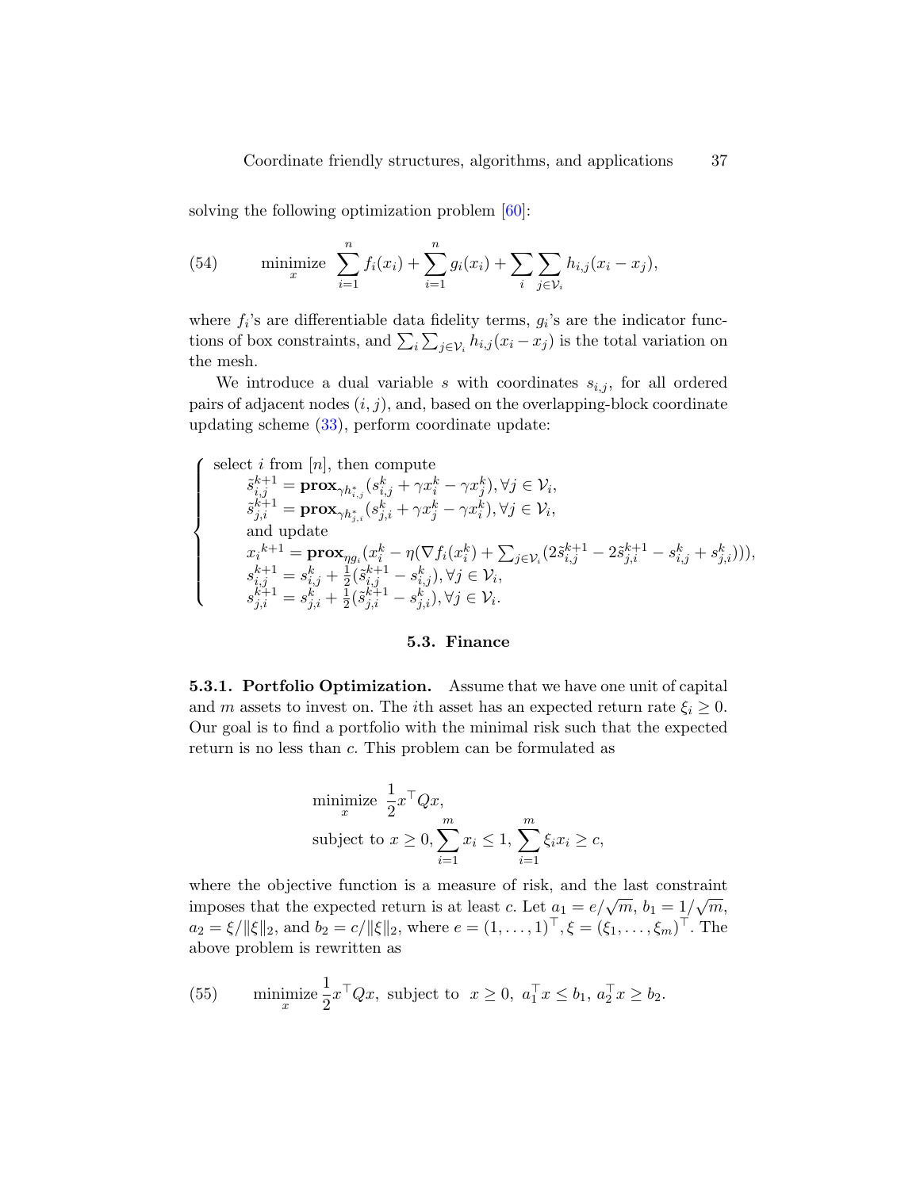solving the following optimization problem [60]:

$$\text{(54)} \qquad \underset{x}{\text{minimize}} \ \sum_{i=1}^{n} f_i(x_i) + \sum_{i=1}^{n} g_i(x_i) + \sum_{i} \sum_{j \in \mathcal{V}_i} h_{i,j}(x_i - x_j),$$

where $f_i$'s are differentiable data fidelity terms, $g_i$'s are the indicator functions of box constraints, and $\sum_i \sum_{j\in\mathcal{V}_i} h_{i,j}(x_i - x_j)$ is the total variation on the mesh.

We introduce a dual variable $s$ with coordinates $s_{i,j}$, for all ordered pairs of adjacent nodes $(i,j)$, and, based on the overlapping-block coordinate updating scheme (33), perform coordinate update:

$$\begin{cases} \text{select } i \text{ from } [n], \text{ then compute} \\ \quad \tilde{s}_{i,j}^{k+1} = \mathbf{prox}_{\gamma h_{i,j}^*}(s_{i,j}^k + \gamma x_i^k - \gamma x_j^k), \forall j \in \mathcal{V}_i, \\ \quad \tilde{s}_{j,i}^{k+1} = \mathbf{prox}_{\gamma h_{j,i}^*}(s_{j,i}^k + \gamma x_j^k - \gamma x_i^k), \forall j \in \mathcal{V}_i, \\ \quad \text{and update} \\ \quad {x_i}^{k+1} = \mathbf{prox}_{\eta g_i}(x_i^k - \eta(\nabla f_i(x_i^k) + \sum_{j\in\mathcal{V}_i}(2\tilde{s}_{i,j}^{k+1} - 2\tilde{s}_{j,i}^{k+1} - s_{i,j}^k + s_{j,i}^k))), \\ \quad s_{i,j}^{k+1} = s_{i,j}^k + \frac{1}{2}(\tilde{s}_{i,j}^{k+1} - s_{i,j}^k), \forall j \in \mathcal{V}_i, \\ \quad s_{j,i}^{k+1} = s_{j,i}^k + \frac{1}{2}(\tilde{s}_{j,i}^{k+1} - s_{j,i}^k), \forall j \in \mathcal{V}_i. \end{cases}$$

## 5.3. Finance

**5.3.1. Portfolio Optimization.** Assume that we have one unit of capital and $m$ assets to invest on. The $i$th asset has an expected return rate $\xi_i \geq 0$. Our goal is to find a portfolio with the minimal risk such that the expected return is no less than $c$. This problem can be formulated as

$$\begin{aligned} &\underset{x}{\text{minimize}} \ \frac{1}{2} x^\top Q x, \\ &\text{subject to } x \geq 0, \sum_{i=1}^m x_i \leq 1, \ \sum_{i=1}^m \xi_i x_i \geq c, \end{aligned}$$

where the objective function is a measure of risk, and the last constraint imposes that the expected return is at least $c$. Let $a_1 = e/\sqrt{m}$, $b_1 = 1/\sqrt{m}$, $a_2 = \xi/\|\xi\|_2$, and $b_2 = c/\|\xi\|_2$, where $e = (1,\ldots,1)^\top, \xi = (\xi_1,\ldots,\xi_m)^\top$. The above problem is rewritten as

$$\text{(55)} \qquad \underset{x}{\text{minimize}} \frac{1}{2} x^\top Q x, \ \text{subject to} \ \ x \geq 0, \ a_1^\top x \leq b_1, \ a_2^\top x \geq b_2.$$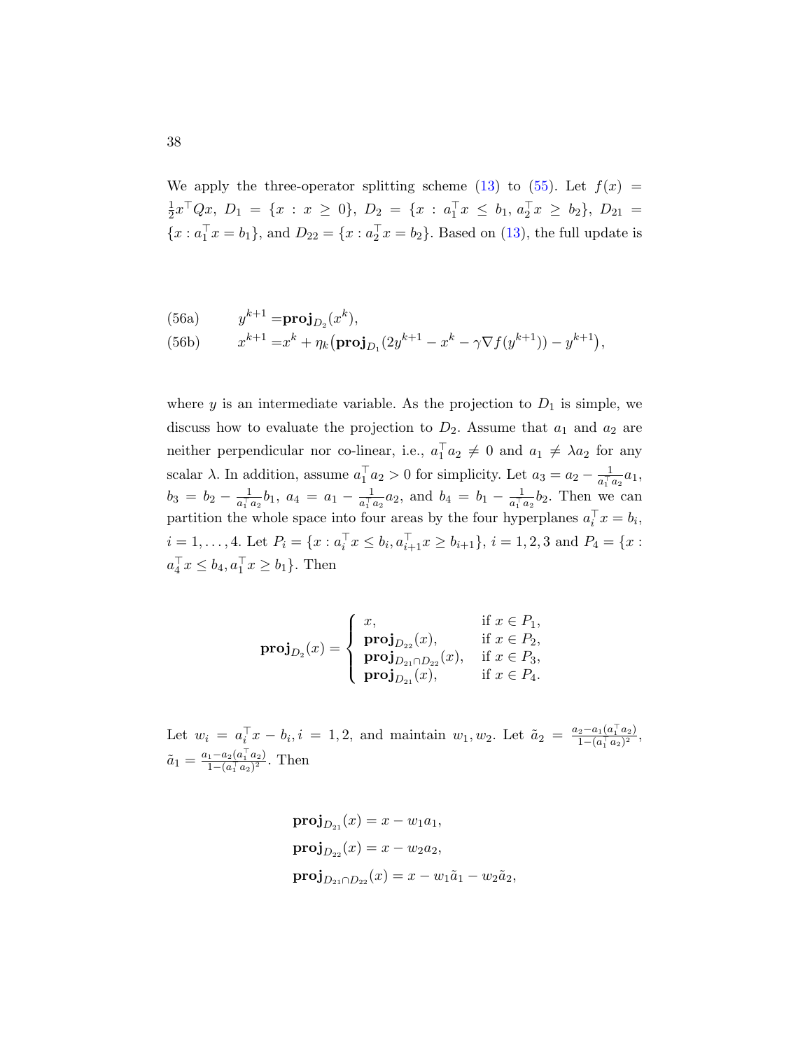We apply the three-operator splitting scheme (13) to (55). Let $f(x) = \frac{1}{2}x^\top Qx$, $D_1 = \{x : x \geq 0\}$, $D_2 = \{x : a_1^\top x \leq b_1, a_2^\top x \geq b_2\}$, $D_{21} = \{x : a_1^\top x = b_1\}$, and $D_{22} = \{x : a_2^\top x = b_2\}$. Based on (13), the full update is

$$
\begin{aligned}
&\text{(56a)} \qquad y^{k+1} = \mathbf{proj}_{D_2}(x^k), \\
&\text{(56b)} \qquad x^{k+1} = x^k + \eta_k\big(\mathbf{proj}_{D_1}(2y^{k+1} - x^k - \gamma\nabla f(y^{k+1})) - y^{k+1}\big),
\end{aligned}
$$

where $y$ is an intermediate variable. As the projection to $D_1$ is simple, we discuss how to evaluate the projection to $D_2$. Assume that $a_1$ and $a_2$ are neither perpendicular nor co-linear, i.e., $a_1^\top a_2 \neq 0$ and $a_1 \neq \lambda a_2$ for any scalar $\lambda$. In addition, assume $a_1^\top a_2 > 0$ for simplicity. Let $a_3 = a_2 - \frac{1}{a_1^\top a_2}a_1$, $b_3 = b_2 - \frac{1}{a_1^\top a_2}b_1$, $a_4 = a_1 - \frac{1}{a_1^\top a_2}a_2$, and $b_4 = b_1 - \frac{1}{a_1^\top a_2}b_2$. Then we can partition the whole space into four areas by the four hyperplanes $a_i^\top x = b_i$, $i = 1, \ldots, 4$. Let $P_i = \{x : a_i^\top x \leq b_i, a_{i+1}^\top x \geq b_{i+1}\}$, $i = 1, 2, 3$ and $P_4 = \{x : a_4^\top x \leq b_4, a_1^\top x \geq b_1\}$. Then

$$
\mathbf{proj}_{D_2}(x) = \begin{cases} x, & \text{if } x \in P_1, \\ \mathbf{proj}_{D_{22}}(x), & \text{if } x \in P_2, \\ \mathbf{proj}_{D_{21}\cap D_{22}}(x), & \text{if } x \in P_3, \\ \mathbf{proj}_{D_{21}}(x), & \text{if } x \in P_4. \end{cases}
$$

Let $w_i = a_i^\top x - b_i, i = 1, 2$, and maintain $w_1, w_2$. Let $\tilde{a}_2 = \frac{a_2 - a_1(a_1^\top a_2)}{1-(a_1^\top a_2)^2}$, $\tilde{a}_1 = \frac{a_1 - a_2(a_1^\top a_2)}{1-(a_1^\top a_2)^2}$. Then

$$
\begin{aligned}
\mathbf{proj}_{D_{21}}(x) &= x - w_1 a_1, \\
\mathbf{proj}_{D_{22}}(x) &= x - w_2 a_2, \\
\mathbf{proj}_{D_{21}\cap D_{22}}(x) &= x - w_1\tilde{a}_1 - w_2\tilde{a}_2,
\end{aligned}
$$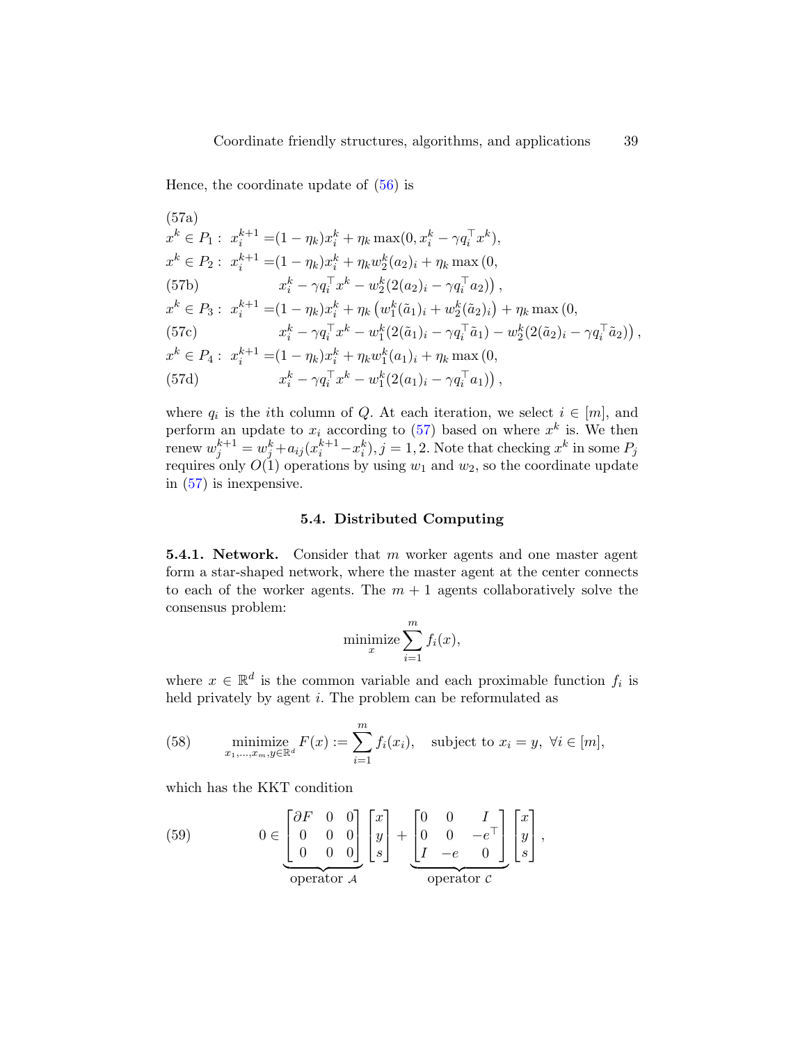Hence, the coordinate update of (56) is

$$
\begin{aligned}
&\text{(57a)}\\
&x^k \in P_1: \ x_i^{k+1} = (1-\eta_k)x_i^k + \eta_k \max(0, x_i^k - \gamma q_i^\top x^k),\\
&x^k \in P_2: \ x_i^{k+1} = (1-\eta_k)x_i^k + \eta_k w_2^k (a_2)_i + \eta_k \max\big(0,\\
&\text{(57b)} \qquad\qquad x_i^k - \gamma q_i^\top x^k - w_2^k(2(a_2)_i - \gamma q_i^\top a_2)\big),\\
&x^k \in P_3: \ x_i^{k+1} = (1-\eta_k)x_i^k + \eta_k \left(w_1^k(\tilde a_1)_i + w_2^k(\tilde a_2)_i\right) + \eta_k \max\big(0,\\
&\text{(57c)} \qquad\qquad x_i^k - \gamma q_i^\top x^k - w_1^k(2(\tilde a_1)_i - \gamma q_i^\top \tilde a_1) - w_2^k(2(\tilde a_2)_i - \gamma q_i^\top \tilde a_2)\big),\\
&x^k \in P_4: \ x_i^{k+1} = (1-\eta_k)x_i^k + \eta_k w_1^k (a_1)_i + \eta_k \max\big(0,\\
&\text{(57d)} \qquad\qquad x_i^k - \gamma q_i^\top x^k - w_1^k(2(a_1)_i - \gamma q_i^\top a_1)\big),
\end{aligned}
$$

where $q_i$ is the $i$th column of $Q$. At each iteration, we select $i \in [m]$, and perform an update to $x_i$ according to (57) based on where $x^k$ is. We then renew $w_j^{k+1} = w_j^k + a_{ij}(x_i^{k+1} - x_i^k), j = 1, 2$. Note that checking $x^k$ in some $P_j$ requires only $O(1)$ operations by using $w_1$ and $w_2$, so the coordinate update in (57) is inexpensive.

## 5.4. Distributed Computing

**5.4.1. Network.** Consider that $m$ worker agents and one master agent form a star-shaped network, where the master agent at the center connects to each of the worker agents. The $m+1$ agents collaboratively solve the consensus problem:

$$
\underset{x}{\text{minimize}} \sum_{i=1}^m f_i(x),
$$

where $x \in \mathbb{R}^d$ is the common variable and each proximable function $f_i$ is held privately by agent $i$. The problem can be reformulated as

$$
\text{(58)} \qquad \underset{x_1,\ldots,x_m,y \in \mathbb{R}^d}{\text{minimize}} \ F(x) := \sum_{i=1}^m f_i(x_i), \quad \text{subject to } x_i = y, \ \forall i \in [m],
$$

which has the KKT condition

$$
\text{(59)} \qquad 0 \in \underbrace{\begin{bmatrix} \partial F & 0 & 0 \\ 0 & 0 & 0 \\ 0 & 0 & 0 \end{bmatrix}}_{\text{operator } \mathcal{A}} \begin{bmatrix} x \\ y \\ s \end{bmatrix} + \underbrace{\begin{bmatrix} 0 & 0 & I \\ 0 & 0 & -e^\top \\ I & -e & 0 \end{bmatrix}}_{\text{operator } \mathcal{C}} \begin{bmatrix} x \\ y \\ s \end{bmatrix},
$$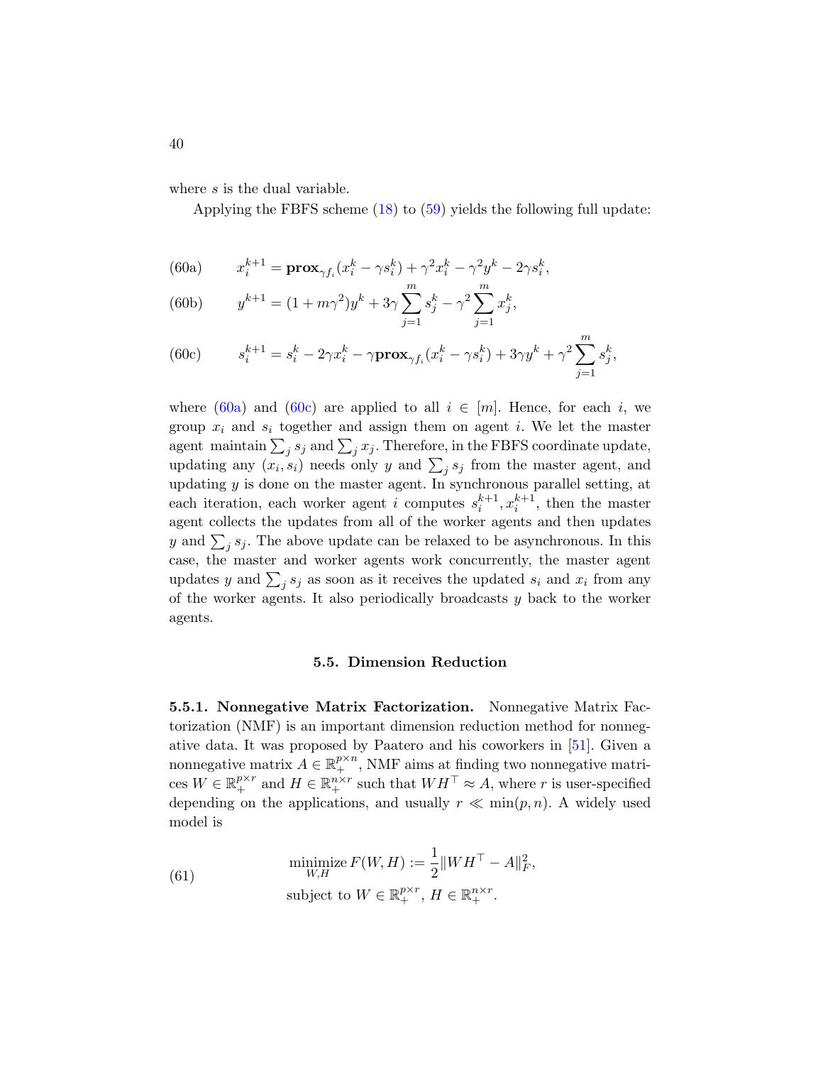where $s$ is the dual variable.

Applying the FBFS scheme (18) to (59) yields the following full update:

$$x_i^{k+1} = \mathbf{prox}_{\gamma f_i}(x_i^k - \gamma s_i^k) + \gamma^2 x_i^k - \gamma^2 y^k - 2\gamma s_i^k, \tag{60a}$$

$$y^{k+1} = (1 + m\gamma^2) y^k + 3\gamma \sum_{j=1}^m s_j^k - \gamma^2 \sum_{j=1}^m x_j^k, \tag{60b}$$

$$s_i^{k+1} = s_i^k - 2\gamma x_i^k - \gamma \mathbf{prox}_{\gamma f_i}(x_i^k - \gamma s_i^k) + 3\gamma y^k + \gamma^2 \sum_{j=1}^m s_j^k, \tag{60c}$$

where (60a) and (60c) are applied to all $i \in [m]$. Hence, for each $i$, we group $x_i$ and $s_i$ together and assign them on agent $i$. We let the master agent maintain $\sum_j s_j$ and $\sum_j x_j$. Therefore, in the FBFS coordinate update, updating any $(x_i, s_i)$ needs only $y$ and $\sum_j s_j$ from the master agent, and updating $y$ is done on the master agent. In synchronous parallel setting, at each iteration, each worker agent $i$ computes $s_i^{k+1}, x_i^{k+1}$, then the master agent collects the updates from all of the worker agents and then updates $y$ and $\sum_j s_j$. The above update can be relaxed to be asynchronous. In this case, the master and worker agents work concurrently, the master agent updates $y$ and $\sum_j s_j$ as soon as it receives the updated $s_i$ and $x_i$ from any of the worker agents. It also periodically broadcasts $y$ back to the worker agents.

## 5.5. Dimension Reduction

**5.5.1. Nonnegative Matrix Factorization.** Nonnegative Matrix Factorization (NMF) is an important dimension reduction method for nonnegative data. It was proposed by Paatero and his coworkers in [51]. Given a nonnegative matrix $A \in \mathbb{R}_+^{p\times n}$, NMF aims at finding two nonnegative matrices $W \in \mathbb{R}_+^{p\times r}$ and $H \in \mathbb{R}_+^{n\times r}$ such that $WH^\top \approx A$, where $r$ is user-specified depending on the applications, and usually $r \ll \min(p, n)$. A widely used model is

$$\begin{aligned} &\underset{W,H}{\text{minimize}}\, F(W, H) := \frac{1}{2}\|WH^\top - A\|_F^2, \\ &\text{subject to } W \in \mathbb{R}_+^{p\times r},\, H \in \mathbb{R}_+^{n\times r}. \end{aligned} \tag{61}$$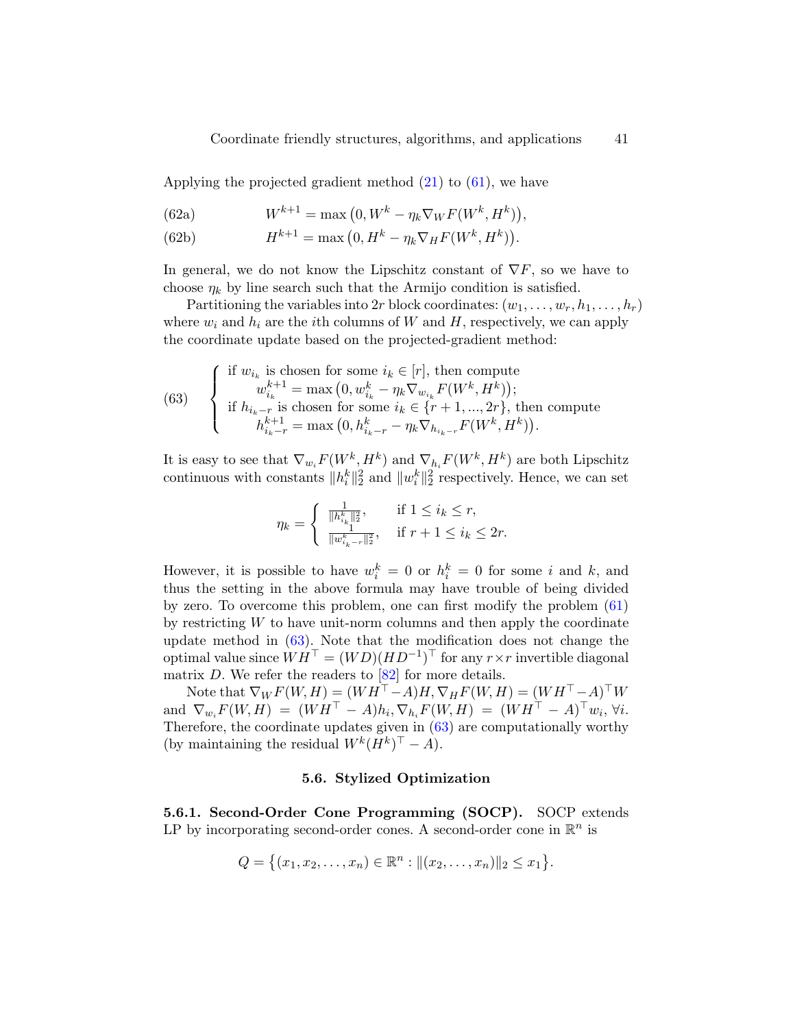Applying the projected gradient method (21) to (61), we have

$$W^{k+1} = \max\big(0, W^k - \eta_k \nabla_W F(W^k, H^k)\big), \tag{62a}$$

$$H^{k+1} = \max\big(0, H^k - \eta_k \nabla_H F(W^k, H^k)\big). \tag{62b}$$

In general, we do not know the Lipschitz constant of $\nabla F$, so we have to choose $\eta_k$ by line search such that the Armijo condition is satisfied.

Partitioning the variables into $2r$ block coordinates: $(w_1, \ldots, w_r, h_1, \ldots, h_r)$ where $w_i$ and $h_i$ are the $i$th columns of $W$ and $H$, respectively, we can apply the coordinate update based on the projected-gradient method:

$$\left\{\begin{array}{l} \text{if } w_{i_k} \text{ is chosen for some } i_k \in [r], \text{ then compute} \\ \qquad w_{i_k}^{k+1} = \max\big(0, w_{i_k}^k - \eta_k \nabla_{w_{i_k}} F(W^k, H^k)\big); \\ \text{if } h_{i_k - r} \text{ is chosen for some } i_k \in \{r+1, ..., 2r\}, \text{ then compute} \\ \qquad h_{i_k - r}^{k+1} = \max\big(0, h_{i_k - r}^k - \eta_k \nabla_{h_{i_k - r}} F(W^k, H^k)\big). \end{array}\right. \tag{63}$$

It is easy to see that $\nabla_{w_i} F(W^k, H^k)$ and $\nabla_{h_i} F(W^k, H^k)$ are both Lipschitz continuous with constants $\|h_i^k\|_2^2$ and $\|w_i^k\|_2^2$ respectively. Hence, we can set

$$\eta_k = \left\{\begin{array}{ll} \frac{1}{\|h_{i_k}^k\|_2^2}, & \text{if } 1 \le i_k \le r, \\ \frac{1}{\|w_{i_k - r}^k\|_2^2}, & \text{if } r+1 \le i_k \le 2r. \end{array}\right.$$

However, it is possible to have $w_i^k = 0$ or $h_i^k = 0$ for some $i$ and $k$, and thus the setting in the above formula may have trouble of being divided by zero. To overcome this problem, one can first modify the problem (61) by restricting $W$ to have unit-norm columns and then apply the coordinate update method in (63). Note that the modification does not change the optimal value since $WH^\top = (WD)(HD^{-1})^\top$ for any $r \times r$ invertible diagonal matrix $D$. We refer the readers to [82] for more details.

Note that $\nabla_W F(W, H) = (WH^\top - A)H$, $\nabla_H F(W, H) = (WH^\top - A)^\top W$ and $\nabla_{w_i} F(W, H) = (WH^\top - A)h_i$, $\nabla_{h_i} F(W, H) = (WH^\top - A)^\top w_i$, $\forall i$. Therefore, the coordinate updates given in (63) are computationally worthy (by maintaining the residual $W^k(H^k)^\top - A$).

### 5.6. Stylized Optimization

**5.6.1. Second-Order Cone Programming (SOCP).** SOCP extends LP by incorporating second-order cones. A second-order cone in $\mathbb{R}^n$ is

$$Q = \big\{(x_1, x_2, \ldots, x_n) \in \mathbb{R}^n : \|(x_2, \ldots, x_n)\|_2 \le x_1\big\}.$$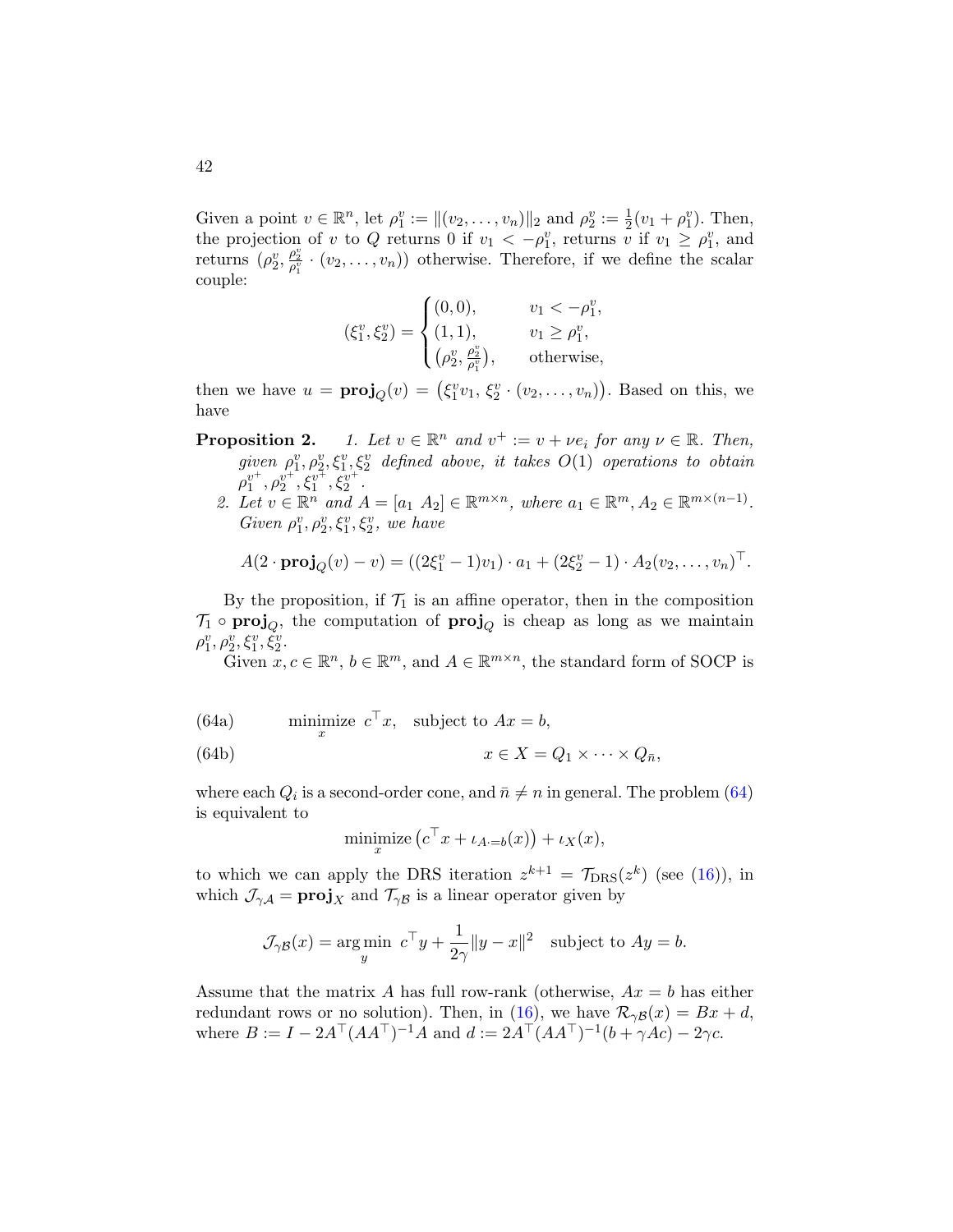Given a point $v \in \mathbb{R}^n$, let $\rho_1^v := \|(v_2, \ldots, v_n)\|_2$ and $\rho_2^v := \frac{1}{2}(v_1 + \rho_1^v)$. Then, the projection of $v$ to $Q$ returns 0 if $v_1 < -\rho_1^v$, returns $v$ if $v_1 \geq \rho_1^v$, and returns $(\rho_2^v, \frac{\rho_2^v}{\rho_1^v} \cdot (v_2, \ldots, v_n))$ otherwise. Therefore, if we define the scalar couple:

$$
(\xi_1^v, \xi_2^v) = \begin{cases} (0,0), & v_1 < -\rho_1^v, \\ (1,1), & v_1 \geq \rho_1^v, \\ \left(\rho_2^v, \frac{\rho_2^v}{\rho_1^v}\right), & \text{otherwise,} \end{cases}
$$

then we have $u = \mathbf{proj}_Q(v) = \left(\xi_1^v v_1,\, \xi_2^v \cdot (v_2, \ldots, v_n)\right)$. Based on this, we have

**Proposition 2.** *1. Let $v \in \mathbb{R}^n$ and $v^+ := v + \nu e_i$ for any $\nu \in \mathbb{R}$. Then, given $\rho_1^v, \rho_2^v, \xi_1^v, \xi_2^v$ defined above, it takes $O(1)$ operations to obtain $\rho_1^{v^+}, \rho_2^{v^+}, \xi_1^{v^+}, \xi_2^{v^+}$.*

*2. Let $v \in \mathbb{R}^n$ and $A = [a_1\ A_2] \in \mathbb{R}^{m \times n}$, where $a_1 \in \mathbb{R}^m, A_2 \in \mathbb{R}^{m \times (n-1)}$. Given $\rho_1^v, \rho_2^v, \xi_1^v, \xi_2^v$, we have*

$$
A(2 \cdot \mathbf{proj}_Q(v) - v) = ((2\xi_1^v - 1)v_1) \cdot a_1 + (2\xi_2^v - 1) \cdot A_2(v_2, \ldots, v_n)^\top.
$$

By the proposition, if $\mathcal{T}_1$ is an affine operator, then in the composition $\mathcal{T}_1 \circ \mathbf{proj}_Q$, the computation of $\mathbf{proj}_Q$ is cheap as long as we maintain $\rho_1^v, \rho_2^v, \xi_1^v, \xi_2^v$.

Given $x, c \in \mathbb{R}^n$, $b \in \mathbb{R}^m$, and $A \in \mathbb{R}^{m \times n}$, the standard form of SOCP is

$$
\text{(64a)} \qquad \underset{x}{\text{minimize}}\ c^\top x, \quad \text{subject to } Ax = b,
$$

$$
\text{(64b)} \qquad x \in X = Q_1 \times \cdots \times Q_{\bar{n}},
$$

where each $Q_i$ is a second-order cone, and $\bar{n} \neq n$ in general. The problem (64) is equivalent to

$$
\underset{x}{\text{minimize}}\left(c^\top x + \iota_{A \cdot = b}(x)\right) + \iota_X(x),
$$

to which we can apply the DRS iteration $z^{k+1} = \mathcal{T}_{\text{DRS}}(z^k)$ (see (16)), in which $\mathcal{J}_{\gamma\mathcal{A}} = \mathbf{proj}_X$ and $\mathcal{T}_{\gamma\mathcal{B}}$ is a linear operator given by

$$
\mathcal{J}_{\gamma\mathcal{B}}(x) = \arg\min_y\ c^\top y + \frac{1}{2\gamma}\|y - x\|^2 \quad \text{subject to } Ay = b.
$$

Assume that the matrix $A$ has full row-rank (otherwise, $Ax = b$ has either redundant rows or no solution). Then, in (16), we have $\mathcal{R}_{\gamma\mathcal{B}}(x) = Bx + d$, where $B := I - 2A^\top(AA^\top)^{-1}A$ and $d := 2A^\top(AA^\top)^{-1}(b + \gamma Ac) - 2\gamma c$.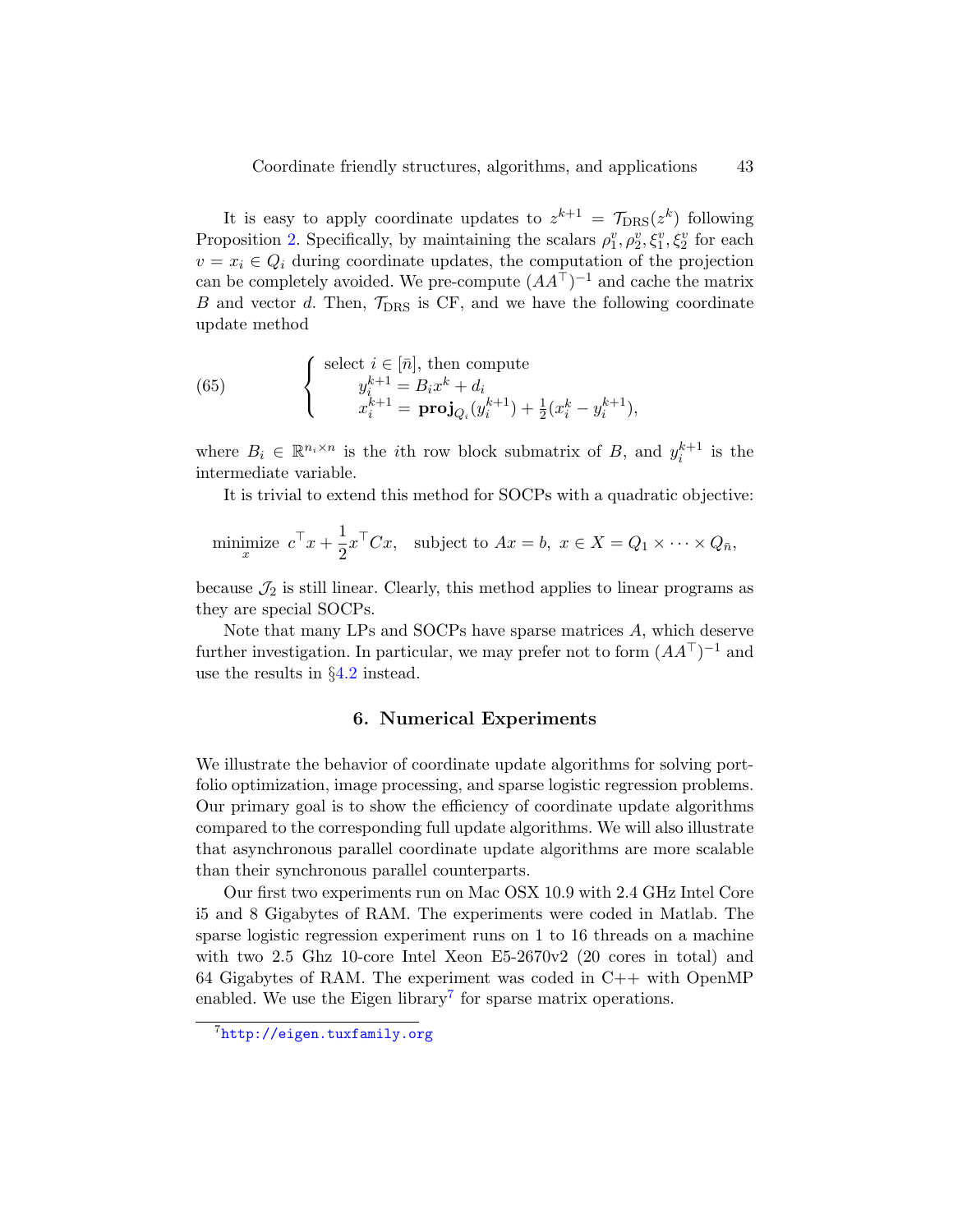It is easy to apply coordinate updates to $z^{k+1} = \mathcal{T}_{\mathrm{DRS}}(z^k)$ following Proposition 2. Specifically, by maintaining the scalars $\rho_1^v, \rho_2^v, \xi_1^v, \xi_2^v$ for each $v = x_i \in Q_i$ during coordinate updates, the computation of the projection can be completely avoided. We pre-compute $(AA^\top)^{-1}$ and cache the matrix $B$ and vector $d$. Then, $\mathcal{T}_{\mathrm{DRS}}$ is CF, and we have the following coordinate update method

$$
\left\{
\begin{array}{l}
\text{select } i \in [\bar{n}], \text{ then compute} \\
\quad y_i^{k+1} = B_i x^k + d_i \\
\quad x_i^{k+1} = \mathbf{proj}_{Q_i}(y_i^{k+1}) + \frac{1}{2}(x_i^k - y_i^{k+1}),
\end{array}
\right.
\tag{65}
$$

where $B_i \in \mathbb{R}^{n_i \times n}$ is the $i$th row block submatrix of $B$, and $y_i^{k+1}$ is the intermediate variable.

It is trivial to extend this method for SOCPs with a quadratic objective:

$$
\underset{x}{\text{minimize}} \;\; c^\top x + \frac{1}{2} x^\top C x, \quad \text{subject to } Ax = b, \; x \in X = Q_1 \times \cdots \times Q_{\bar{n}},
$$

because $\mathcal{J}_2$ is still linear. Clearly, this method applies to linear programs as they are special SOCPs.

Note that many LPs and SOCPs have sparse matrices $A$, which deserve further investigation. In particular, we may prefer not to form $(AA^\top)^{-1}$ and use the results in §4.2 instead.

## 6. Numerical Experiments

We illustrate the behavior of coordinate update algorithms for solving portfolio optimization, image processing, and sparse logistic regression problems. Our primary goal is to show the efficiency of coordinate update algorithms compared to the corresponding full update algorithms. We will also illustrate that asynchronous parallel coordinate update algorithms are more scalable than their synchronous parallel counterparts.

Our first two experiments run on Mac OSX 10.9 with 2.4 GHz Intel Core i5 and 8 Gigabytes of RAM. The experiments were coded in Matlab. The sparse logistic regression experiment runs on 1 to 16 threads on a machine with two 2.5 Ghz 10-core Intel Xeon E5-2670v2 (20 cores in total) and 64 Gigabytes of RAM. The experiment was coded in C++ with OpenMP enabled. We use the Eigen library[7] for sparse matrix operations.

[7] http://eigen.tuxfamily.org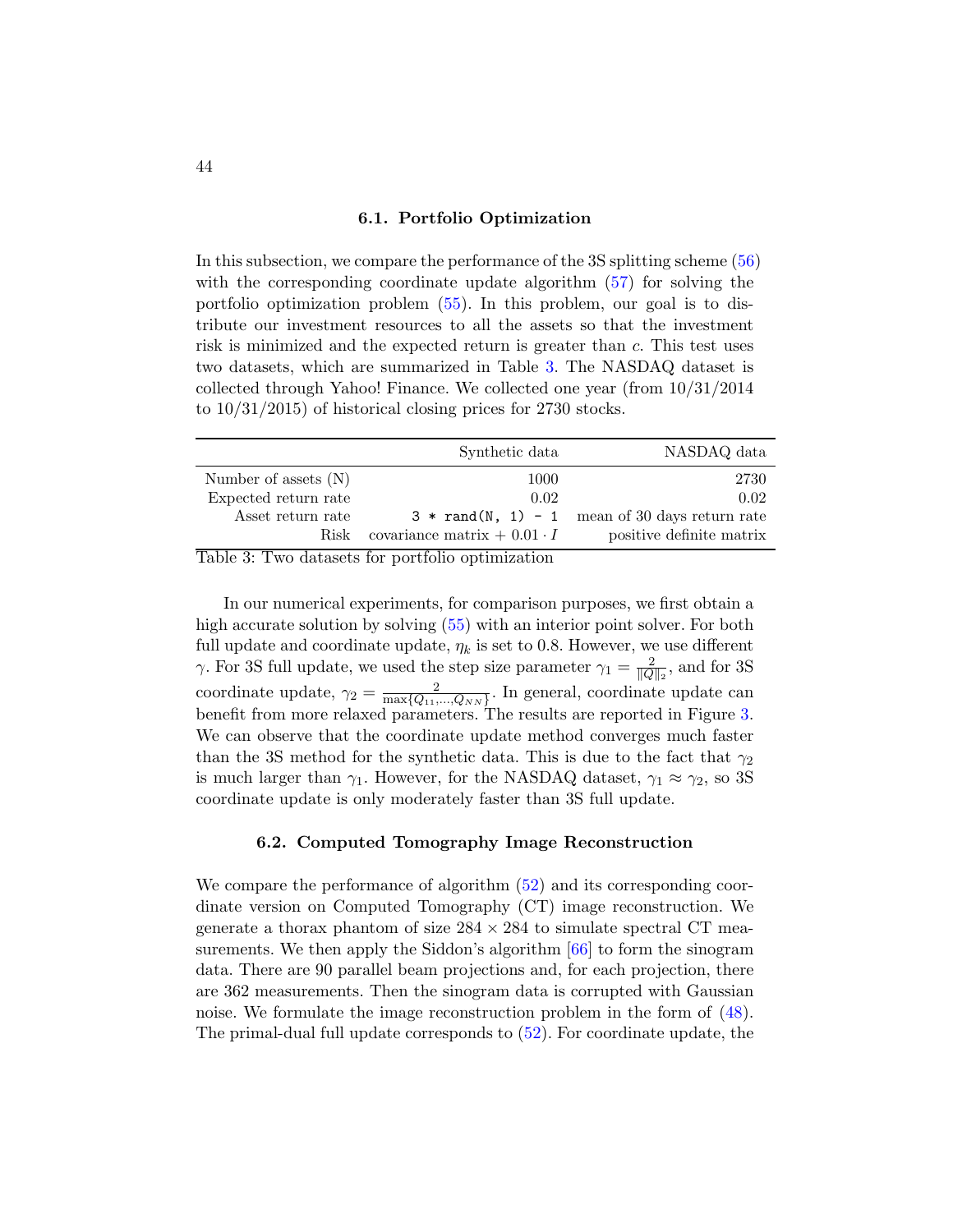### 6.1. Portfolio Optimization

In this subsection, we compare the performance of the 3S splitting scheme (56) with the corresponding coordinate update algorithm (57) for solving the portfolio optimization problem (55). In this problem, our goal is to distribute our investment resources to all the assets so that the investment risk is minimized and the expected return is greater than $c$. This test uses two datasets, which are summarized in Table 3. The NASDAQ dataset is collected through Yahoo! Finance. We collected one year (from 10/31/2014 to 10/31/2015) of historical closing prices for 2730 stocks.

| | Synthetic data | NASDAQ data |
|---|---|---|
| Number of assets (N) | 1000 | 2730 |
| Expected return rate | 0.02 | 0.02 |
| Asset return rate | `3 * rand(N, 1) - 1` | mean of 30 days return rate |
| Risk | covariance matrix + $0.01 \cdot I$ | positive definite matrix |

Table 3: Two datasets for portfolio optimization

In our numerical experiments, for comparison purposes, we first obtain a high accurate solution by solving (55) with an interior point solver. For both full update and coordinate update, $\eta_k$ is set to 0.8. However, we use different $\gamma$. For 3S full update, we used the step size parameter $\gamma_1 = \frac{2}{\|Q\|_2}$, and for 3S coordinate update, $\gamma_2 = \frac{2}{\max\{Q_{11},\ldots,Q_{NN}\}}$. In general, coordinate update can benefit from more relaxed parameters. The results are reported in Figure 3. We can observe that the coordinate update method converges much faster than the 3S method for the synthetic data. This is due to the fact that $\gamma_2$ is much larger than $\gamma_1$. However, for the NASDAQ dataset, $\gamma_1 \approx \gamma_2$, so 3S coordinate update is only moderately faster than 3S full update.

### 6.2. Computed Tomography Image Reconstruction

We compare the performance of algorithm (52) and its corresponding coordinate version on Computed Tomography (CT) image reconstruction. We generate a thorax phantom of size $284 \times 284$ to simulate spectral CT measurements. We then apply the Siddon's algorithm [66] to form the sinogram data. There are 90 parallel beam projections and, for each projection, there are 362 measurements. Then the sinogram data is corrupted with Gaussian noise. We formulate the image reconstruction problem in the form of (48). The primal-dual full update corresponds to (52). For coordinate update, the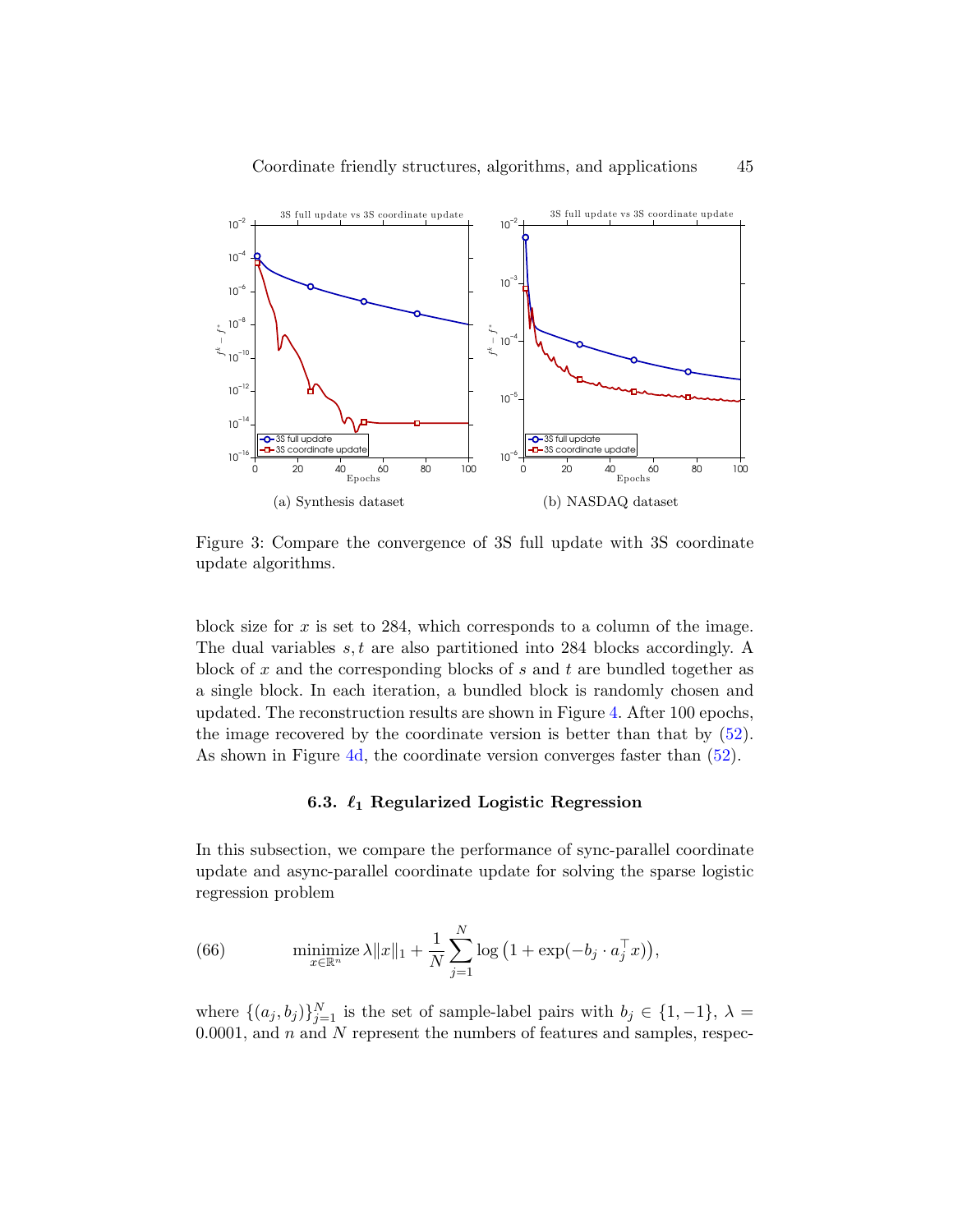Figure 3: Compare the convergence of 3S full update with 3S coordinate update algorithms.

(a) Synthesis dataset

(b) NASDAQ dataset

block size for $x$ is set to 284, which corresponds to a column of the image. The dual variables $s, t$ are also partitioned into 284 blocks accordingly. A block of $x$ and the corresponding blocks of $s$ and $t$ are bundled together as a single block. In each iteration, a bundled block is randomly chosen and updated. The reconstruction results are shown in Figure 4. After 100 epochs, the image recovered by the coordinate version is better than that by (52). As shown in Figure 4d, the coordinate version converges faster than (52).

### 6.3. $\ell_1$ Regularized Logistic Regression

In this subsection, we compare the performance of sync-parallel coordinate update and async-parallel coordinate update for solving the sparse logistic regression problem

$$\underset{x\in\mathbb{R}^n}{\operatorname{minimize}}\, \lambda\|x\|_1 + \frac{1}{N}\sum_{j=1}^{N}\log\left(1+\exp(-b_j\cdot a_j^\top x)\right), \tag{66}$$

where $\{(a_j, b_j)\}_{j=1}^N$ is the set of sample-label pairs with $b_j \in \{1, -1\}$, $\lambda = 0.0001$, and $n$ and $N$ represent the numbers of features and samples, respec-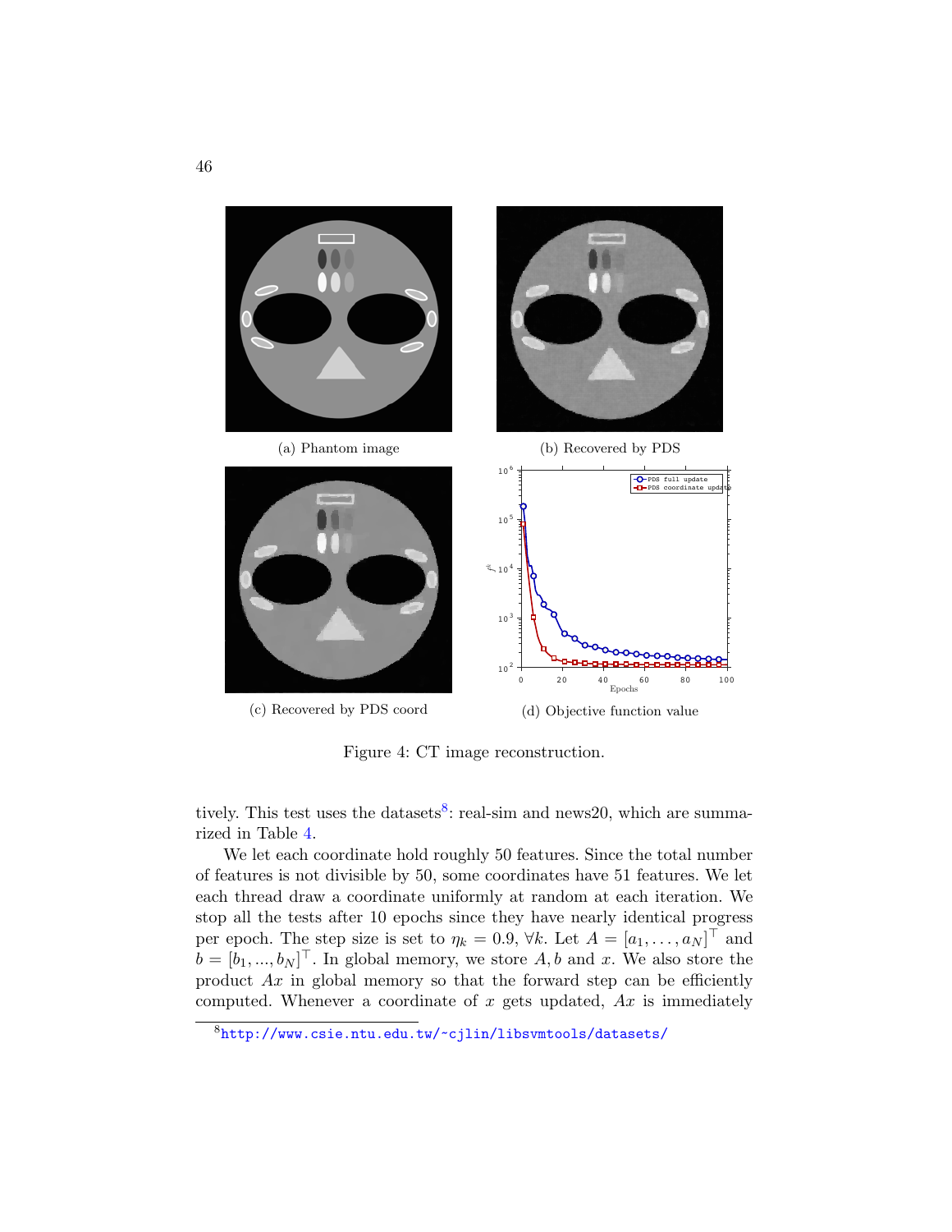(a) Phantom image

(b) Recovered by PDS

(c) Recovered by PDS coord

(d) Objective function value

Figure 4: CT image reconstruction.

tively. This test uses the datasets[8]: real-sim and news20, which are summarized in Table 4.

We let each coordinate hold roughly 50 features. Since the total number of features is not divisible by 50, some coordinates have 51 features. We let each thread draw a coordinate uniformly at random at each iteration. We stop all the tests after 10 epochs since they have nearly identical progress per epoch. The step size is set to $\eta_k = 0.9$, $\forall k$. Let $A = [a_1, \ldots, a_N]^\top$ and $b = [b_1, ..., b_N]^\top$. In global memory, we store $A, b$ and $x$. We also store the product $Ax$ in global memory so that the forward step can be efficiently computed. Whenever a coordinate of $x$ gets updated, $Ax$ is immediately

[8] http://www.csie.ntu.edu.tw/~cjlin/libsvmtools/datasets/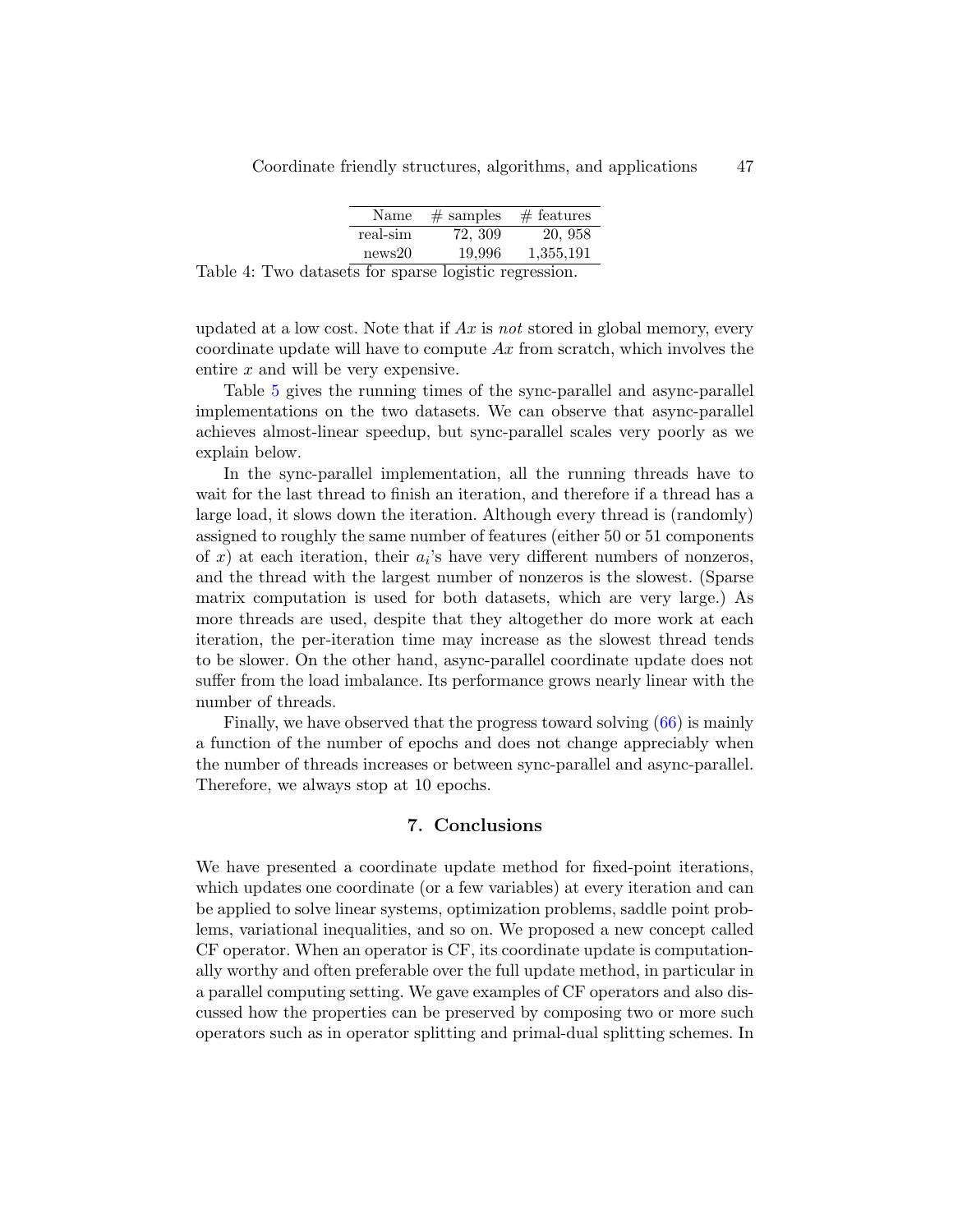| Name | # samples | # features |
|---|---|---|
| real-sim | 72, 309 | 20, 958 |
| news20 | 19,996 | 1,355,191 |

Table 4: Two datasets for sparse logistic regression.

updated at a low cost. Note that if $Ax$ is *not* stored in global memory, every coordinate update will have to compute $Ax$ from scratch, which involves the entire $x$ and will be very expensive.

Table 5 gives the running times of the sync-parallel and async-parallel implementations on the two datasets. We can observe that async-parallel achieves almost-linear speedup, but sync-parallel scales very poorly as we explain below.

In the sync-parallel implementation, all the running threads have to wait for the last thread to finish an iteration, and therefore if a thread has a large load, it slows down the iteration. Although every thread is (randomly) assigned to roughly the same number of features (either 50 or 51 components of $x$) at each iteration, their $a_i$'s have very different numbers of nonzeros, and the thread with the largest number of nonzeros is the slowest. (Sparse matrix computation is used for both datasets, which are very large.) As more threads are used, despite that they altogether do more work at each iteration, the per-iteration time may increase as the slowest thread tends to be slower. On the other hand, async-parallel coordinate update does not suffer from the load imbalance. Its performance grows nearly linear with the number of threads.

Finally, we have observed that the progress toward solving (66) is mainly a function of the number of epochs and does not change appreciably when the number of threads increases or between sync-parallel and async-parallel. Therefore, we always stop at 10 epochs.

## 7. Conclusions

We have presented a coordinate update method for fixed-point iterations, which updates one coordinate (or a few variables) at every iteration and can be applied to solve linear systems, optimization problems, saddle point problems, variational inequalities, and so on. We proposed a new concept called CF operator. When an operator is CF, its coordinate update is computationally worthy and often preferable over the full update method, in particular in a parallel computing setting. We gave examples of CF operators and also discussed how the properties can be preserved by composing two or more such operators such as in operator splitting and primal-dual splitting schemes. In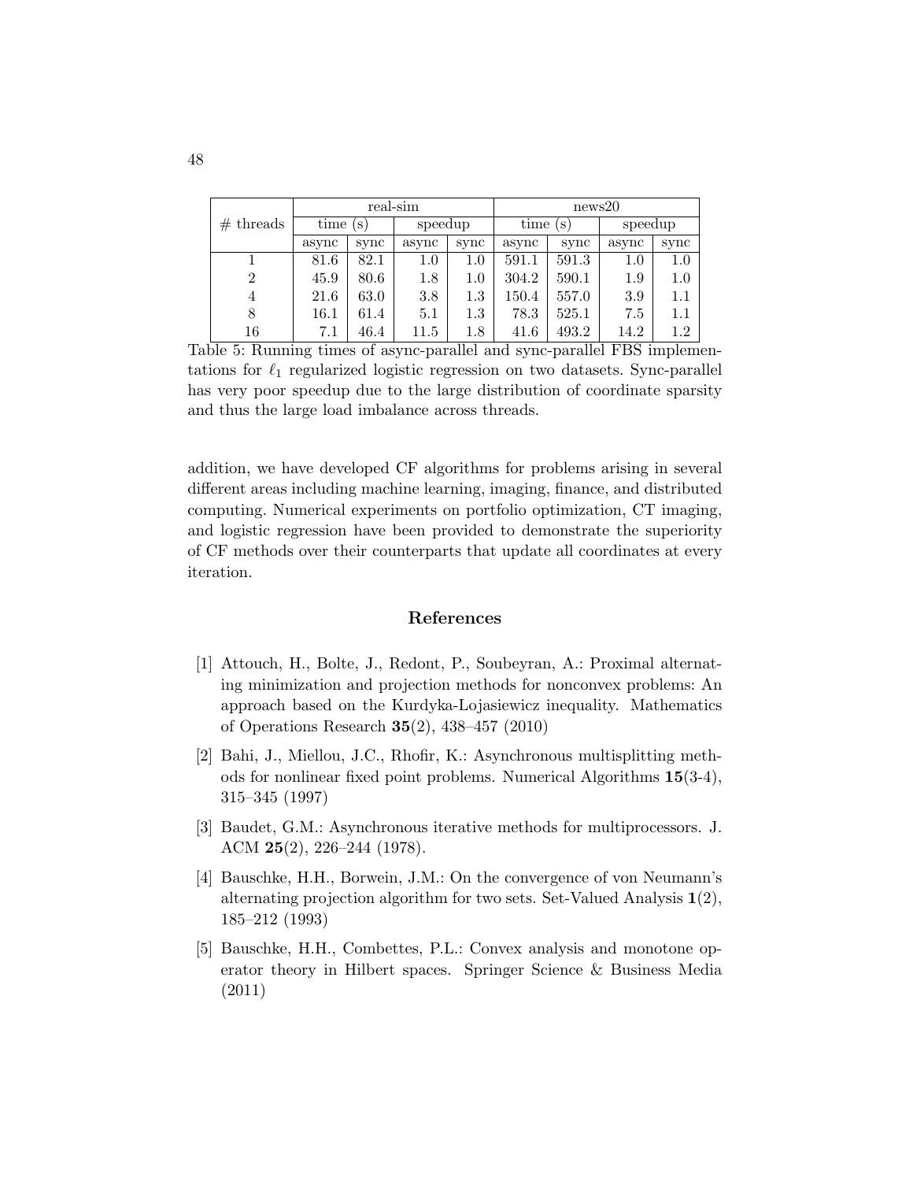| # threads | real-sim | | | | news20 | | | |
|---|---|---|---|---|---|---|---|---|
| | time (s) | | speedup | | time (s) | | speedup | |
| | async | sync | async | sync | async | sync | async | sync |
| 1 | 81.6 | 82.1 | 1.0 | 1.0 | 591.1 | 591.3 | 1.0 | 1.0 |
| 2 | 45.9 | 80.6 | 1.8 | 1.0 | 304.2 | 590.1 | 1.9 | 1.0 |
| 4 | 21.6 | 63.0 | 3.8 | 1.3 | 150.4 | 557.0 | 3.9 | 1.1 |
| 8 | 16.1 | 61.4 | 5.1 | 1.3 | 78.3 | 525.1 | 7.5 | 1.1 |
| 16 | 7.1 | 46.4 | 11.5 | 1.8 | 41.6 | 493.2 | 14.2 | 1.2 |

Table 5: Running times of async-parallel and sync-parallel FBS implementations for $\ell_1$ regularized logistic regression on two datasets. Sync-parallel has very poor speedup due to the large distribution of coordinate sparsity and thus the large load imbalance across threads.

addition, we have developed CF algorithms for problems arising in several different areas including machine learning, imaging, finance, and distributed computing. Numerical experiments on portfolio optimization, CT imaging, and logistic regression have been provided to demonstrate the superiority of CF methods over their counterparts that update all coordinates at every iteration.

## References

[1] Attouch, H., Bolte, J., Redont, P., Soubeyran, A.: Proximal alternating minimization and projection methods for nonconvex problems: An approach based on the Kurdyka-Lojasiewicz inequality. Mathematics of Operations Research **35**(2), 438–457 (2010)

[2] Bahi, J., Miellou, J.C., Rhofir, K.: Asynchronous multisplitting methods for nonlinear fixed point problems. Numerical Algorithms **15**(3-4), 315–345 (1997)

[3] Baudet, G.M.: Asynchronous iterative methods for multiprocessors. J. ACM **25**(2), 226–244 (1978).

[4] Bauschke, H.H., Borwein, J.M.: On the convergence of von Neumann's alternating projection algorithm for two sets. Set-Valued Analysis **1**(2), 185–212 (1993)

[5] Bauschke, H.H., Combettes, P.L.: Convex analysis and monotone operator theory in Hilbert spaces. Springer Science & Business Media (2011)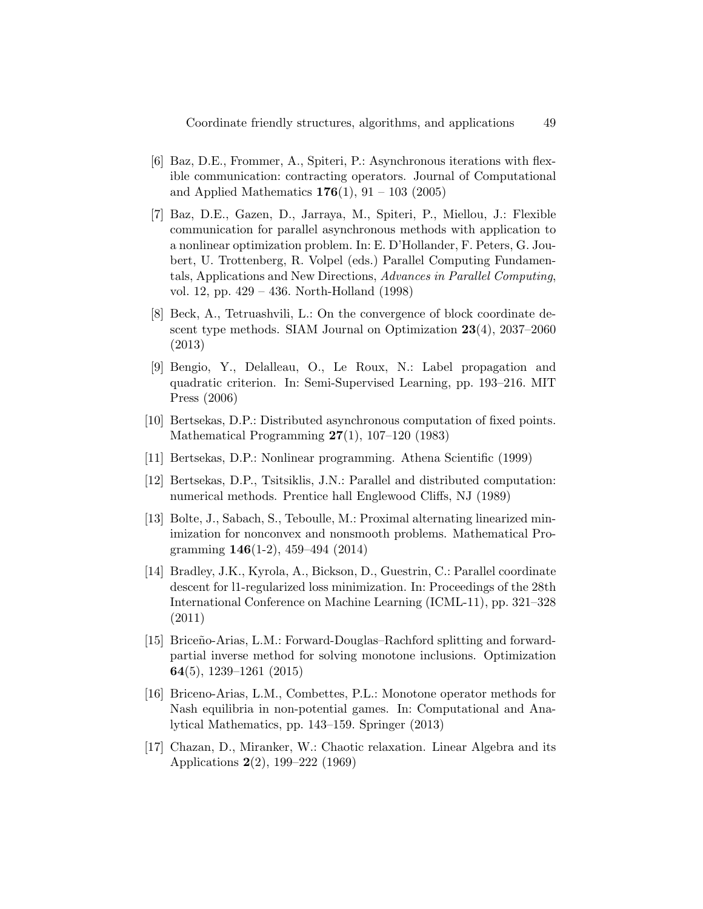[6] Baz, D.E., Frommer, A., Spiteri, P.: Asynchronous iterations with flexible communication: contracting operators. Journal of Computational and Applied Mathematics **176**(1), 91 – 103 (2005)

[7] Baz, D.E., Gazen, D., Jarraya, M., Spiteri, P., Miellou, J.: Flexible communication for parallel asynchronous methods with application to a nonlinear optimization problem. In: E. D'Hollander, F. Peters, G. Joubert, U. Trottenberg, R. Volpel (eds.) Parallel Computing Fundamentals, Applications and New Directions, *Advances in Parallel Computing*, vol. 12, pp. 429 – 436. North-Holland (1998)

[8] Beck, A., Tetruashvili, L.: On the convergence of block coordinate descent type methods. SIAM Journal on Optimization **23**(4), 2037–2060 (2013)

[9] Bengio, Y., Delalleau, O., Le Roux, N.: Label propagation and quadratic criterion. In: Semi-Supervised Learning, pp. 193–216. MIT Press (2006)

[10] Bertsekas, D.P.: Distributed asynchronous computation of fixed points. Mathematical Programming **27**(1), 107–120 (1983)

[11] Bertsekas, D.P.: Nonlinear programming. Athena Scientific (1999)

[12] Bertsekas, D.P., Tsitsiklis, J.N.: Parallel and distributed computation: numerical methods. Prentice hall Englewood Cliffs, NJ (1989)

[13] Bolte, J., Sabach, S., Teboulle, M.: Proximal alternating linearized minimization for nonconvex and nonsmooth problems. Mathematical Programming **146**(1-2), 459–494 (2014)

[14] Bradley, J.K., Kyrola, A., Bickson, D., Guestrin, C.: Parallel coordinate descent for l1-regularized loss minimization. In: Proceedings of the 28th International Conference on Machine Learning (ICML-11), pp. 321–328 (2011)

[15] Briceño-Arias, L.M.: Forward-Douglas–Rachford splitting and forward-partial inverse method for solving monotone inclusions. Optimization **64**(5), 1239–1261 (2015)

[16] Briceno-Arias, L.M., Combettes, P.L.: Monotone operator methods for Nash equilibria in non-potential games. In: Computational and Analytical Mathematics, pp. 143–159. Springer (2013)

[17] Chazan, D., Miranker, W.: Chaotic relaxation. Linear Algebra and its Applications **2**(2), 199–222 (1969)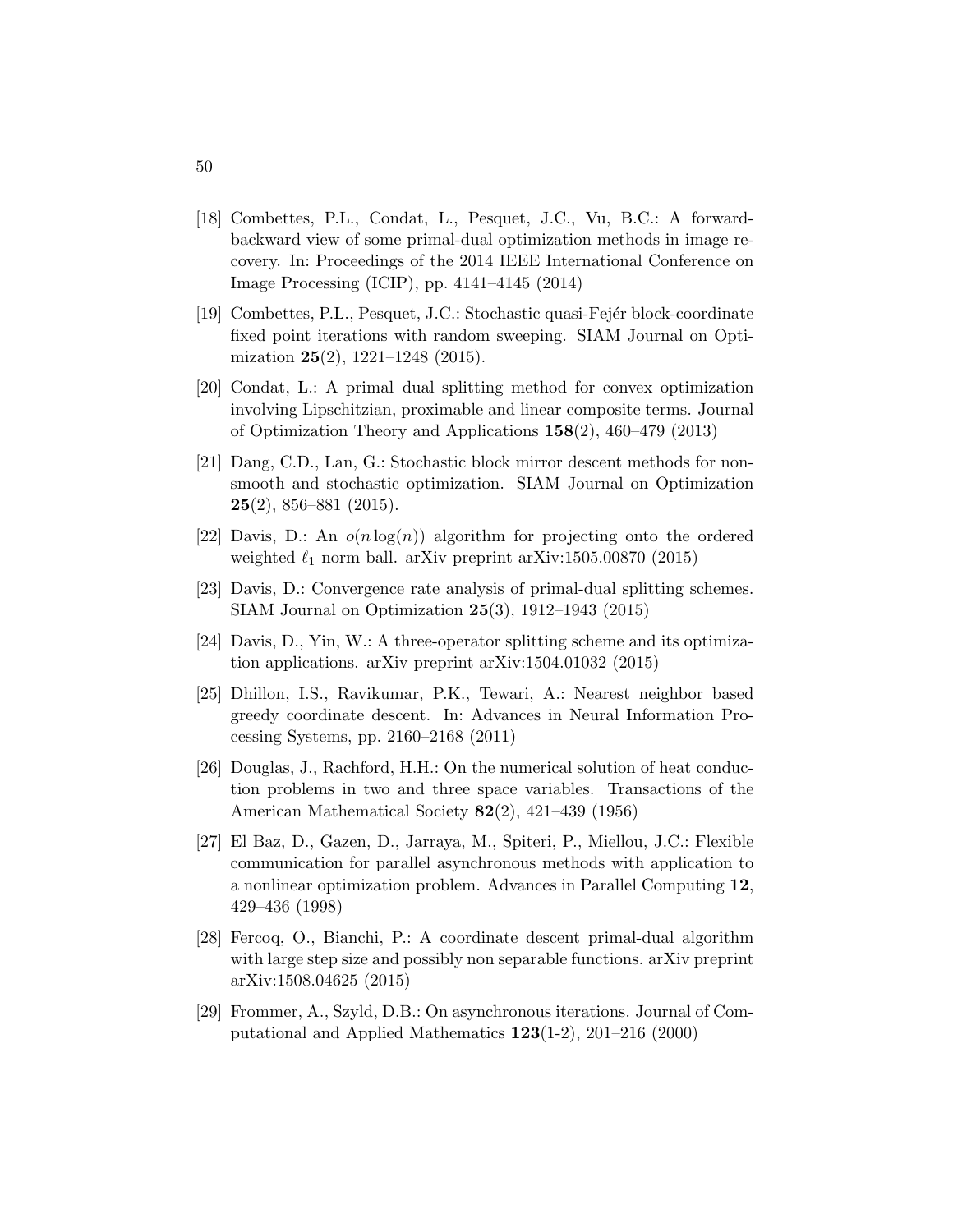[18] Combettes, P.L., Condat, L., Pesquet, J.C., Vu, B.C.: A forward-backward view of some primal-dual optimization methods in image recovery. In: Proceedings of the 2014 IEEE International Conference on Image Processing (ICIP), pp. 4141–4145 (2014)

[19] Combettes, P.L., Pesquet, J.C.: Stochastic quasi-Fejér block-coordinate fixed point iterations with random sweeping. SIAM Journal on Optimization **25**(2), 1221–1248 (2015).

[20] Condat, L.: A primal–dual splitting method for convex optimization involving Lipschitzian, proximable and linear composite terms. Journal of Optimization Theory and Applications **158**(2), 460–479 (2013)

[21] Dang, C.D., Lan, G.: Stochastic block mirror descent methods for nonsmooth and stochastic optimization. SIAM Journal on Optimization **25**(2), 856–881 (2015).

[22] Davis, D.: An $o(n \log(n))$ algorithm for projecting onto the ordered weighted $\ell_1$ norm ball. arXiv preprint arXiv:1505.00870 (2015)

[23] Davis, D.: Convergence rate analysis of primal-dual splitting schemes. SIAM Journal on Optimization **25**(3), 1912–1943 (2015)

[24] Davis, D., Yin, W.: A three-operator splitting scheme and its optimization applications. arXiv preprint arXiv:1504.01032 (2015)

[25] Dhillon, I.S., Ravikumar, P.K., Tewari, A.: Nearest neighbor based greedy coordinate descent. In: Advances in Neural Information Processing Systems, pp. 2160–2168 (2011)

[26] Douglas, J., Rachford, H.H.: On the numerical solution of heat conduction problems in two and three space variables. Transactions of the American Mathematical Society **82**(2), 421–439 (1956)

[27] El Baz, D., Gazen, D., Jarraya, M., Spiteri, P., Miellou, J.C.: Flexible communication for parallel asynchronous methods with application to a nonlinear optimization problem. Advances in Parallel Computing **12**, 429–436 (1998)

[28] Fercoq, O., Bianchi, P.: A coordinate descent primal-dual algorithm with large step size and possibly non separable functions. arXiv preprint arXiv:1508.04625 (2015)

[29] Frommer, A., Szyld, D.B.: On asynchronous iterations. Journal of Computational and Applied Mathematics **123**(1-2), 201–216 (2000)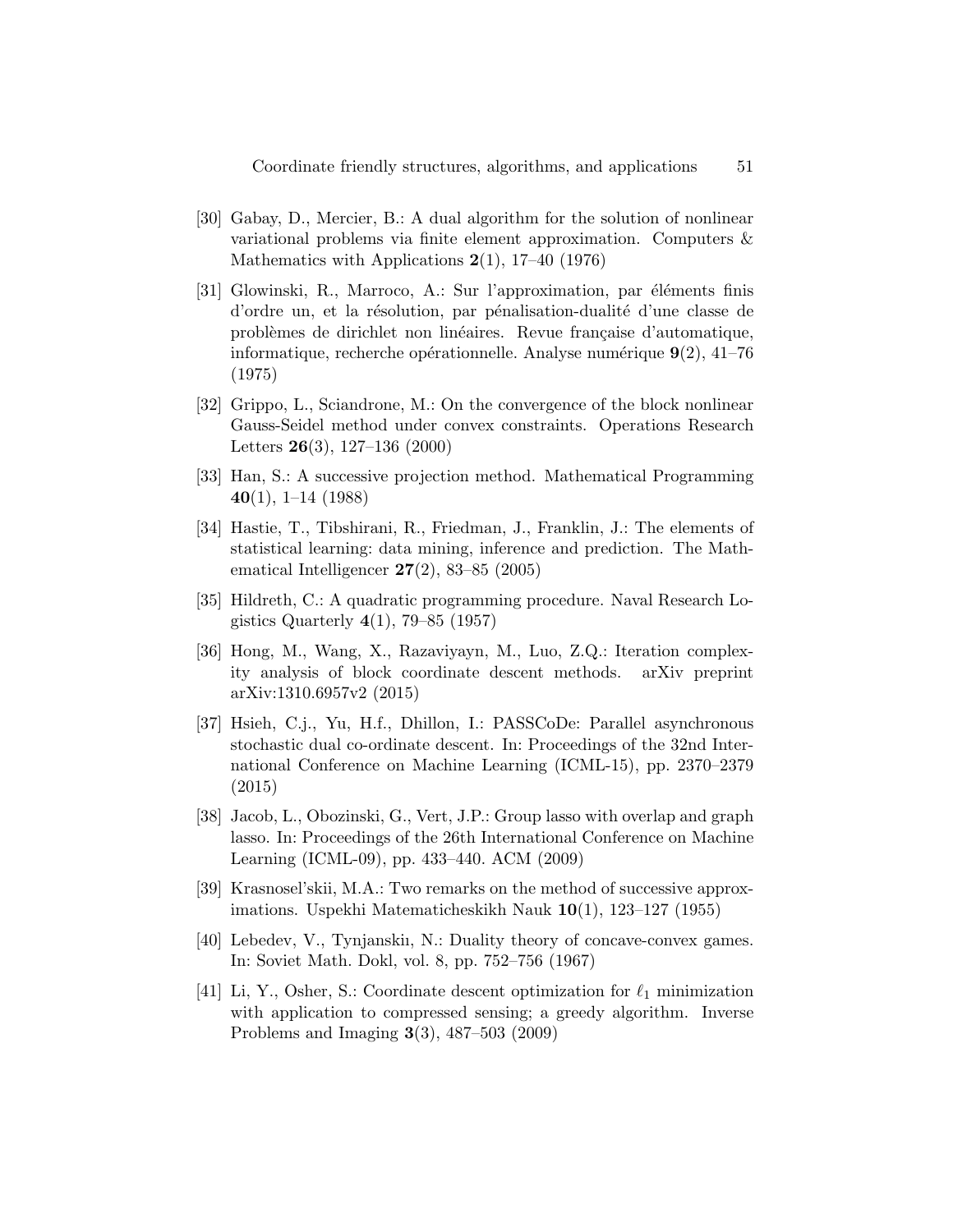[30] Gabay, D., Mercier, B.: A dual algorithm for the solution of nonlinear variational problems via finite element approximation. Computers & Mathematics with Applications **2**(1), 17–40 (1976)

[31] Glowinski, R., Marroco, A.: Sur l'approximation, par éléments finis d'ordre un, et la résolution, par pénalisation-dualité d'une classe de problèmes de dirichlet non linéaires. Revue française d'automatique, informatique, recherche opérationnelle. Analyse numérique **9**(2), 41–76 (1975)

[32] Grippo, L., Sciandrone, M.: On the convergence of the block nonlinear Gauss-Seidel method under convex constraints. Operations Research Letters **26**(3), 127–136 (2000)

[33] Han, S.: A successive projection method. Mathematical Programming **40**(1), 1–14 (1988)

[34] Hastie, T., Tibshirani, R., Friedman, J., Franklin, J.: The elements of statistical learning: data mining, inference and prediction. The Mathematical Intelligencer **27**(2), 83–85 (2005)

[35] Hildreth, C.: A quadratic programming procedure. Naval Research Logistics Quarterly **4**(1), 79–85 (1957)

[36] Hong, M., Wang, X., Razaviyayn, M., Luo, Z.Q.: Iteration complexity analysis of block coordinate descent methods. arXiv preprint arXiv:1310.6957v2 (2015)

[37] Hsieh, C.j., Yu, H.f., Dhillon, I.: PASSCoDe: Parallel asynchronous stochastic dual co-ordinate descent. In: Proceedings of the 32nd International Conference on Machine Learning (ICML-15), pp. 2370–2379 (2015)

[38] Jacob, L., Obozinski, G., Vert, J.P.: Group lasso with overlap and graph lasso. In: Proceedings of the 26th International Conference on Machine Learning (ICML-09), pp. 433–440. ACM (2009)

[39] Krasnosel'skii, M.A.: Two remarks on the method of successive approximations. Uspekhi Matematicheskikh Nauk **10**(1), 123–127 (1955)

[40] Lebedev, V., Tynjanskiı, N.: Duality theory of concave-convex games. In: Soviet Math. Dokl, vol. 8, pp. 752–756 (1967)

[41] Li, Y., Osher, S.: Coordinate descent optimization for $\ell_1$ minimization with application to compressed sensing; a greedy algorithm. Inverse Problems and Imaging **3**(3), 487–503 (2009)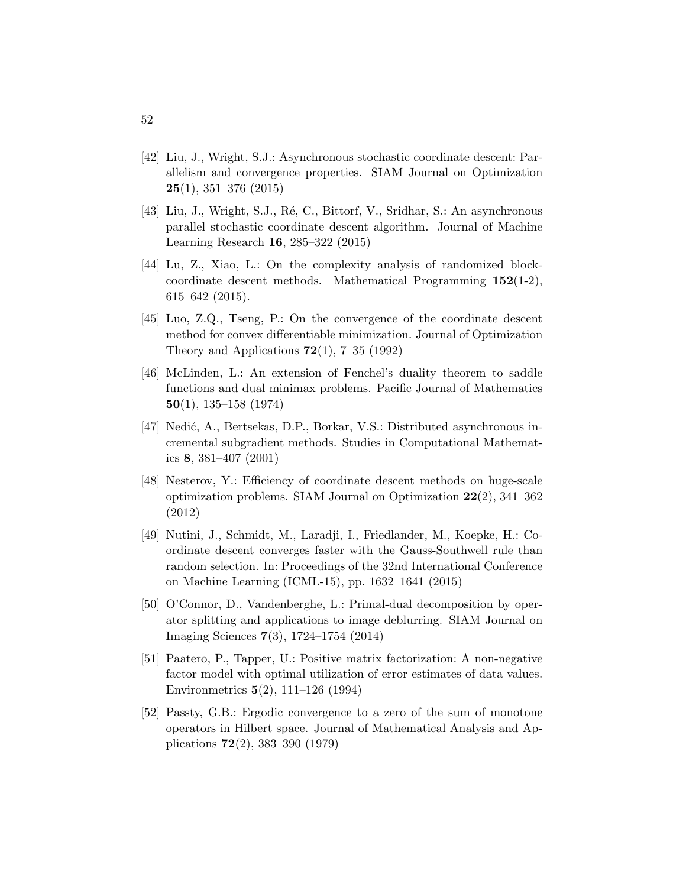[42] Liu, J., Wright, S.J.: Asynchronous stochastic coordinate descent: Parallelism and convergence properties. SIAM Journal on Optimization **25**(1), 351–376 (2015)

[43] Liu, J., Wright, S.J., Ré, C., Bittorf, V., Sridhar, S.: An asynchronous parallel stochastic coordinate descent algorithm. Journal of Machine Learning Research **16**, 285–322 (2015)

[44] Lu, Z., Xiao, L.: On the complexity analysis of randomized block-coordinate descent methods. Mathematical Programming **152**(1-2), 615–642 (2015).

[45] Luo, Z.Q., Tseng, P.: On the convergence of the coordinate descent method for convex differentiable minimization. Journal of Optimization Theory and Applications **72**(1), 7–35 (1992)

[46] McLinden, L.: An extension of Fenchel's duality theorem to saddle functions and dual minimax problems. Pacific Journal of Mathematics **50**(1), 135–158 (1974)

[47] Nedić, A., Bertsekas, D.P., Borkar, V.S.: Distributed asynchronous incremental subgradient methods. Studies in Computational Mathematics **8**, 381–407 (2001)

[48] Nesterov, Y.: Efficiency of coordinate descent methods on huge-scale optimization problems. SIAM Journal on Optimization **22**(2), 341–362 (2012)

[49] Nutini, J., Schmidt, M., Laradji, I., Friedlander, M., Koepke, H.: Coordinate descent converges faster with the Gauss-Southwell rule than random selection. In: Proceedings of the 32nd International Conference on Machine Learning (ICML-15), pp. 1632–1641 (2015)

[50] O'Connor, D., Vandenberghe, L.: Primal-dual decomposition by operator splitting and applications to image deblurring. SIAM Journal on Imaging Sciences **7**(3), 1724–1754 (2014)

[51] Paatero, P., Tapper, U.: Positive matrix factorization: A non-negative factor model with optimal utilization of error estimates of data values. Environmetrics **5**(2), 111–126 (1994)

[52] Passty, G.B.: Ergodic convergence to a zero of the sum of monotone operators in Hilbert space. Journal of Mathematical Analysis and Applications **72**(2), 383–390 (1979)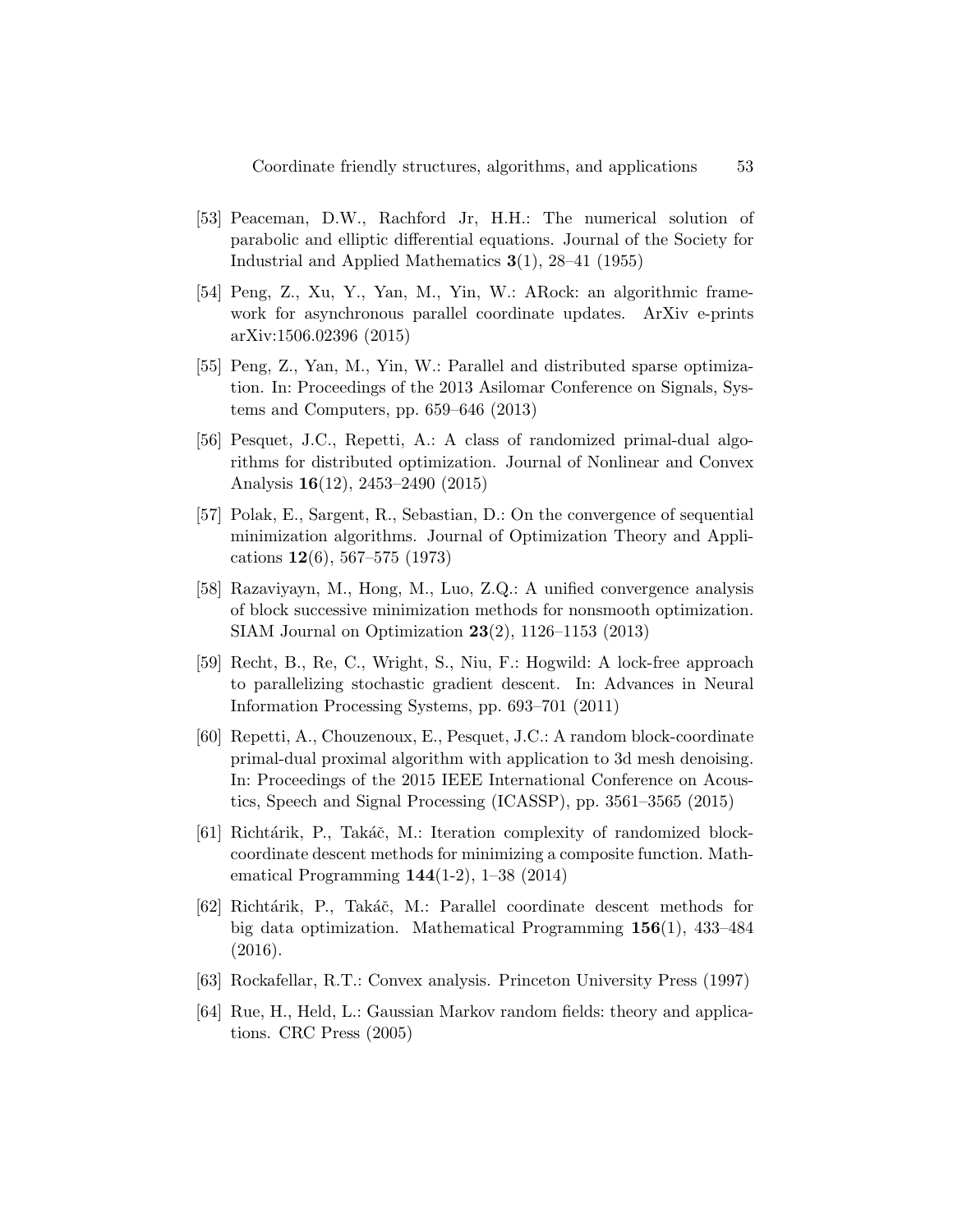[53] Peaceman, D.W., Rachford Jr, H.H.: The numerical solution of parabolic and elliptic differential equations. Journal of the Society for Industrial and Applied Mathematics **3**(1), 28–41 (1955)

[54] Peng, Z., Xu, Y., Yan, M., Yin, W.: ARock: an algorithmic framework for asynchronous parallel coordinate updates. ArXiv e-prints arXiv:1506.02396 (2015)

[55] Peng, Z., Yan, M., Yin, W.: Parallel and distributed sparse optimization. In: Proceedings of the 2013 Asilomar Conference on Signals, Systems and Computers, pp. 659–646 (2013)

[56] Pesquet, J.C., Repetti, A.: A class of randomized primal-dual algorithms for distributed optimization. Journal of Nonlinear and Convex Analysis **16**(12), 2453–2490 (2015)

[57] Polak, E., Sargent, R., Sebastian, D.: On the convergence of sequential minimization algorithms. Journal of Optimization Theory and Applications **12**(6), 567–575 (1973)

[58] Razaviyayn, M., Hong, M., Luo, Z.Q.: A unified convergence analysis of block successive minimization methods for nonsmooth optimization. SIAM Journal on Optimization **23**(2), 1126–1153 (2013)

[59] Recht, B., Re, C., Wright, S., Niu, F.: Hogwild: A lock-free approach to parallelizing stochastic gradient descent. In: Advances in Neural Information Processing Systems, pp. 693–701 (2011)

[60] Repetti, A., Chouzenoux, E., Pesquet, J.C.: A random block-coordinate primal-dual proximal algorithm with application to 3d mesh denoising. In: Proceedings of the 2015 IEEE International Conference on Acoustics, Speech and Signal Processing (ICASSP), pp. 3561–3565 (2015)

[61] Richtárik, P., Takáč, M.: Iteration complexity of randomized block-coordinate descent methods for minimizing a composite function. Mathematical Programming **144**(1-2), 1–38 (2014)

[62] Richtárik, P., Takáč, M.: Parallel coordinate descent methods for big data optimization. Mathematical Programming **156**(1), 433–484 (2016).

[63] Rockafellar, R.T.: Convex analysis. Princeton University Press (1997)

[64] Rue, H., Held, L.: Gaussian Markov random fields: theory and applications. CRC Press (2005)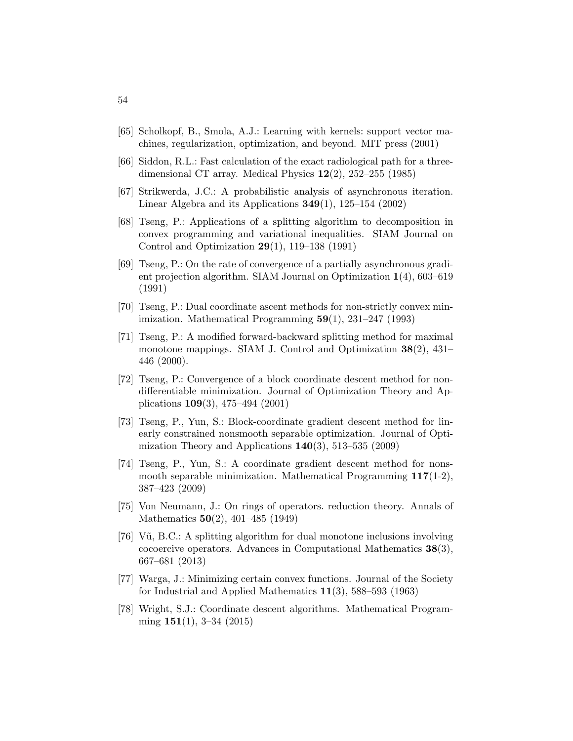[65] Scholkopf, B., Smola, A.J.: Learning with kernels: support vector machines, regularization, optimization, and beyond. MIT press (2001)

[66] Siddon, R.L.: Fast calculation of the exact radiological path for a three-dimensional CT array. Medical Physics **12**(2), 252–255 (1985)

[67] Strikwerda, J.C.: A probabilistic analysis of asynchronous iteration. Linear Algebra and its Applications **349**(1), 125–154 (2002)

[68] Tseng, P.: Applications of a splitting algorithm to decomposition in convex programming and variational inequalities. SIAM Journal on Control and Optimization **29**(1), 119–138 (1991)

[69] Tseng, P.: On the rate of convergence of a partially asynchronous gradient projection algorithm. SIAM Journal on Optimization **1**(4), 603–619 (1991)

[70] Tseng, P.: Dual coordinate ascent methods for non-strictly convex minimization. Mathematical Programming **59**(1), 231–247 (1993)

[71] Tseng, P.: A modified forward-backward splitting method for maximal monotone mappings. SIAM J. Control and Optimization **38**(2), 431–446 (2000).

[72] Tseng, P.: Convergence of a block coordinate descent method for nondifferentiable minimization. Journal of Optimization Theory and Applications **109**(3), 475–494 (2001)

[73] Tseng, P., Yun, S.: Block-coordinate gradient descent method for linearly constrained nonsmooth separable optimization. Journal of Optimization Theory and Applications **140**(3), 513–535 (2009)

[74] Tseng, P., Yun, S.: A coordinate gradient descent method for nonsmooth separable minimization. Mathematical Programming **117**(1-2), 387–423 (2009)

[75] Von Neumann, J.: On rings of operators. reduction theory. Annals of Mathematics **50**(2), 401–485 (1949)

[76] Vũ, B.C.: A splitting algorithm for dual monotone inclusions involving cocoercive operators. Advances in Computational Mathematics **38**(3), 667–681 (2013)

[77] Warga, J.: Minimizing certain convex functions. Journal of the Society for Industrial and Applied Mathematics **11**(3), 588–593 (1963)

[78] Wright, S.J.: Coordinate descent algorithms. Mathematical Programming **151**(1), 3–34 (2015)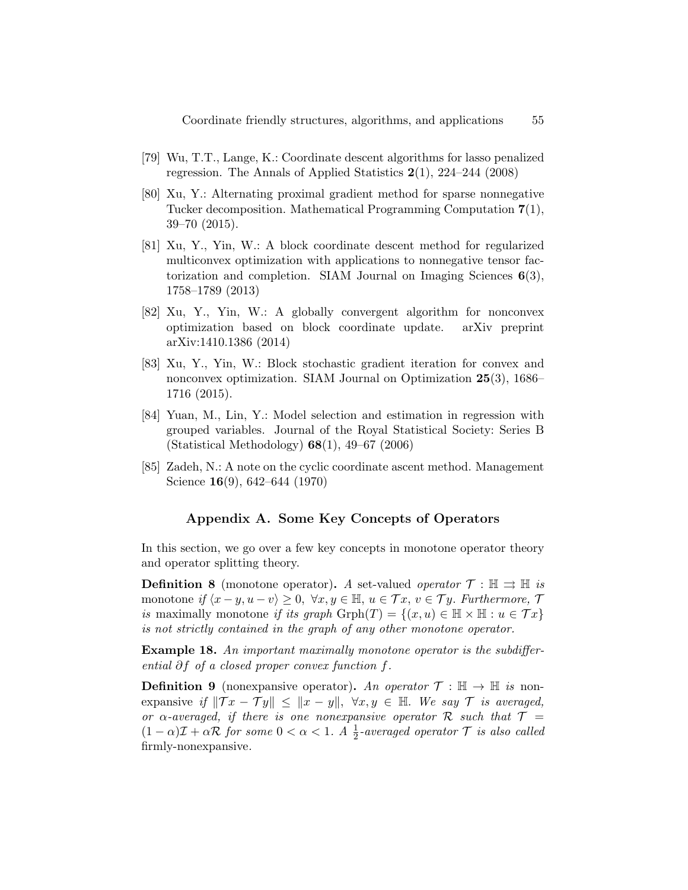[79] Wu, T.T., Lange, K.: Coordinate descent algorithms for lasso penalized regression. The Annals of Applied Statistics **2**(1), 224–244 (2008)

[80] Xu, Y.: Alternating proximal gradient method for sparse nonnegative Tucker decomposition. Mathematical Programming Computation **7**(1), 39–70 (2015).

[81] Xu, Y., Yin, W.: A block coordinate descent method for regularized multiconvex optimization with applications to nonnegative tensor factorization and completion. SIAM Journal on Imaging Sciences **6**(3), 1758–1789 (2013)

[82] Xu, Y., Yin, W.: A globally convergent algorithm for nonconvex optimization based on block coordinate update. arXiv preprint arXiv:1410.1386 (2014)

[83] Xu, Y., Yin, W.: Block stochastic gradient iteration for convex and nonconvex optimization. SIAM Journal on Optimization **25**(3), 1686–1716 (2015).

[84] Yuan, M., Lin, Y.: Model selection and estimation in regression with grouped variables. Journal of the Royal Statistical Society: Series B (Statistical Methodology) **68**(1), 49–67 (2006)

[85] Zadeh, N.: A note on the cyclic coordinate ascent method. Management Science **16**(9), 642–644 (1970)

## Appendix A. Some Key Concepts of Operators

In this section, we go over a few key concepts in monotone operator theory and operator splitting theory.

**Definition 8** (monotone operator)**.** *A* set-valued *operator* $\mathcal{T} : \mathbb{H} \rightrightarrows \mathbb{H}$ *is* monotone *if* $\langle x - y, u - v\rangle \geq 0,\ \forall x, y \in \mathbb{H},\ u \in \mathcal{T}x,\ v \in \mathcal{T}y$. *Furthermore,* $\mathcal{T}$ *is* maximally monotone *if its graph* $\mathrm{Grph}(T) = \{(x, u) \in \mathbb{H} \times \mathbb{H} : u \in \mathcal{T}x\}$ *is not strictly contained in the graph of any other monotone operator.*

**Example 18.** *An important maximally monotone operator is the subdifferential* $\partial f$ *of a closed proper convex function* $f$*.*

**Definition 9** (nonexpansive operator)**.** *An operator* $\mathcal{T} : \mathbb{H} \to \mathbb{H}$ *is* nonexpansive *if* $\|\mathcal{T}x - \mathcal{T}y\| \leq \|x - y\|,\ \forall x, y \in \mathbb{H}$. *We say* $\mathcal{T}$ *is averaged, or* $\alpha$*-averaged, if there is one nonexpansive operator* $\mathcal{R}$ *such that* $\mathcal{T} = (1 - \alpha)\mathcal{I} + \alpha\mathcal{R}$ *for some* $0 < \alpha < 1$. *A* $\frac{1}{2}$*-averaged operator* $\mathcal{T}$ *is also called* firmly-nonexpansive*.*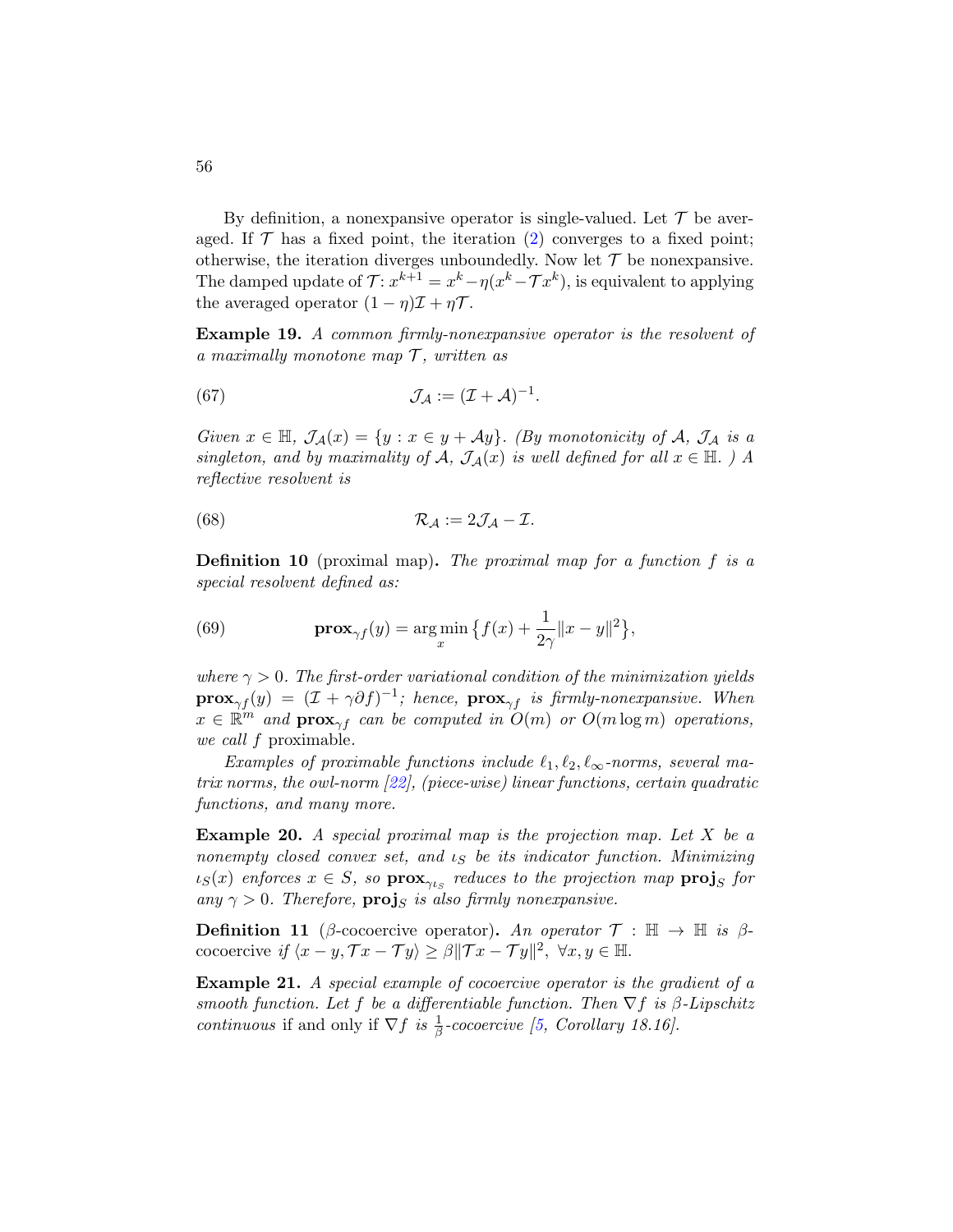By definition, a nonexpansive operator is single-valued. Let $\mathcal{T}$ be averaged. If $\mathcal{T}$ has a fixed point, the iteration (2) converges to a fixed point; otherwise, the iteration diverges unboundedly. Now let $\mathcal{T}$ be nonexpansive. The damped update of $\mathcal{T}$: $x^{k+1} = x^k - \eta(x^k - \mathcal{T}x^k)$, is equivalent to applying the averaged operator $(1-\eta)\mathcal{I} + \eta\mathcal{T}$.

**Example 19.** *A common firmly-nonexpansive operator is the resolvent of a maximally monotone map $\mathcal{T}$, written as*

$$\mathcal{J}_{\mathcal{A}} := (\mathcal{I} + \mathcal{A})^{-1}. \tag{67}$$

*Given $x \in \mathbb{H}$, $\mathcal{J}_{\mathcal{A}}(x) = \{y : x \in y + \mathcal{A}y\}$. (By monotonicity of $\mathcal{A}$, $\mathcal{J}_{\mathcal{A}}$ is a singleton, and by maximality of $\mathcal{A}$, $\mathcal{J}_{\mathcal{A}}(x)$ is well defined for all $x \in \mathbb{H}$. ) A reflective resolvent is*

$$\mathcal{R}_{\mathcal{A}} := 2\mathcal{J}_{\mathcal{A}} - \mathcal{I}. \tag{68}$$

**Definition 10** (proximal map)**.** *The proximal map for a function $f$ is a special resolvent defined as:*

$$\mathbf{prox}_{\gamma f}(y) = \arg\min_x \big\{ f(x) + \frac{1}{2\gamma}\|x - y\|^2 \big\}, \tag{69}$$

*where $\gamma > 0$. The first-order variational condition of the minimization yields $\mathbf{prox}_{\gamma f}(y) = (\mathcal{I} + \gamma\partial f)^{-1}$; hence, $\mathbf{prox}_{\gamma f}$ is firmly-nonexpansive. When $x \in \mathbb{R}^m$ and $\mathbf{prox}_{\gamma f}$ can be computed in $O(m)$ or $O(m \log m)$ operations, we call $f$* proximable.

*Examples of proximable functions include $\ell_1, \ell_2, \ell_\infty$-norms, several matrix norms, the owl-norm [22], (piece-wise) linear functions, certain quadratic functions, and many more.*

**Example 20.** *A special proximal map is the projection map. Let $X$ be a nonempty closed convex set, and $\iota_S$ be its indicator function. Minimizing $\iota_S(x)$ enforces $x \in S$, so $\mathbf{prox}_{\gamma\iota_S}$ reduces to the projection map $\mathbf{proj}_S$ for any $\gamma > 0$. Therefore, $\mathbf{proj}_S$ is also firmly nonexpansive.*

**Definition 11** ($\beta$-cocoercive operator)**.** *An operator $\mathcal{T} : \mathbb{H} \to \mathbb{H}$ is $\beta$-*cocoercive *if $\langle x - y, \mathcal{T}x - \mathcal{T}y\rangle \geq \beta\|\mathcal{T}x - \mathcal{T}y\|^2$, $\forall x, y \in \mathbb{H}$.*

**Example 21.** *A special example of cocoercive operator is the gradient of a smooth function. Let $f$ be a differentiable function. Then $\nabla f$ is $\beta$-Lipschitz continuous* if and only if *$\nabla f$ is $\frac{1}{\beta}$-cocoercive [5, Corollary 18.16].*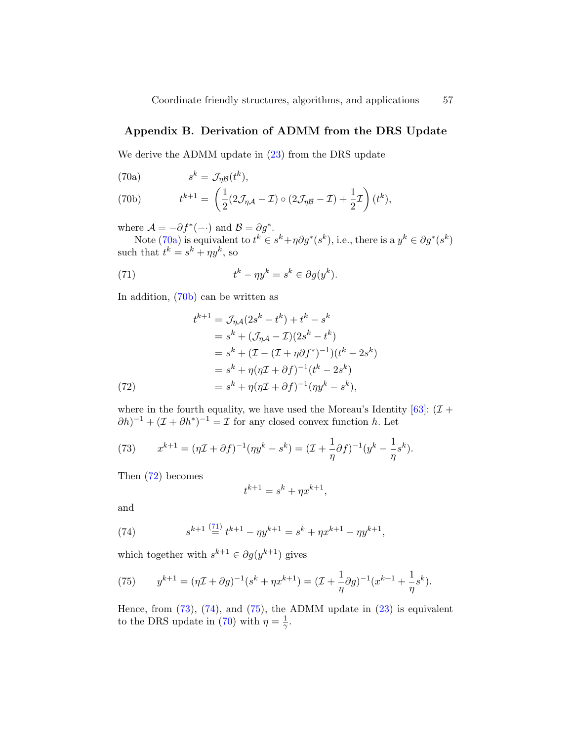## Appendix B. Derivation of ADMM from the DRS Update

We derive the ADMM update in (23) from the DRS update

$$s^k = \mathcal{J}_{\eta\mathcal{B}}(t^k), \tag{70a}$$

$$t^{k+1} = \left(\frac{1}{2}(2\mathcal{J}_{\eta\mathcal{A}} - \mathcal{I}) \circ (2\mathcal{J}_{\eta\mathcal{B}} - \mathcal{I}) + \frac{1}{2}\mathcal{I}\right)(t^k), \tag{70b}$$

where $\mathcal{A} = -\partial f^*(-\cdot)$ and $\mathcal{B} = \partial g^*$.

Note (70a) is equivalent to $t^k \in s^k + \eta \partial g^*(s^k)$, i.e., there is a $y^k \in \partial g^*(s^k)$ such that $t^k = s^k + \eta y^k$, so

$$t^k - \eta y^k = s^k \in \partial g(y^k). \tag{71}$$

In addition, (70b) can be written as

$$\begin{aligned}
t^{k+1} &= \mathcal{J}_{\eta\mathcal{A}}(2s^k - t^k) + t^k - s^k \\
&= s^k + (\mathcal{J}_{\eta\mathcal{A}} - \mathcal{I})(2s^k - t^k) \\
&= s^k + (\mathcal{I} - (\mathcal{I} + \eta\partial f^*)^{-1})(t^k - 2s^k) \\
&= s^k + \eta(\eta\mathcal{I} + \partial f)^{-1}(t^k - 2s^k) \\
&= s^k + \eta(\eta\mathcal{I} + \partial f)^{-1}(\eta y^k - s^k),
\end{aligned} \tag{72}$$

where in the fourth equality, we have used the Moreau's Identity [63]: $(\mathcal{I} + \partial h)^{-1} + (\mathcal{I} + \partial h^*)^{-1} = \mathcal{I}$ for any closed convex function $h$. Let

$$x^{k+1} = (\eta\mathcal{I} + \partial f)^{-1}(\eta y^k - s^k) = (\mathcal{I} + \frac{1}{\eta}\partial f)^{-1}(y^k - \frac{1}{\eta}s^k). \tag{73}$$

Then (72) becomes

$$t^{k+1} = s^k + \eta x^{k+1},$$

and

$$s^{k+1} \overset{(71)}{=} t^{k+1} - \eta y^{k+1} = s^k + \eta x^{k+1} - \eta y^{k+1}, \tag{74}$$

which together with $s^{k+1} \in \partial g(y^{k+1})$ gives

$$y^{k+1} = (\eta\mathcal{I} + \partial g)^{-1}(s^k + \eta x^{k+1}) = (\mathcal{I} + \frac{1}{\eta}\partial g)^{-1}(x^{k+1} + \frac{1}{\eta}s^k). \tag{75}$$

Hence, from (73), (74), and (75), the ADMM update in (23) is equivalent to the DRS update in (70) with $\eta = \frac{1}{\gamma}$.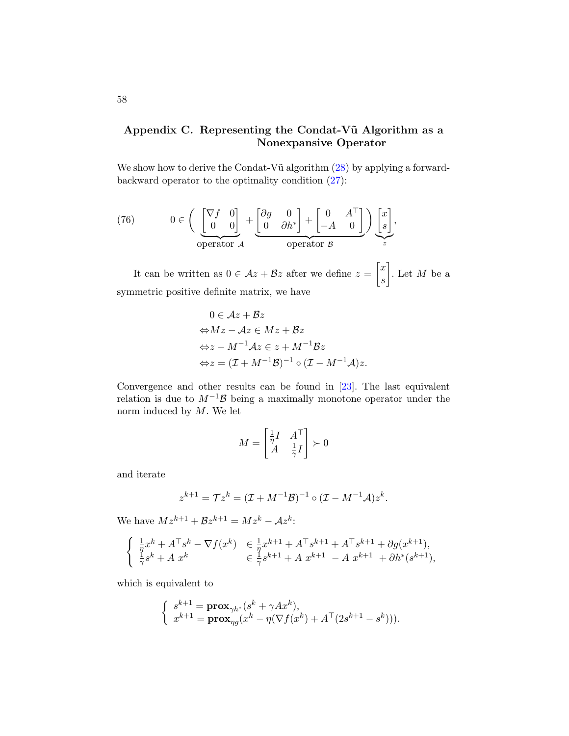## Appendix C. Representing the Condat-Vũ Algorithm as a Nonexpansive Operator

We show how to derive the Condat-Vũ algorithm (28) by applying a forward-backward operator to the optimality condition (27):

$$
0 \in \Bigg( \underbrace{\begin{bmatrix} \nabla f & 0 \\ 0 & 0 \end{bmatrix}}_{\text{operator } \mathcal{A}} + \underbrace{\begin{bmatrix} \partial g & 0 \\ 0 & \partial h^* \end{bmatrix} + \begin{bmatrix} 0 & A^\top \\ -A & 0 \end{bmatrix}}_{\text{operator } \mathcal{B}} \Bigg) \underbrace{\begin{bmatrix} x \\ s \end{bmatrix}}_{z}, \tag{76}
$$

It can be written as $0 \in \mathcal{A}z + \mathcal{B}z$ after we define $z = \begin{bmatrix} x \\ s \end{bmatrix}$. Let $M$ be a symmetric positive definite matrix, we have

$$
\begin{aligned}
& 0 \in \mathcal{A}z + \mathcal{B}z \\
\Leftrightarrow & Mz - \mathcal{A}z \in Mz + \mathcal{B}z \\
\Leftrightarrow & z - M^{-1}\mathcal{A}z \in z + M^{-1}\mathcal{B}z \\
\Leftrightarrow & z = (\mathcal{I} + M^{-1}\mathcal{B})^{-1} \circ (\mathcal{I} - M^{-1}\mathcal{A})z.
\end{aligned}
$$

Convergence and other results can be found in [23]. The last equivalent relation is due to $M^{-1}\mathcal{B}$ being a maximally monotone operator under the norm induced by $M$. We let

$$
M = \begin{bmatrix} \frac{1}{\eta} I & A^\top \\ A & \frac{1}{\gamma} I \end{bmatrix} \succ 0
$$

and iterate

$$
z^{k+1} = \mathcal{T}z^k = (\mathcal{I} + M^{-1}\mathcal{B})^{-1} \circ (\mathcal{I} - M^{-1}\mathcal{A})z^k.
$$

We have $Mz^{k+1} + \mathcal{B}z^{k+1} = Mz^k - \mathcal{A}z^k$:

$$
\begin{cases}
\frac{1}{\eta}x^k + A^\top s^k - \nabla f(x^k) & \in \frac{1}{\eta}x^{k+1} + A^\top s^{k+1} + A^\top s^{k+1} + \partial g(x^{k+1}), \\
\frac{1}{\gamma}s^k + A\, x^k & \in \frac{1}{\gamma}s^{k+1} + A\, x^{k+1} - A\, x^{k+1} + \partial h^*(s^{k+1}),
\end{cases}
$$

which is equivalent to

$$
\begin{cases}
s^{k+1} = \mathbf{prox}_{\gamma h^*}(s^k + \gamma A x^k), \\
x^{k+1} = \mathbf{prox}_{\eta g}(x^k - \eta(\nabla f(x^k) + A^\top(2s^{k+1} - s^k))).
\end{cases}
$$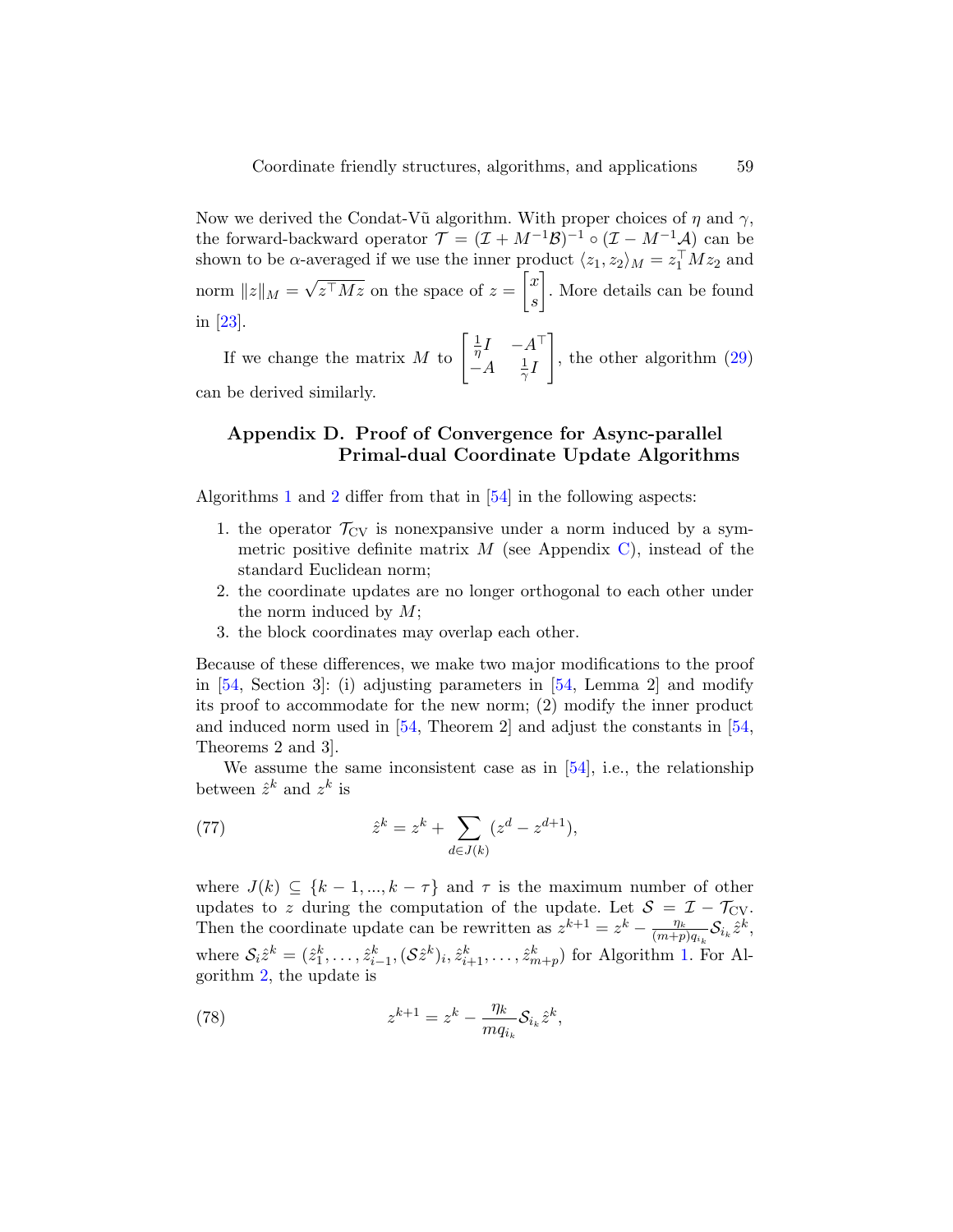Now we derived the Condat-Vũ algorithm. With proper choices of $\eta$ and $\gamma$, the forward-backward operator $\mathcal{T} = (\mathcal{I} + M^{-1}\mathcal{B})^{-1} \circ (\mathcal{I} - M^{-1}\mathcal{A})$ can be shown to be $\alpha$-averaged if we use the inner product $\langle z_1, z_2 \rangle_M = z_1^\top M z_2$ and norm $\|z\|_M = \sqrt{z^\top M z}$ on the space of $z = \begin{bmatrix} x \\ s \end{bmatrix}$. More details can be found in [23].

If we change the matrix $M$ to $\begin{bmatrix} \frac{1}{\eta} I & -A^\top \\ -A & \frac{1}{\gamma} I \end{bmatrix}$, the other algorithm (29) can be derived similarly.

## Appendix D. Proof of Convergence for Async-parallel Primal-dual Coordinate Update Algorithms

Algorithms 1 and 2 differ from that in [54] in the following aspects:

1. the operator $\mathcal{T}_{\text{CV}}$ is nonexpansive under a norm induced by a symmetric positive definite matrix $M$ (see Appendix C), instead of the standard Euclidean norm;
2. the coordinate updates are no longer orthogonal to each other under the norm induced by $M$;
3. the block coordinates may overlap each other.

Because of these differences, we make two major modifications to the proof in [54, Section 3]: (i) adjusting parameters in [54, Lemma 2] and modify its proof to accommodate for the new norm; (2) modify the inner product and induced norm used in [54, Theorem 2] and adjust the constants in [54, Theorems 2 and 3].

We assume the same inconsistent case as in [54], i.e., the relationship between $\hat{z}^k$ and $z^k$ is

$$\hat{z}^k = z^k + \sum_{d \in J(k)} (z^d - z^{d+1}), \tag{77}$$

where $J(k) \subseteq \{k-1, ..., k-\tau\}$ and $\tau$ is the maximum number of other updates to $z$ during the computation of the update. Let $\mathcal{S} = \mathcal{I} - \mathcal{T}_{\text{CV}}$. Then the coordinate update can be rewritten as $z^{k+1} = z^k - \frac{\eta_k}{(m+p)q_{i_k}} \mathcal{S}_{i_k} \hat{z}^k$, where $\mathcal{S}_i \hat{z}^k = (\hat{z}_1^k, \ldots, \hat{z}_{i-1}^k, (\mathcal{S}\hat{z}^k)_i, \hat{z}_{i+1}^k, \ldots, \hat{z}_{m+p}^k)$ for Algorithm 1. For Algorithm 2, the update is

$$z^{k+1} = z^k - \frac{\eta_k}{m q_{i_k}} \mathcal{S}_{i_k} \hat{z}^k, \tag{78}$$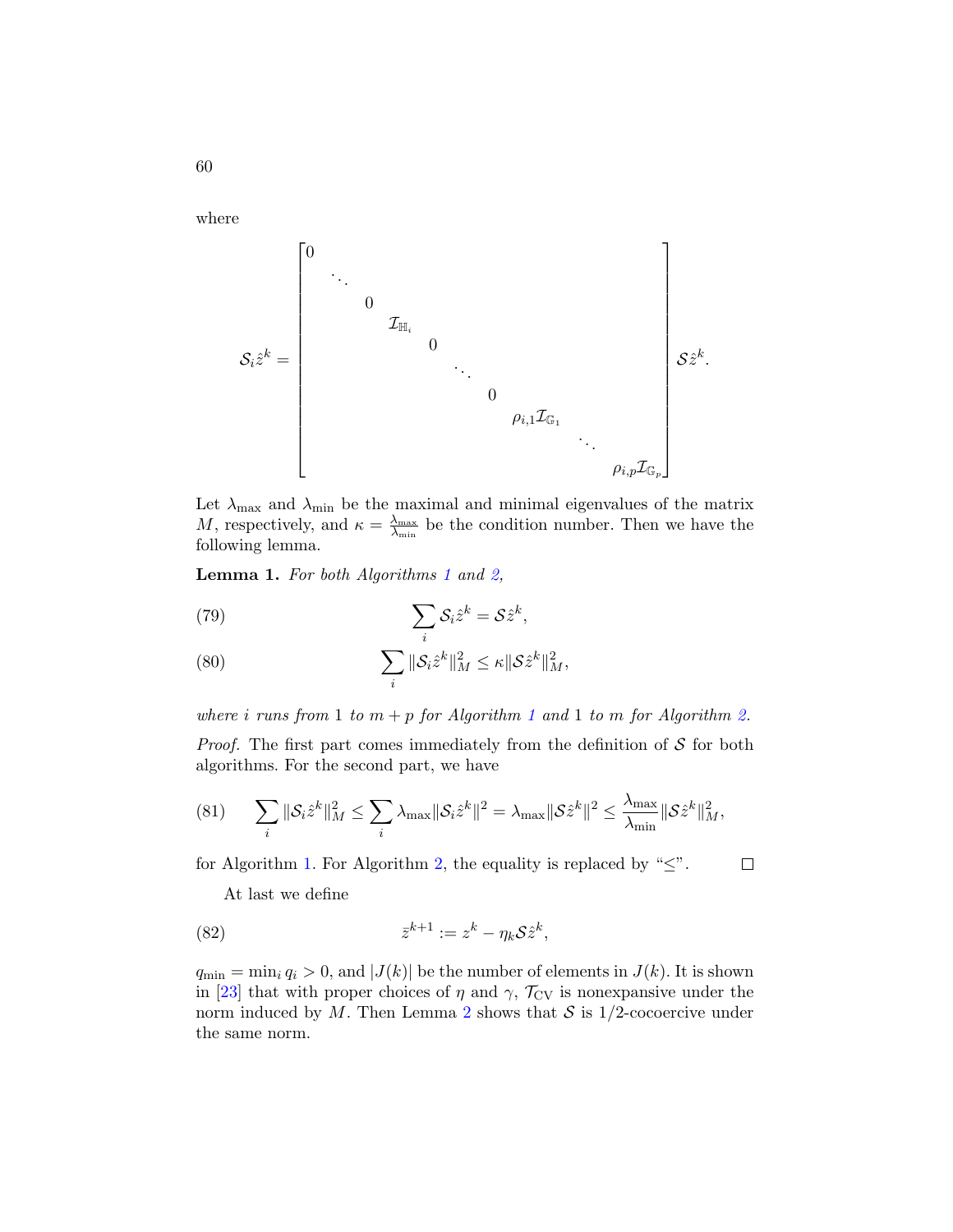where

$$
\mathcal{S}_i \hat{z}^k = \begin{bmatrix} 0 & & & & & & & & & \\ & \ddots & & & & & & & & \\ & & 0 & & & & & & & \\ & & & \mathcal{I}_{\mathbb{H}_i} & & & & & & \\ & & & & 0 & & & & & \\ & & & & & \ddots & & & & \\ & & & & & & 0 & & & \\ & & & & & & & \rho_{i,1}\mathcal{I}_{\mathbb{G}_1} & & \\ & & & & & & & & \ddots & \\ & & & & & & & & & \rho_{i,p}\mathcal{I}_{\mathbb{G}_p} \end{bmatrix} \mathcal{S}\hat{z}^k.
$$

Let $\lambda_{\max}$ and $\lambda_{\min}$ be the maximal and minimal eigenvalues of the matrix $M$, respectively, and $\kappa = \frac{\lambda_{\max}}{\lambda_{\min}}$ be the condition number. Then we have the following lemma.

**Lemma 1.** *For both Algorithms 1 and 2,*

$$
\sum_i \mathcal{S}_i \hat{z}^k = \mathcal{S}\hat{z}^k, \tag{79}
$$

$$
\sum_i \|\mathcal{S}_i \hat{z}^k\|_M^2 \leq \kappa \|\mathcal{S}\hat{z}^k\|_M^2, \tag{80}
$$

*where $i$ runs from 1 to $m+p$ for Algorithm 1 and 1 to $m$ for Algorithm 2.*

*Proof.* The first part comes immediately from the definition of $\mathcal{S}$ for both algorithms. For the second part, we have

$$
\sum_i \|\mathcal{S}_i \hat{z}^k\|_M^2 \leq \sum_i \lambda_{\max} \|\mathcal{S}_i \hat{z}^k\|^2 = \lambda_{\max} \|\mathcal{S}\hat{z}^k\|^2 \leq \frac{\lambda_{\max}}{\lambda_{\min}} \|\mathcal{S}\hat{z}^k\|_M^2, \tag{81}
$$

for Algorithm 1. For Algorithm 2, the equality is replaced by "$\leq$". □

At last we define

$$
\bar{z}^{k+1} := z^k - \eta_k \mathcal{S}\hat{z}^k, \tag{82}
$$

$q_{\min} = \min_i q_i > 0$, and $|J(k)|$ be the number of elements in $J(k)$. It is shown in [23] that with proper choices of $\eta$ and $\gamma$, $\mathcal{T}_{\text{CV}}$ is nonexpansive under the norm induced by $M$. Then Lemma 2 shows that $\mathcal{S}$ is 1/2-cocoercive under the same norm.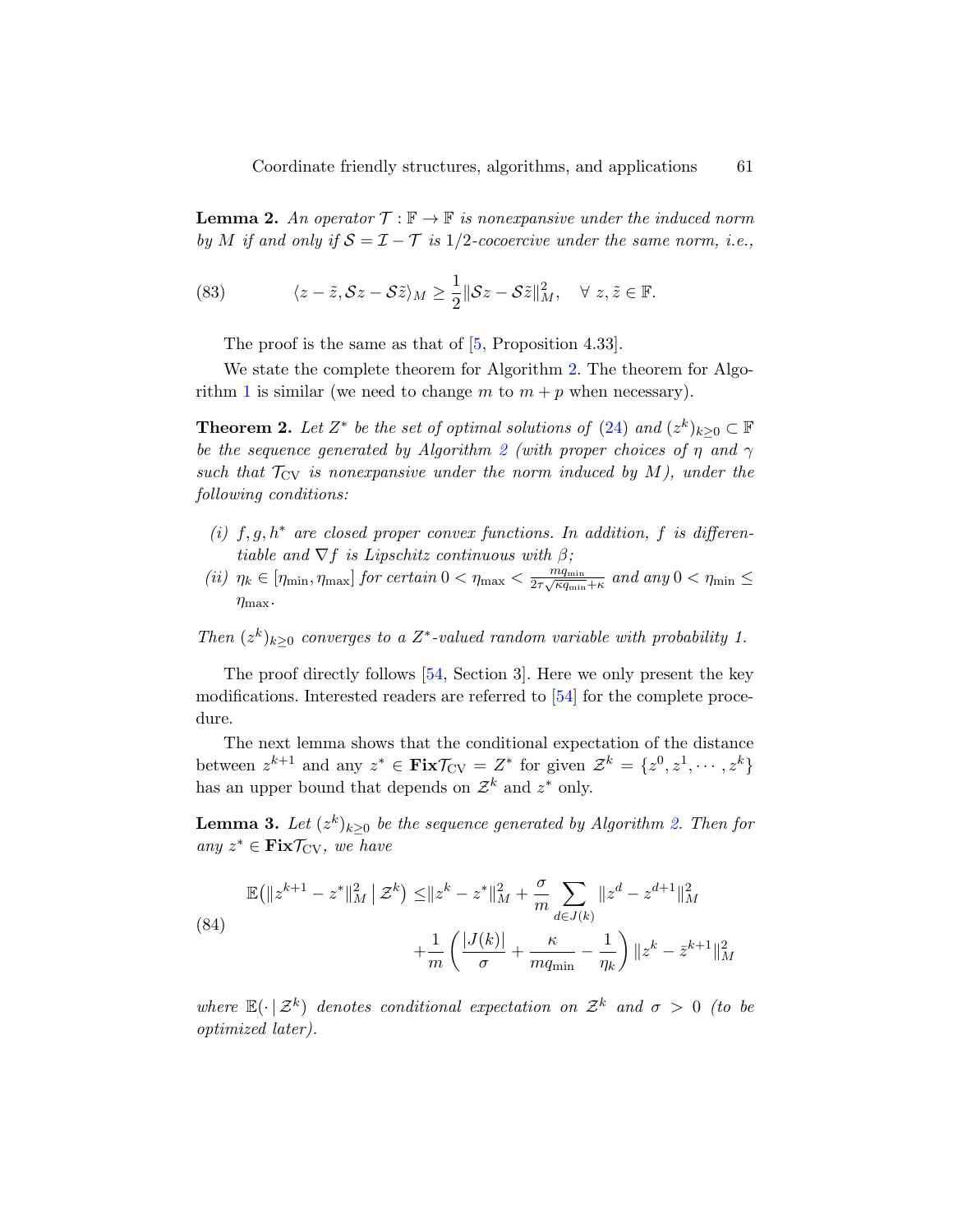**Lemma 2.** *An operator $\mathcal{T} : \mathbb{F} \to \mathbb{F}$ is nonexpansive under the induced norm by $M$ if and only if $\mathcal{S} = \mathcal{I} - \mathcal{T}$ is 1/2-cocoercive under the same norm, i.e.,*

$$\langle z - \tilde{z}, \mathcal{S}z - \mathcal{S}\tilde{z}\rangle_M \geq \frac{1}{2}\|\mathcal{S}z - \mathcal{S}\tilde{z}\|_M^2, \quad \forall\ z, \tilde{z} \in \mathbb{F}. \tag{83}$$

The proof is the same as that of [5, Proposition 4.33].

We state the complete theorem for Algorithm 2. The theorem for Algorithm 1 is similar (we need to change $m$ to $m+p$ when necessary).

**Theorem 2.** *Let $Z^*$ be the set of optimal solutions of (24) and $(z^k)_{k\geq 0} \subset \mathbb{F}$ be the sequence generated by Algorithm 2 (with proper choices of $\eta$ and $\gamma$ such that $\mathcal{T}_{\mathrm{CV}}$ is nonexpansive under the norm induced by $M$), under the following conditions:*

- *(i) $f, g, h^*$ are closed proper convex functions. In addition, $f$ is differentiable and $\nabla f$ is Lipschitz continuous with $\beta$;*
- *(ii) $\eta_k \in [\eta_{\min}, \eta_{\max}]$ for certain $0 < \eta_{\max} < \frac{mq_{\min}}{2\tau\sqrt{\kappa q_{\min}} + \kappa}$ and any $0 < \eta_{\min} \leq \eta_{\max}$.*

*Then $(z^k)_{k\geq 0}$ converges to a $Z^*$-valued random variable with probability 1.*

The proof directly follows [54, Section 3]. Here we only present the key modifications. Interested readers are referred to [54] for the complete procedure.

The next lemma shows that the conditional expectation of the distance between $z^{k+1}$ and any $z^* \in \mathbf{Fix}\mathcal{T}_{\mathrm{CV}} = Z^*$ for given $\mathcal{Z}^k = \{z^0, z^1, \cdots, z^k\}$ has an upper bound that depends on $\mathcal{Z}^k$ and $z^*$ only.

**Lemma 3.** *Let $(z^k)_{k\geq 0}$ be the sequence generated by Algorithm 2. Then for any $z^* \in \mathbf{Fix}\mathcal{T}_{\mathrm{CV}}$, we have*

$$\begin{aligned} \mathbb{E}\big(\|z^{k+1} - z^*\|_M^2 \,\big|\, \mathcal{Z}^k\big) \leq & \|z^k - z^*\|_M^2 + \frac{\sigma}{m}\sum_{d\in J(k)}\|z^d - z^{d+1}\|_M^2 \\ & + \frac{1}{m}\left(\frac{|J(k)|}{\sigma} + \frac{\kappa}{mq_{\min}} - \frac{1}{\eta_k}\right)\|z^k - \bar{z}^{k+1}\|_M^2 \end{aligned} \tag{84}$$

*where $\mathbb{E}(\cdot \,|\, \mathcal{Z}^k)$ denotes conditional expectation on $\mathcal{Z}^k$ and $\sigma > 0$ (to be optimized later).*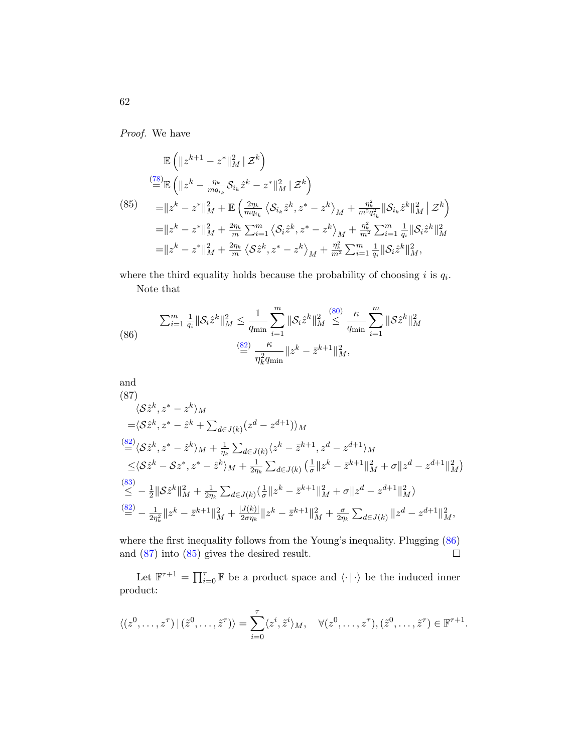*Proof.* We have

$$
\begin{aligned}
&\mathbb{E}\left(\|z^{k+1} - z^*\|_M^2 \mid \mathcal{Z}^k\right) \\
\overset{(78)}{=}&\mathbb{E}\left(\|z^k - \tfrac{\eta_k}{mq_{i_k}}\mathcal{S}_{i_k}\hat{z}^k - z^*\|_M^2 \mid \mathcal{Z}^k\right) \\
=&\|z^k - z^*\|_M^2 + \mathbb{E}\left(\tfrac{2\eta_k}{mq_{i_k}}\left\langle \mathcal{S}_{i_k}\hat{z}^k, z^* - z^k\right\rangle_M + \tfrac{\eta_k^2}{m^2 q_{i_k}^2}\|\mathcal{S}_{i_k}\hat{z}^k\|_M^2 \,\Big|\, \mathcal{Z}^k\right) \\
=&\|z^k - z^*\|_M^2 + \tfrac{2\eta_k}{m}\textstyle\sum_{i=1}^m \left\langle \mathcal{S}_i\hat{z}^k, z^* - z^k\right\rangle_M + \tfrac{\eta_k^2}{m^2}\textstyle\sum_{i=1}^m \tfrac{1}{q_i}\|\mathcal{S}_i\hat{z}^k\|_M^2 \\
=&\|z^k - z^*\|_M^2 + \tfrac{2\eta_k}{m}\left\langle \mathcal{S}\hat{z}^k, z^* - z^k\right\rangle_M + \tfrac{\eta_k^2}{m^2}\textstyle\sum_{i=1}^m \tfrac{1}{q_i}\|\mathcal{S}_i\hat{z}^k\|_M^2,
\end{aligned} \tag{85}
$$

where the third equality holds because the probability of choosing $i$ is $q_i$.

Note that

$$
\begin{aligned}
\textstyle\sum_{i=1}^m \tfrac{1}{q_i}\|\mathcal{S}_i\hat{z}^k\|_M^2 \le \frac{1}{q_{\min}}\sum_{i=1}^m \|\mathcal{S}_i\hat{z}^k\|_M^2 &\overset{(80)}{\le} \frac{\kappa}{q_{\min}}\sum_{i=1}^m \|\mathcal{S}\hat{z}^k\|_M^2 \\
&\overset{(82)}{=} \frac{\kappa}{\eta_k^2 q_{\min}}\|z^k - \bar{z}^{k+1}\|_M^2,
\end{aligned} \tag{86}
$$

and

$$
\begin{aligned}
&\langle \mathcal{S}\hat{z}^k, z^* - z^k\rangle_M \\
=&\langle \mathcal{S}\hat{z}^k, z^* - \hat{z}^k + \textstyle\sum_{d\in J(k)}(z^d - z^{d+1})\rangle_M \\
\overset{(82)}{=}&\langle \mathcal{S}\hat{z}^k, z^* - \hat{z}^k\rangle_M + \tfrac{1}{\eta_k}\textstyle\sum_{d\in J(k)}\langle z^k - \bar{z}^{k+1}, z^d - z^{d+1}\rangle_M \\
\le&\langle \mathcal{S}\hat{z}^k - \mathcal{S}z^*, z^* - \hat{z}^k\rangle_M + \tfrac{1}{2\eta_k}\textstyle\sum_{d\in J(k)}\left(\tfrac{1}{\sigma}\|z^k - \bar{z}^{k+1}\|_M^2 + \sigma\|z^d - z^{d+1}\|_M^2\right) \\
\overset{(83)}{\le}& -\tfrac{1}{2}\|\mathcal{S}\hat{z}^k\|_M^2 + \tfrac{1}{2\eta_k}\textstyle\sum_{d\in J(k)}\left(\tfrac{1}{\sigma}\|z^k - \bar{z}^{k+1}\|_M^2 + \sigma\|z^d - z^{d+1}\|_M^2\right) \\
\overset{(82)}{=}& -\tfrac{1}{2\eta_k^2}\|z^k - \bar{z}^{k+1}\|_M^2 + \tfrac{|J(k)|}{2\sigma\eta_k}\|z^k - \bar{z}^{k+1}\|_M^2 + \tfrac{\sigma}{2\eta_k}\textstyle\sum_{d\in J(k)}\|z^d - z^{d+1}\|_M^2,
\end{aligned} \tag{87}
$$

where the first inequality follows from the Young's inequality. Plugging (86) and (87) into (85) gives the desired result. $\square$

Let $\mathbb{F}^{\tau+1} = \prod_{i=0}^{\tau}\mathbb{F}$ be a product space and $\langle\cdot\,|\,\cdot\rangle$ be the induced inner product:

$$
\langle (z^0, \ldots, z^\tau) \,|\, (\tilde{z}^0, \ldots, \tilde{z}^\tau)\rangle = \sum_{i=0}^{\tau}\langle z^i, \tilde{z}^i\rangle_M, \quad \forall (z^0, \ldots, z^\tau), (\tilde{z}^0, \ldots, \tilde{z}^\tau) \in \mathbb{F}^{\tau+1}.
$$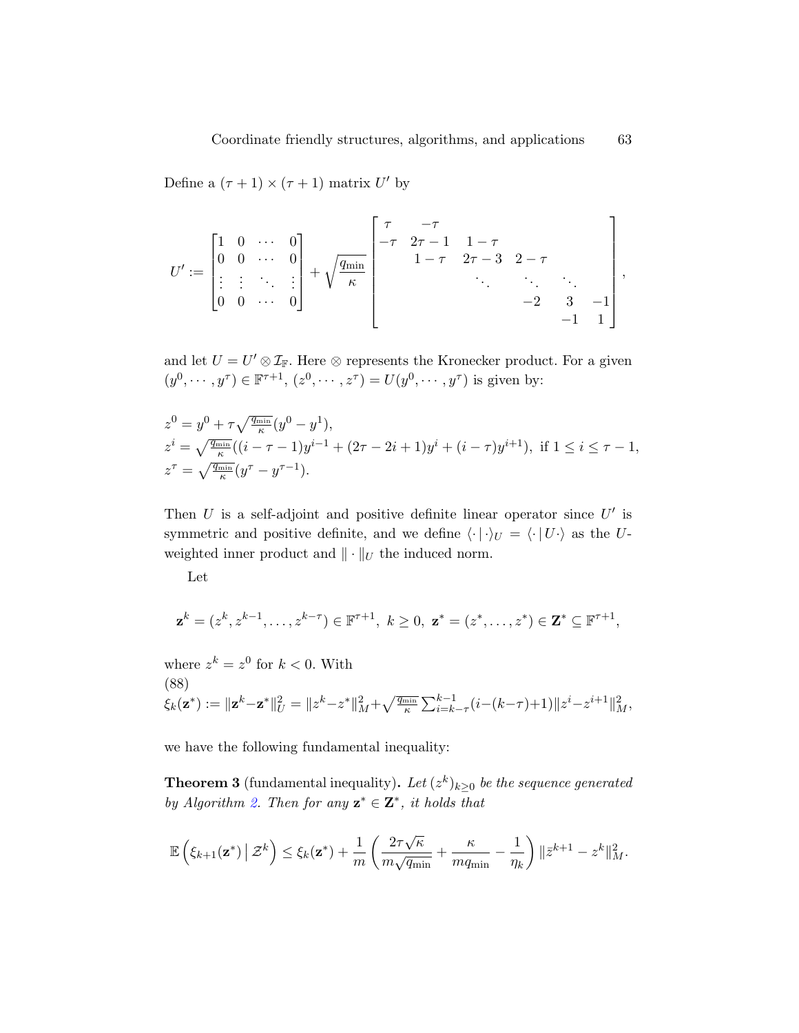Define a $(\tau+1)\times(\tau+1)$ matrix $U'$ by

$$U' := \begin{bmatrix} 1 & 0 & \cdots & 0 \\ 0 & 0 & \cdots & 0 \\ \vdots & \vdots & \ddots & \vdots \\ 0 & 0 & \cdots & 0 \end{bmatrix} + \sqrt{\frac{q_{\min}}{\kappa}} \begin{bmatrix} \tau & -\tau & & & & \\ -\tau & 2\tau-1 & 1-\tau & & & \\ & 1-\tau & 2\tau-3 & 2-\tau & & \\ & & \ddots & \ddots & \ddots & \\ & & & -2 & 3 & -1 \\ & & & & -1 & 1 \end{bmatrix},$$

and let $U = U' \otimes \mathcal{I}_{\mathbb{F}}$. Here $\otimes$ represents the Kronecker product. For a given $(y^0, \cdots, y^\tau) \in \mathbb{F}^{\tau+1}$, $(z^0, \cdots, z^\tau) = U(y^0, \cdots, y^\tau)$ is given by:

$$\begin{aligned}
&z^0 = y^0 + \tau\sqrt{\tfrac{q_{\min}}{\kappa}}(y^0 - y^1),\\
&z^i = \sqrt{\tfrac{q_{\min}}{\kappa}}((i-\tau-1)y^{i-1} + (2\tau-2i+1)y^i + (i-\tau)y^{i+1}), \text{ if } 1 \le i \le \tau-1,\\
&z^\tau = \sqrt{\tfrac{q_{\min}}{\kappa}}(y^\tau - y^{\tau-1}).
\end{aligned}$$

Then $U$ is a self-adjoint and positive definite linear operator since $U'$ is symmetric and positive definite, and we define $\langle \cdot \,|\, \cdot \rangle_U = \langle \cdot \,|\, U \cdot \rangle$ as the $U$-weighted inner product and $\| \cdot \|_U$ the induced norm.

Let

$$\mathbf{z}^k = (z^k, z^{k-1}, \ldots, z^{k-\tau}) \in \mathbb{F}^{\tau+1},\ k \ge 0,\ \mathbf{z}^* = (z^*, \ldots, z^*) \in \mathbf{Z}^* \subseteq \mathbb{F}^{\tau+1},$$

where $z^k = z^0$ for $k < 0$. With

(88)
$$\xi_k(\mathbf{z}^*) := \|\mathbf{z}^k - \mathbf{z}^*\|_U^2 = \|z^k - z^*\|_M^2 + \sqrt{\tfrac{q_{\min}}{\kappa}} \sum_{i=k-\tau}^{k-1} (i-(k-\tau)+1)\|z^i - z^{i+1}\|_M^2,$$

we have the following fundamental inequality:

**Theorem 3** (fundamental inequality)**.** *Let $(z^k)_{k\ge0}$ be the sequence generated by Algorithm 2. Then for any $\mathbf{z}^* \in \mathbf{Z}^*$, it holds that*

$$\mathbb{E}\left(\xi_{k+1}(\mathbf{z}^*) \,\middle|\, \mathcal{Z}^k\right) \le \xi_k(\mathbf{z}^*) + \frac{1}{m}\left(\frac{2\tau\sqrt{\kappa}}{m\sqrt{q_{\min}}} + \frac{\kappa}{m q_{\min}} - \frac{1}{\eta_k}\right)\|\bar{z}^{k+1} - z^k\|_M^2.$$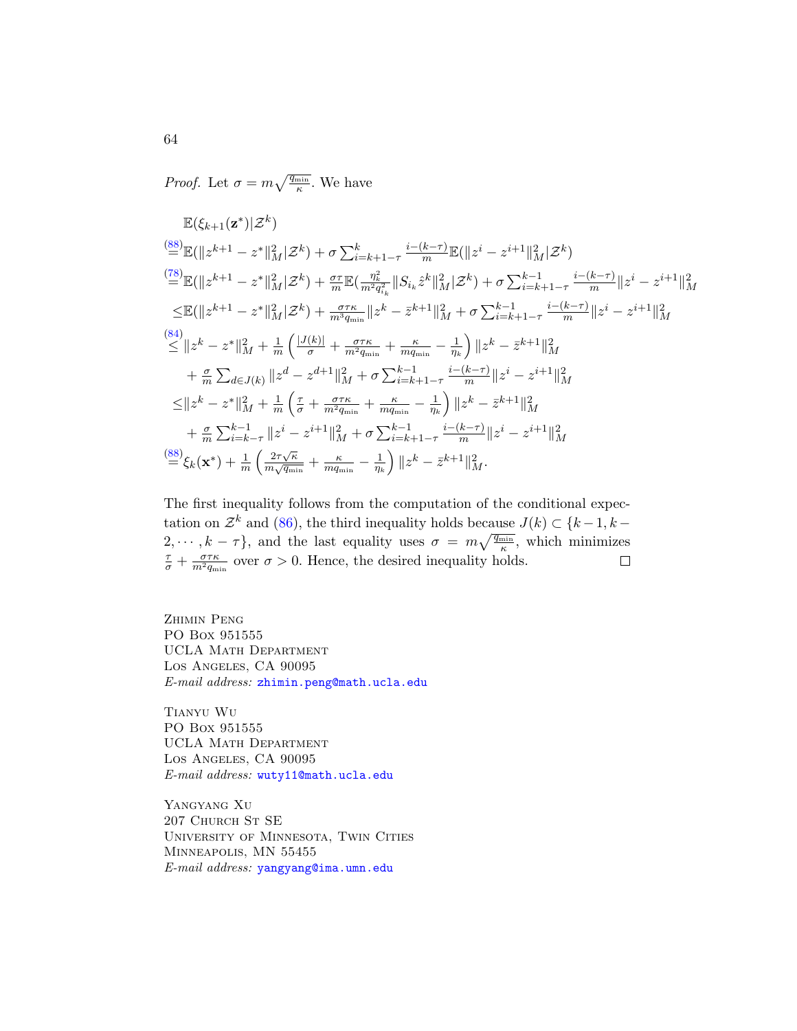*Proof.* Let $\sigma = m\sqrt{\frac{q_{\min}}{\kappa}}$. We have

$$
\begin{aligned}
&\mathbb{E}(\xi_{k+1}(\mathbf{z}^*)|\mathcal{Z}^k) \\
\overset{(88)}{=}&\mathbb{E}(\|z^{k+1}-z^*\|_M^2|\mathcal{Z}^k) + \sigma \textstyle\sum_{i=k+1-\tau}^{k} \frac{i-(k-\tau)}{m}\mathbb{E}(\|z^i - z^{i+1}\|_M^2|\mathcal{Z}^k) \\
\overset{(78)}{=}&\mathbb{E}(\|z^{k+1}-z^*\|_M^2|\mathcal{Z}^k) + \tfrac{\sigma\tau}{m}\mathbb{E}(\tfrac{\eta_k^2}{m^2 q_{i_k}^2}\|S_{i_k}\hat{z}^k\|_M^2|\mathcal{Z}^k) + \sigma \textstyle\sum_{i=k+1-\tau}^{k-1} \frac{i-(k-\tau)}{m}\|z^i - z^{i+1}\|_M^2 \\
\leq&\mathbb{E}(\|z^{k+1}-z^*\|_M^2|\mathcal{Z}^k) + \tfrac{\sigma\tau\kappa}{m^3 q_{\min}}\|z^k - \bar{z}^{k+1}\|_M^2 + \sigma \textstyle\sum_{i=k+1-\tau}^{k-1} \frac{i-(k-\tau)}{m}\|z^i - z^{i+1}\|_M^2 \\
\overset{(84)}{\leq}&\|z^k - z^*\|_M^2 + \tfrac{1}{m}\left(\tfrac{|J(k)|}{\sigma} + \tfrac{\sigma\tau\kappa}{m^2 q_{\min}} + \tfrac{\kappa}{m q_{\min}} - \tfrac{1}{\eta_k}\right)\|z^k - \bar{z}^{k+1}\|_M^2 \\
&+ \tfrac{\sigma}{m}\textstyle\sum_{d\in J(k)}\|z^d - z^{d+1}\|_M^2 + \sigma \textstyle\sum_{i=k+1-\tau}^{k-1} \frac{i-(k-\tau)}{m}\|z^i - z^{i+1}\|_M^2 \\
\leq&\|z^k - z^*\|_M^2 + \tfrac{1}{m}\left(\tfrac{\tau}{\sigma} + \tfrac{\sigma\tau\kappa}{m^2 q_{\min}} + \tfrac{\kappa}{m q_{\min}} - \tfrac{1}{\eta_k}\right)\|z^k - \bar{z}^{k+1}\|_M^2 \\
&+ \tfrac{\sigma}{m}\textstyle\sum_{i=k-\tau}^{k-1}\|z^i - z^{i+1}\|_M^2 + \sigma \textstyle\sum_{i=k+1-\tau}^{k-1} \frac{i-(k-\tau)}{m}\|z^i - z^{i+1}\|_M^2 \\
\overset{(88)}{=}&\xi_k(\mathbf{x}^*) + \tfrac{1}{m}\left(\tfrac{2\tau\sqrt{\kappa}}{m\sqrt{q_{\min}}} + \tfrac{\kappa}{m q_{\min}} - \tfrac{1}{\eta_k}\right)\|z^k - \bar{z}^{k+1}\|_M^2.
\end{aligned}
$$

The first inequality follows from the computation of the conditional expectation on $\mathcal{Z}^k$ and (86), the third inequality holds because $J(k) \subset \{k-1, k-2, \cdots, k-\tau\}$, and the last equality uses $\sigma = m\sqrt{\frac{q_{\min}}{\kappa}}$, which minimizes $\frac{\tau}{\sigma} + \frac{\sigma\tau\kappa}{m^2 q_{\min}}$ over $\sigma > 0$. Hence, the desired inequality holds. ◻

Zhimin Peng
PO Box 951555
UCLA Math Department
Los Angeles, CA 90095
*E-mail address:* zhimin.peng@math.ucla.edu

Tianyu Wu
PO Box 951555
UCLA Math Department
Los Angeles, CA 90095
*E-mail address:* wuty11@math.ucla.edu

Yangyang Xu
207 Church St SE
University of Minnesota, Twin Cities
Minneapolis, MN 55455
*E-mail address:* yangyang@ima.umn.edu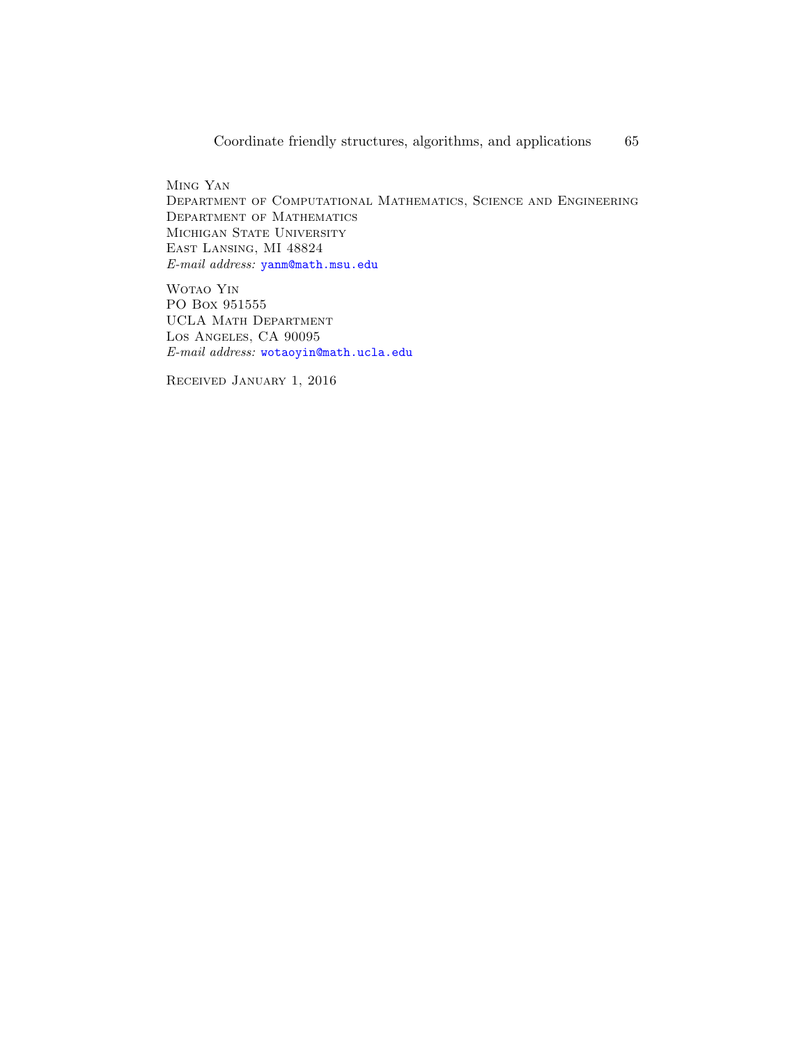Ming Yan
Department of Computational Mathematics, Science and Engineering
Department of Mathematics
Michigan State University
East Lansing, MI 48824
*E-mail address:* yanm@math.msu.edu

Wotao Yin
PO Box 951555
UCLA Math Department
Los Angeles, CA 90095
*E-mail address:* wotaoyin@math.ucla.edu

Received January 1, 2016